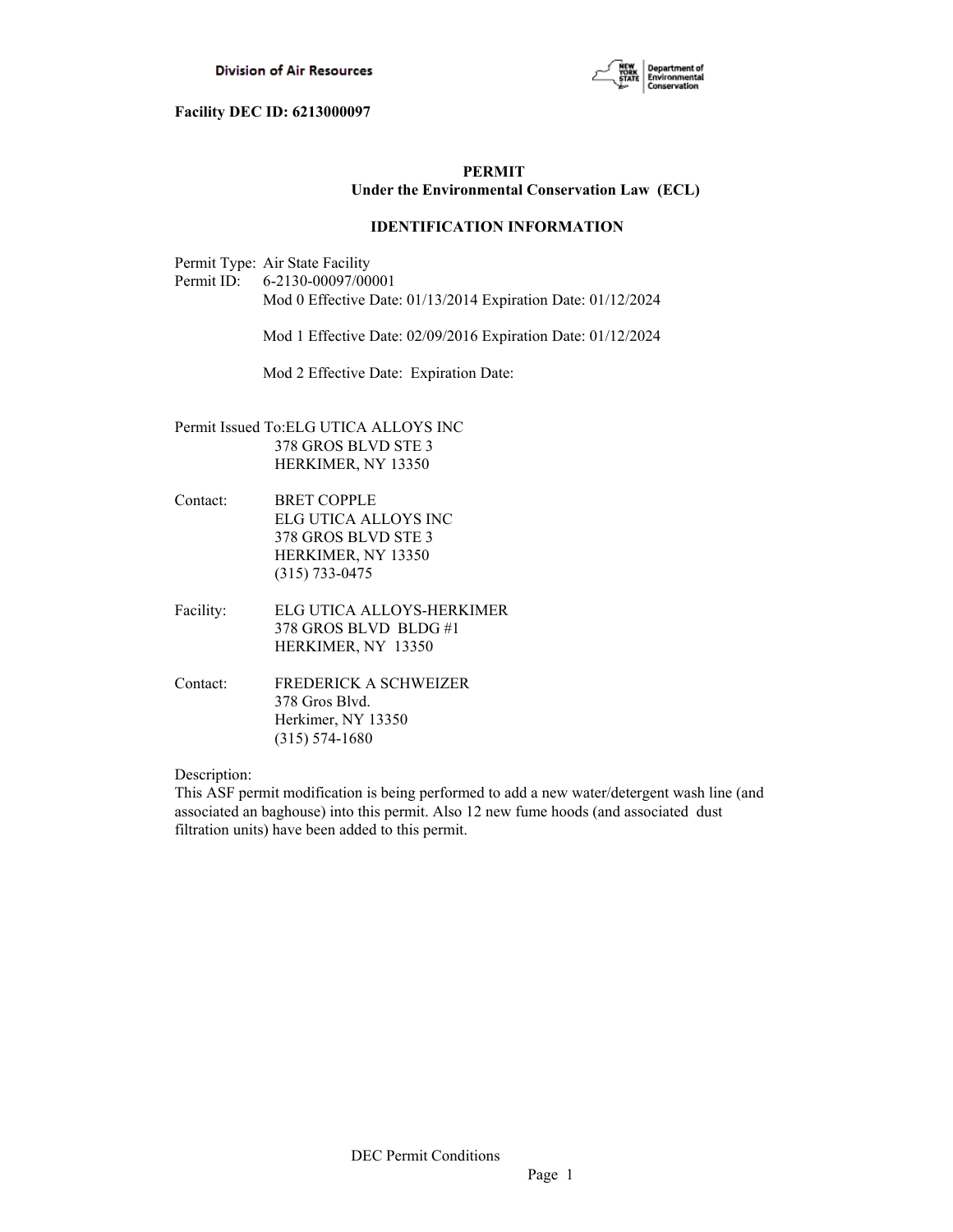Division of Air Resources

**Facility DEC ID: 6213000097**

**PERMIT**
**Under the Environmental Conservation Law (ECL)**

**IDENTIFICATION INFORMATION**

Permit Type: Air State Facility
Permit ID: 6-2130-00097/00001
Mod 0 Effective Date: 01/13/2014 Expiration Date: 01/12/2024

Mod 1 Effective Date: 02/09/2016 Expiration Date: 01/12/2024

Mod 2 Effective Date: Expiration Date:

Permit Issued To: ELG UTICA ALLOYS INC
378 GROS BLVD STE 3
HERKIMER, NY 13350

Contact: BRET COPPLE
ELG UTICA ALLOYS INC
378 GROS BLVD STE 3
HERKIMER, NY 13350
(315) 733-0475

Facility: ELG UTICA ALLOYS-HERKIMER
378 GROS BLVD BLDG #1
HERKIMER, NY 13350

Contact: FREDERICK A SCHWEIZER
378 Gros Blvd.
Herkimer, NY 13350
(315) 574-1680

Description:
This ASF permit modification is being performed to add a new water/detergent wash line (and associated an baghouse) into this permit. Also 12 new fume hoods (and associated dust filtration units) have been added to this permit.

DEC Permit Conditions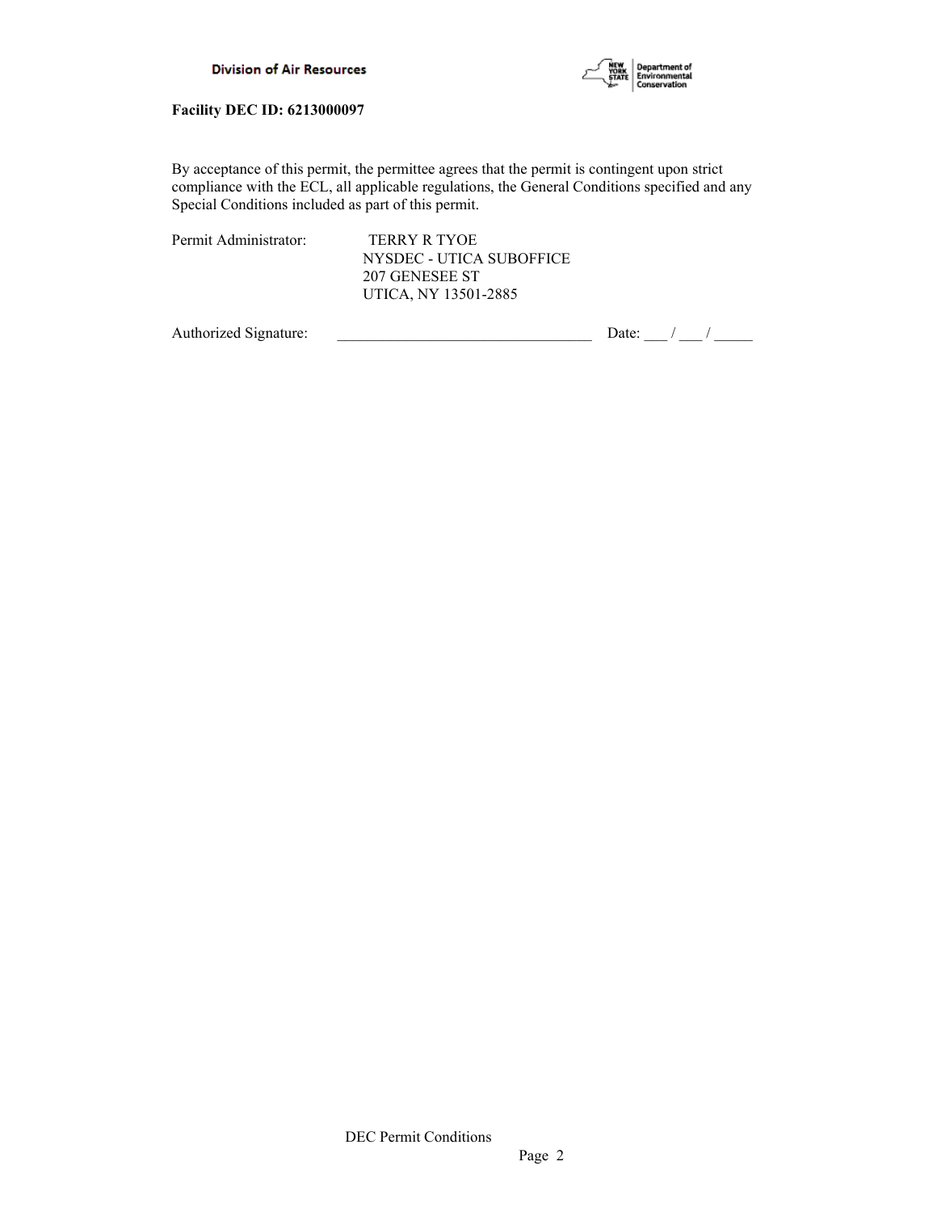**Facility DEC ID: 6213000097**

By acceptance of this permit, the permittee agrees that the permit is contingent upon strict compliance with the ECL, all applicable regulations, the General Conditions specified and any Special Conditions included as part of this permit.

Permit Administrator: TERRY R TYOE
NYSDEC - UTICA SUBOFFICE
207 GENESEE ST
UTICA, NY 13501-2885

Authorized Signature: _________________________________ Date: ___ / ___ / _____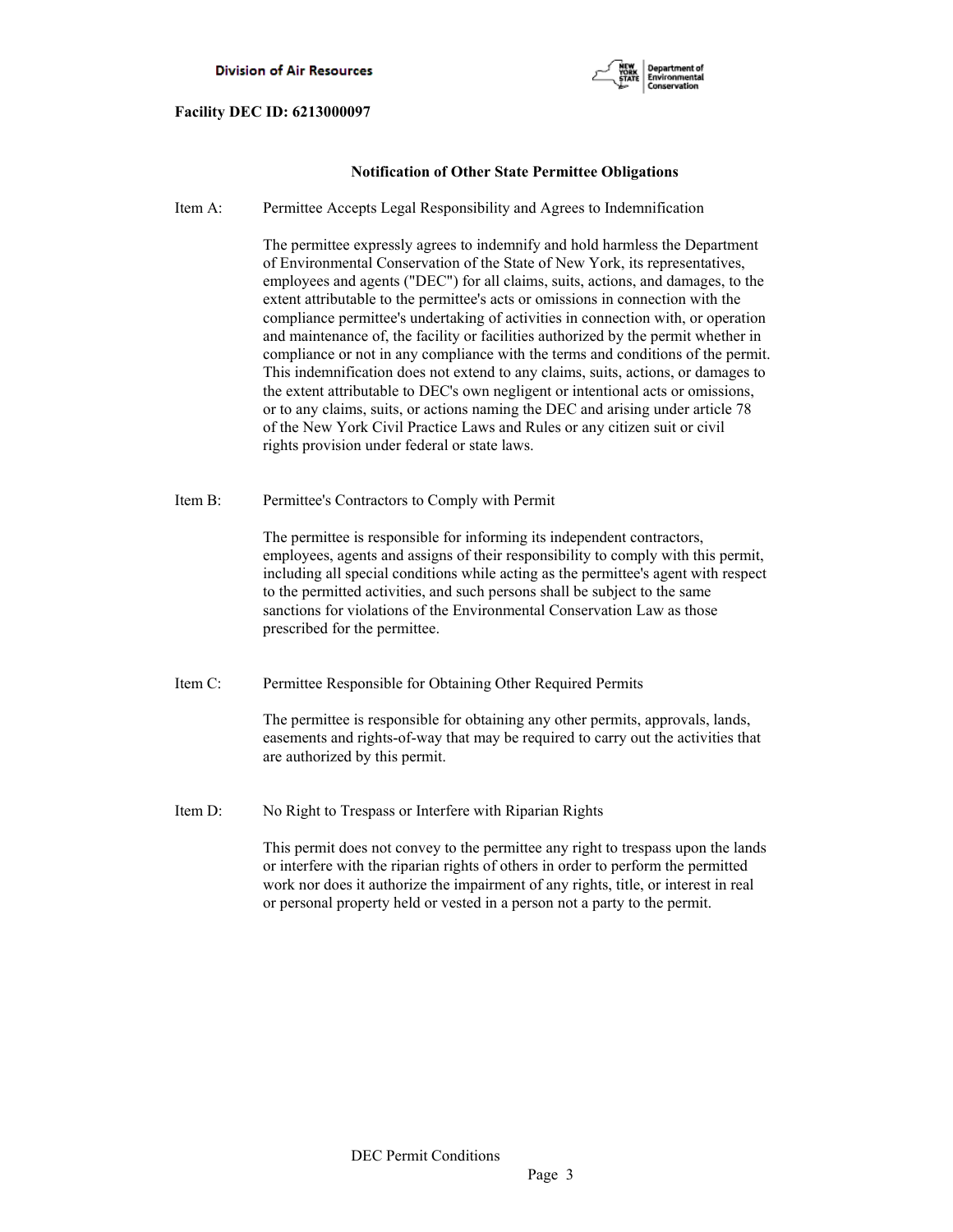**Facility DEC ID: 6213000097**

**Notification of Other State Permittee Obligations**

Item A: Permittee Accepts Legal Responsibility and Agrees to Indemnification

The permittee expressly agrees to indemnify and hold harmless the Department of Environmental Conservation of the State of New York, its representatives, employees and agents ("DEC") for all claims, suits, actions, and damages, to the extent attributable to the permittee's acts or omissions in connection with the compliance permittee's undertaking of activities in connection with, or operation and maintenance of, the facility or facilities authorized by the permit whether in compliance or not in any compliance with the terms and conditions of the permit. This indemnification does not extend to any claims, suits, actions, or damages to the extent attributable to DEC's own negligent or intentional acts or omissions, or to any claims, suits, or actions naming the DEC and arising under article 78 of the New York Civil Practice Laws and Rules or any citizen suit or civil rights provision under federal or state laws.

Item B: Permittee's Contractors to Comply with Permit

The permittee is responsible for informing its independent contractors, employees, agents and assigns of their responsibility to comply with this permit, including all special conditions while acting as the permittee's agent with respect to the permitted activities, and such persons shall be subject to the same sanctions for violations of the Environmental Conservation Law as those prescribed for the permittee.

Item C: Permittee Responsible for Obtaining Other Required Permits

The permittee is responsible for obtaining any other permits, approvals, lands, easements and rights-of-way that may be required to carry out the activities that are authorized by this permit.

Item D: No Right to Trespass or Interfere with Riparian Rights

This permit does not convey to the permittee any right to trespass upon the lands or interfere with the riparian rights of others in order to perform the permitted work nor does it authorize the impairment of any rights, title, or interest in real or personal property held or vested in a person not a party to the permit.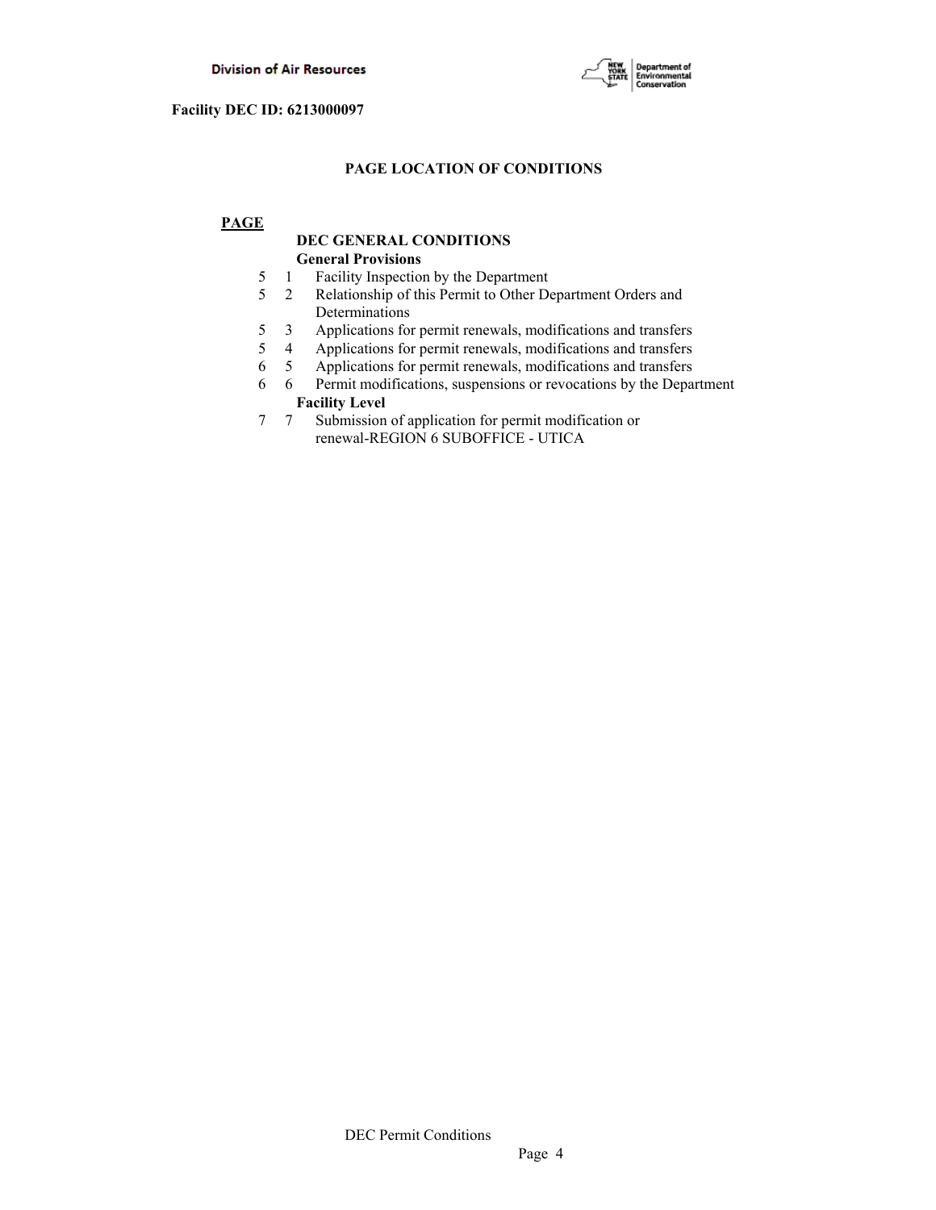Facility DEC ID: 6213000097

## PAGE LOCATION OF CONDITIONS

| PAGE | | |
|---|---|---|
| | | **DEC GENERAL CONDITIONS** |
| | | **General Provisions** |
| 5 | 1 | Facility Inspection by the Department |
| 5 | 2 | Relationship of this Permit to Other Department Orders and Determinations |
| 5 | 3 | Applications for permit renewals, modifications and transfers |
| 5 | 4 | Applications for permit renewals, modifications and transfers |
| 6 | 5 | Applications for permit renewals, modifications and transfers |
| 6 | 6 | Permit modifications, suspensions or revocations by the Department |
| | | **Facility Level** |
| 7 | 7 | Submission of application for permit modification or renewal-REGION 6 SUBOFFICE - UTICA |

DEC Permit Conditions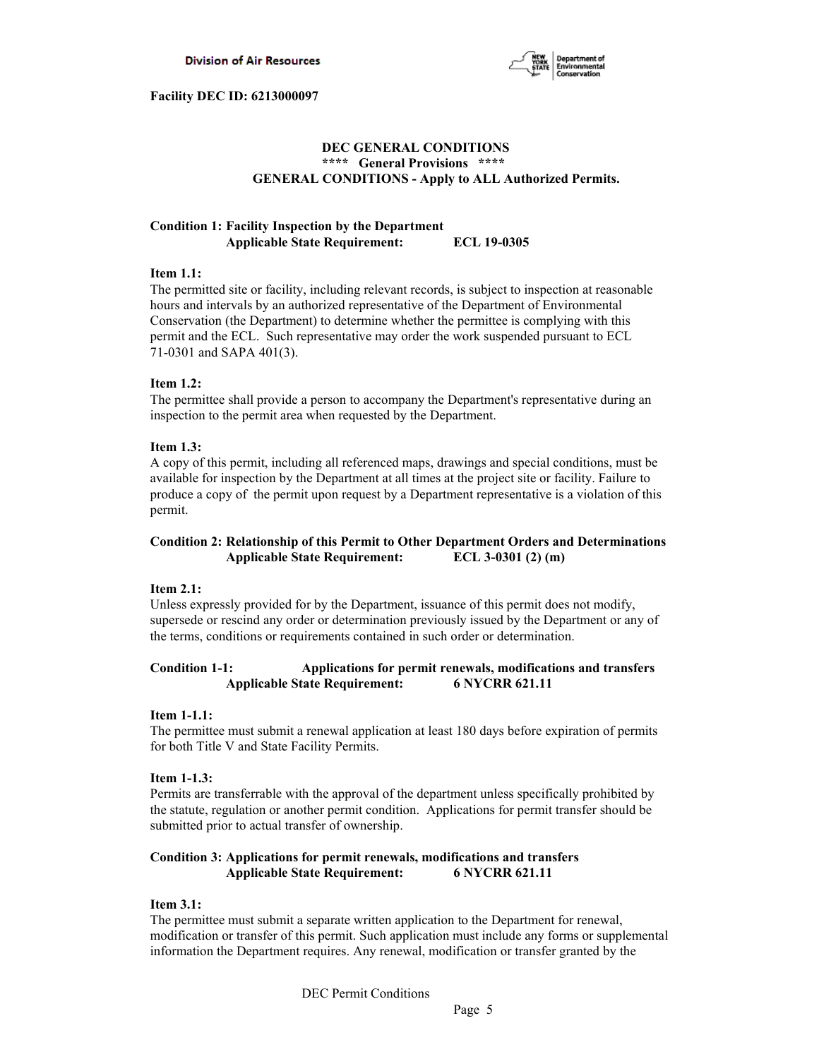**Facility DEC ID: 6213000097**

## DEC GENERAL CONDITIONS

### **** General Provisions ****

### GENERAL CONDITIONS - Apply to ALL Authorized Permits.

**Condition 1: Facility Inspection by the Department**
**Applicable State Requirement: ECL 19-0305**

**Item 1.1:**
The permitted site or facility, including relevant records, is subject to inspection at reasonable hours and intervals by an authorized representative of the Department of Environmental Conservation (the Department) to determine whether the permittee is complying with this permit and the ECL. Such representative may order the work suspended pursuant to ECL 71-0301 and SAPA 401(3).

**Item 1.2:**
The permittee shall provide a person to accompany the Department's representative during an inspection to the permit area when requested by the Department.

**Item 1.3:**
A copy of this permit, including all referenced maps, drawings and special conditions, must be available for inspection by the Department at all times at the project site or facility. Failure to produce a copy of the permit upon request by a Department representative is a violation of this permit.

**Condition 2: Relationship of this Permit to Other Department Orders and Determinations**
**Applicable State Requirement: ECL 3-0301 (2) (m)**

**Item 2.1:**
Unless expressly provided for by the Department, issuance of this permit does not modify, supersede or rescind any order or determination previously issued by the Department or any of the terms, conditions or requirements contained in such order or determination.

**Condition 1-1: Applications for permit renewals, modifications and transfers**
**Applicable State Requirement: 6 NYCRR 621.11**

**Item 1-1.1:**
The permittee must submit a renewal application at least 180 days before expiration of permits for both Title V and State Facility Permits.

**Item 1-1.3:**
Permits are transferrable with the approval of the department unless specifically prohibited by the statute, regulation or another permit condition. Applications for permit transfer should be submitted prior to actual transfer of ownership.

**Condition 3: Applications for permit renewals, modifications and transfers**
**Applicable State Requirement: 6 NYCRR 621.11**

**Item 3.1:**
The permittee must submit a separate written application to the Department for renewal, modification or transfer of this permit. Such application must include any forms or supplemental information the Department requires. Any renewal, modification or transfer granted by the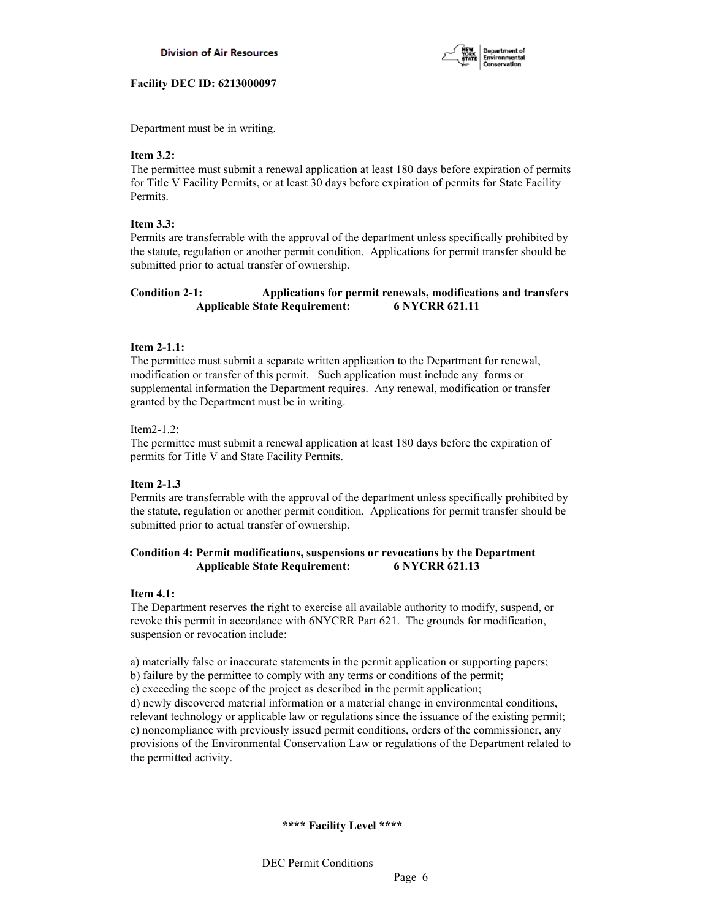Department must be in writing.

**Item 3.2:**
The permittee must submit a renewal application at least 180 days before expiration of permits for Title V Facility Permits, or at least 30 days before expiration of permits for State Facility Permits.

**Item 3.3:**
Permits are transferrable with the approval of the department unless specifically prohibited by the statute, regulation or another permit condition. Applications for permit transfer should be submitted prior to actual transfer of ownership.

**Condition 2-1: Applications for permit renewals, modifications and transfers**
**Applicable State Requirement: 6 NYCRR 621.11**

**Item 2-1.1:**
The permittee must submit a separate written application to the Department for renewal, modification or transfer of this permit. Such application must include any forms or supplemental information the Department requires. Any renewal, modification or transfer granted by the Department must be in writing.

Item2-1.2:
The permittee must submit a renewal application at least 180 days before the expiration of permits for Title V and State Facility Permits.

**Item 2-1.3**
Permits are transferrable with the approval of the department unless specifically prohibited by the statute, regulation or another permit condition. Applications for permit transfer should be submitted prior to actual transfer of ownership.

**Condition 4: Permit modifications, suspensions or revocations by the Department**
**Applicable State Requirement: 6 NYCRR 621.13**

**Item 4.1:**
The Department reserves the right to exercise all available authority to modify, suspend, or revoke this permit in accordance with 6NYCRR Part 621. The grounds for modification, suspension or revocation include:

a) materially false or inaccurate statements in the permit application or supporting papers;
b) failure by the permittee to comply with any terms or conditions of the permit;
c) exceeding the scope of the project as described in the permit application;
d) newly discovered material information or a material change in environmental conditions, relevant technology or applicable law or regulations since the issuance of the existing permit;
e) noncompliance with previously issued permit conditions, orders of the commissioner, any provisions of the Environmental Conservation Law or regulations of the Department related to the permitted activity.

**\*\*\*\* Facility Level \*\*\*\***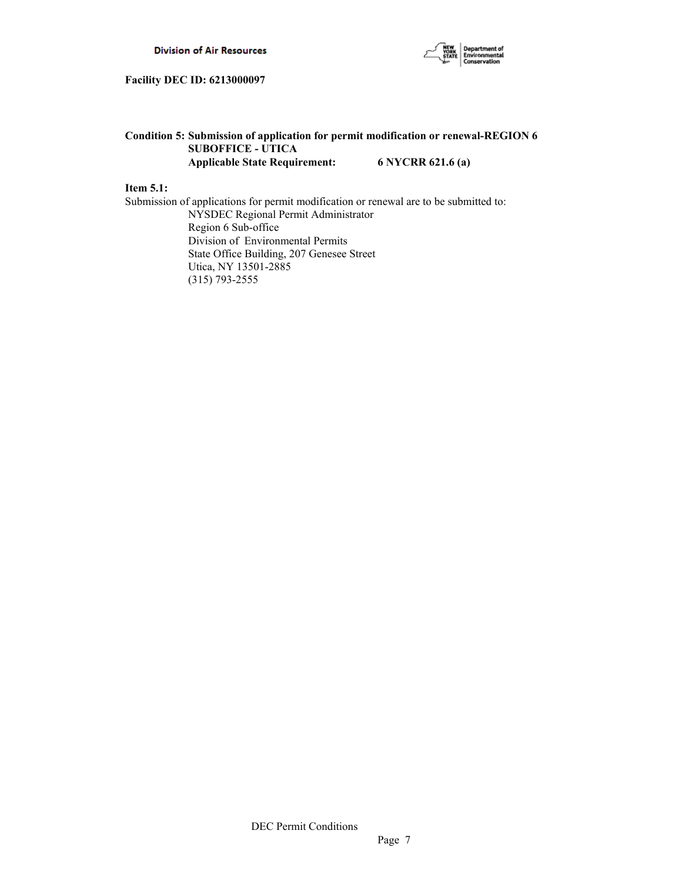**Facility DEC ID: 6213000097**

**Condition 5: Submission of application for permit modification or renewal-REGION 6 SUBOFFICE - UTICA**
**Applicable State Requirement: 6 NYCRR 621.6 (a)**

**Item 5.1:**
Submission of applications for permit modification or renewal are to be submitted to:

NYSDEC Regional Permit Administrator
Region 6 Sub-office
Division of Environmental Permits
State Office Building, 207 Genesee Street
Utica, NY 13501-2885
(315) 793-2555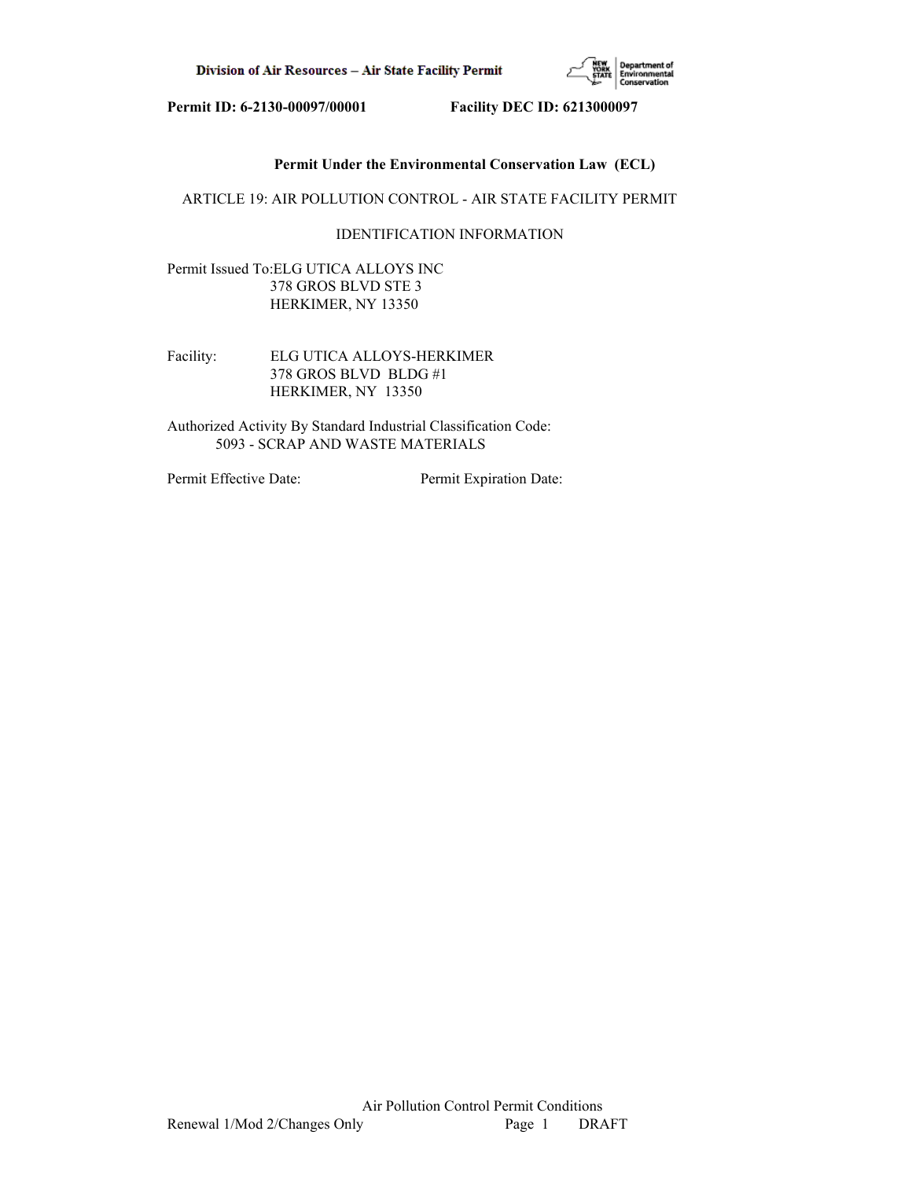**Permit ID: 6-2130-00097/00001 Facility DEC ID: 6213000097**

**Permit Under the Environmental Conservation Law (ECL)**

ARTICLE 19: AIR POLLUTION CONTROL - AIR STATE FACILITY PERMIT

IDENTIFICATION INFORMATION

Permit Issued To:ELG UTICA ALLOYS INC
378 GROS BLVD STE 3
HERKIMER, NY 13350

Facility: ELG UTICA ALLOYS-HERKIMER
378 GROS BLVD BLDG #1
HERKIMER, NY 13350

Authorized Activity By Standard Industrial Classification Code:
5093 - SCRAP AND WASTE MATERIALS

Permit Effective Date: Permit Expiration Date: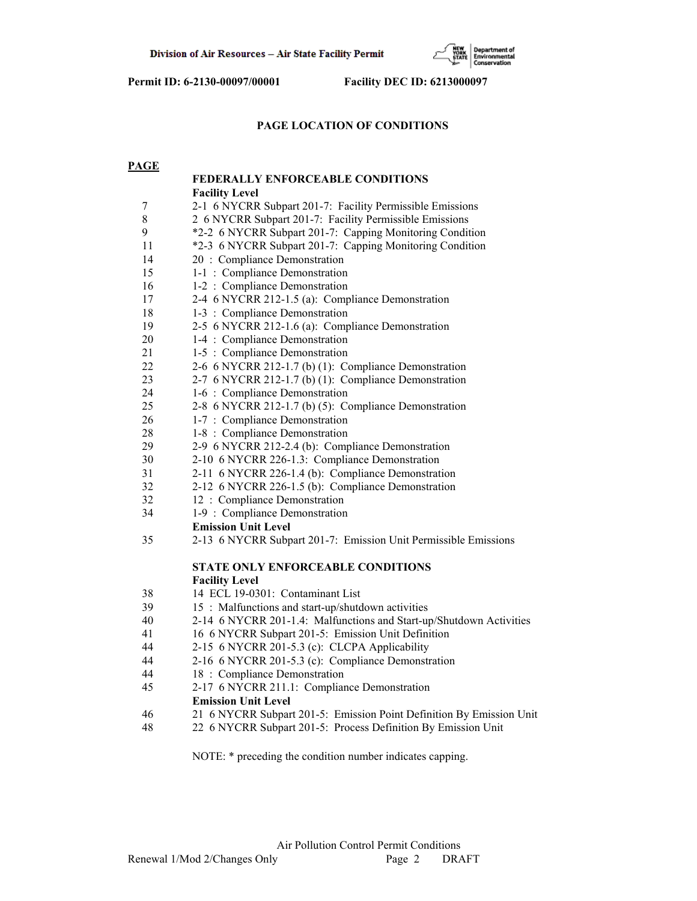Permit ID: 6-2130-00097/00001 Facility DEC ID: 6213000097

## PAGE LOCATION OF CONDITIONS

| PAGE | |
|---|---|
| | **FEDERALLY ENFORCEABLE CONDITIONS** |
| | **Facility Level** |
| 7 | 2-1 6 NYCRR Subpart 201-7: Facility Permissible Emissions |
| 8 | 2 6 NYCRR Subpart 201-7: Facility Permissible Emissions |
| 9 | *2-2 6 NYCRR Subpart 201-7: Capping Monitoring Condition |
| 11 | *2-3 6 NYCRR Subpart 201-7: Capping Monitoring Condition |
| 14 | 20 : Compliance Demonstration |
| 15 | 1-1 : Compliance Demonstration |
| 16 | 1-2 : Compliance Demonstration |
| 17 | 2-4 6 NYCRR 212-1.5 (a): Compliance Demonstration |
| 18 | 1-3 : Compliance Demonstration |
| 19 | 2-5 6 NYCRR 212-1.6 (a): Compliance Demonstration |
| 20 | 1-4 : Compliance Demonstration |
| 21 | 1-5 : Compliance Demonstration |
| 22 | 2-6 6 NYCRR 212-1.7 (b) (1): Compliance Demonstration |
| 23 | 2-7 6 NYCRR 212-1.7 (b) (1): Compliance Demonstration |
| 24 | 1-6 : Compliance Demonstration |
| 25 | 2-8 6 NYCRR 212-1.7 (b) (5): Compliance Demonstration |
| 26 | 1-7 : Compliance Demonstration |
| 28 | 1-8 : Compliance Demonstration |
| 29 | 2-9 6 NYCRR 212-2.4 (b): Compliance Demonstration |
| 30 | 2-10 6 NYCRR 226-1.3: Compliance Demonstration |
| 31 | 2-11 6 NYCRR 226-1.4 (b): Compliance Demonstration |
| 32 | 2-12 6 NYCRR 226-1.5 (b): Compliance Demonstration |
| 32 | 12 : Compliance Demonstration |
| 34 | 1-9 : Compliance Demonstration |
| | **Emission Unit Level** |
| 35 | 2-13 6 NYCRR Subpart 201-7: Emission Unit Permissible Emissions |
| | |
| | **STATE ONLY ENFORCEABLE CONDITIONS** |
| | **Facility Level** |
| 38 | 14 ECL 19-0301: Contaminant List |
| 39 | 15 : Malfunctions and start-up/shutdown activities |
| 40 | 2-14 6 NYCRR 201-1.4: Malfunctions and Start-up/Shutdown Activities |
| 41 | 16 6 NYCRR Subpart 201-5: Emission Unit Definition |
| 44 | 2-15 6 NYCRR 201-5.3 (c): CLCPA Applicability |
| 44 | 2-16 6 NYCRR 201-5.3 (c): Compliance Demonstration |
| 44 | 18 : Compliance Demonstration |
| 45 | 2-17 6 NYCRR 211.1: Compliance Demonstration |
| | **Emission Unit Level** |
| 46 | 21 6 NYCRR Subpart 201-5: Emission Point Definition By Emission Unit |
| 48 | 22 6 NYCRR Subpart 201-5: Process Definition By Emission Unit |

NOTE: * preceding the condition number indicates capping.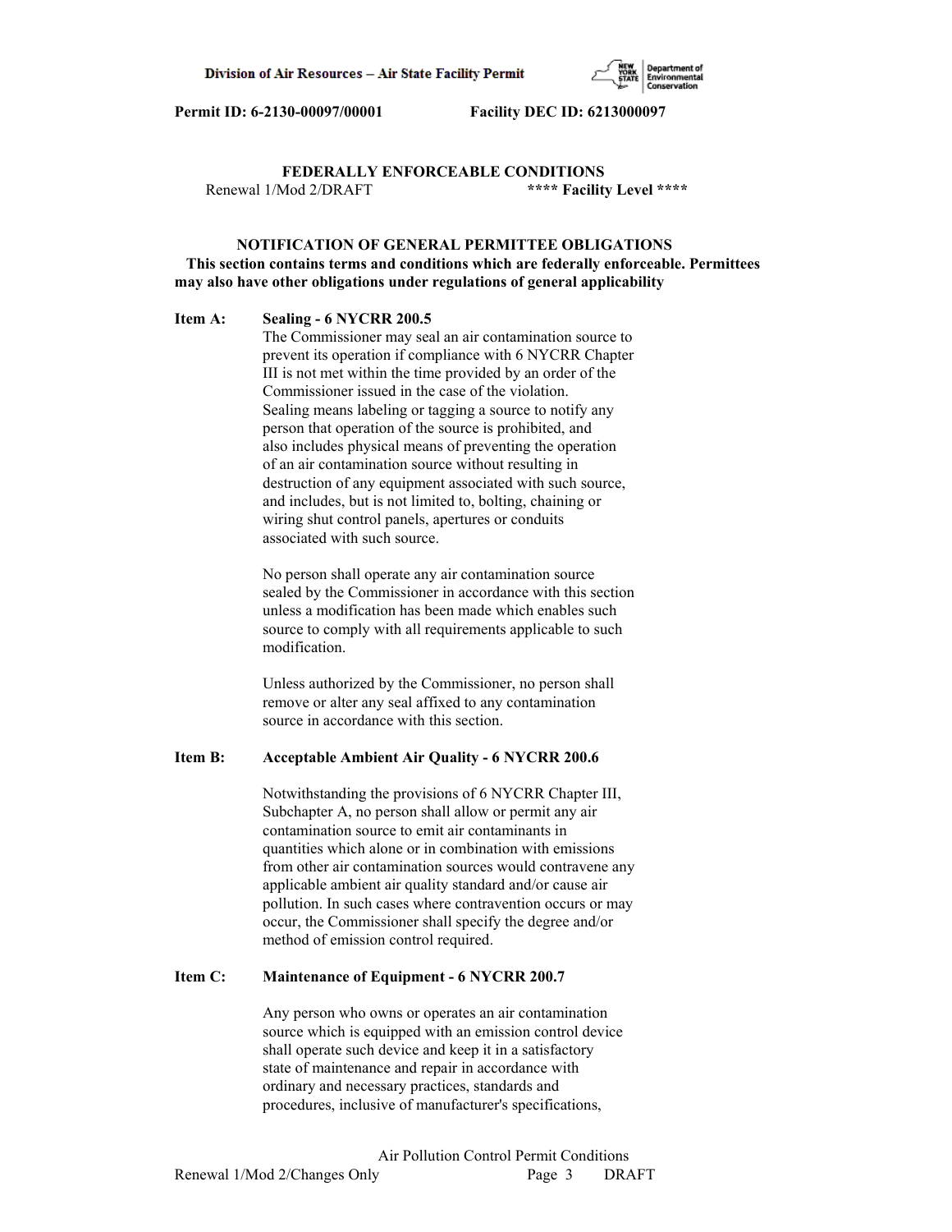Permit ID: 6-2130-00097/00001 Facility DEC ID: 6213000097

**FEDERALLY ENFORCEABLE CONDITIONS**
Renewal 1/Mod 2/DRAFT **** Facility Level ****

**NOTIFICATION OF GENERAL PERMITTEE OBLIGATIONS**
**This section contains terms and conditions which are federally enforceable. Permittees may also have other obligations under regulations of general applicability**

**Item A: Sealing - 6 NYCRR 200.5**

The Commissioner may seal an air contamination source to prevent its operation if compliance with 6 NYCRR Chapter III is not met within the time provided by an order of the Commissioner issued in the case of the violation. Sealing means labeling or tagging a source to notify any person that operation of the source is prohibited, and also includes physical means of preventing the operation of an air contamination source without resulting in destruction of any equipment associated with such source, and includes, but is not limited to, bolting, chaining or wiring shut control panels, apertures or conduits associated with such source.

No person shall operate any air contamination source sealed by the Commissioner in accordance with this section unless a modification has been made which enables such source to comply with all requirements applicable to such modification.

Unless authorized by the Commissioner, no person shall remove or alter any seal affixed to any contamination source in accordance with this section.

**Item B: Acceptable Ambient Air Quality - 6 NYCRR 200.6**

Notwithstanding the provisions of 6 NYCRR Chapter III, Subchapter A, no person shall allow or permit any air contamination source to emit air contaminants in quantities which alone or in combination with emissions from other air contamination sources would contravene any applicable ambient air quality standard and/or cause air pollution. In such cases where contravention occurs or may occur, the Commissioner shall specify the degree and/or method of emission control required.

**Item C: Maintenance of Equipment - 6 NYCRR 200.7**

Any person who owns or operates an air contamination source which is equipped with an emission control device shall operate such device and keep it in a satisfactory state of maintenance and repair in accordance with ordinary and necessary practices, standards and procedures, inclusive of manufacturer's specifications,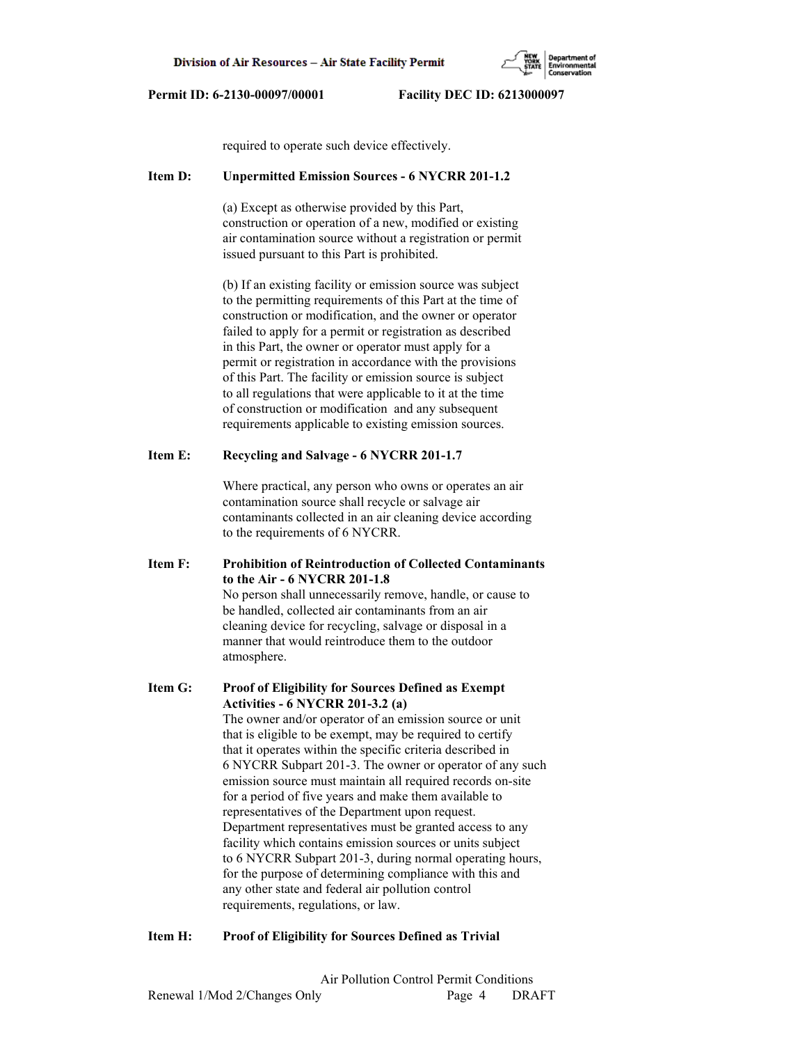required to operate such device effectively.

**Item D: Unpermitted Emission Sources - 6 NYCRR 201-1.2**

(a) Except as otherwise provided by this Part, construction or operation of a new, modified or existing air contamination source without a registration or permit issued pursuant to this Part is prohibited.

(b) If an existing facility or emission source was subject to the permitting requirements of this Part at the time of construction or modification, and the owner or operator failed to apply for a permit or registration as described in this Part, the owner or operator must apply for a permit or registration in accordance with the provisions of this Part. The facility or emission source is subject to all regulations that were applicable to it at the time of construction or modification and any subsequent requirements applicable to existing emission sources.

**Item E: Recycling and Salvage - 6 NYCRR 201-1.7**

Where practical, any person who owns or operates an air contamination source shall recycle or salvage air contaminants collected in an air cleaning device according to the requirements of 6 NYCRR.

**Item F: Prohibition of Reintroduction of Collected Contaminants to the Air - 6 NYCRR 201-1.8**

No person shall unnecessarily remove, handle, or cause to be handled, collected air contaminants from an air cleaning device for recycling, salvage or disposal in a manner that would reintroduce them to the outdoor atmosphere.

**Item G: Proof of Eligibility for Sources Defined as Exempt Activities - 6 NYCRR 201-3.2 (a)**

The owner and/or operator of an emission source or unit that is eligible to be exempt, may be required to certify that it operates within the specific criteria described in 6 NYCRR Subpart 201-3. The owner or operator of any such emission source must maintain all required records on-site for a period of five years and make them available to representatives of the Department upon request. Department representatives must be granted access to any facility which contains emission sources or units subject to 6 NYCRR Subpart 201-3, during normal operating hours, for the purpose of determining compliance with this and any other state and federal air pollution control requirements, regulations, or law.

**Item H: Proof of Eligibility for Sources Defined as Trivial**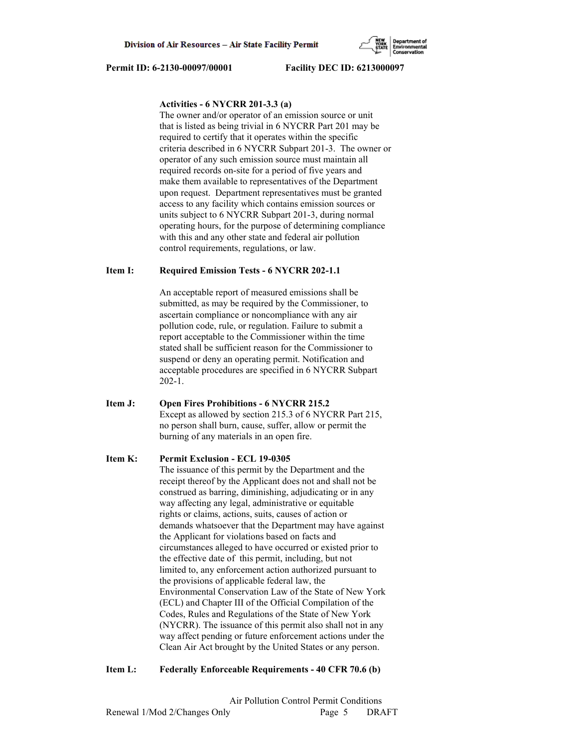**Activities - 6 NYCRR 201-3.3 (a)**

The owner and/or operator of an emission source or unit that is listed as being trivial in 6 NYCRR Part 201 may be required to certify that it operates within the specific criteria described in 6 NYCRR Subpart 201-3. The owner or operator of any such emission source must maintain all required records on-site for a period of five years and make them available to representatives of the Department upon request. Department representatives must be granted access to any facility which contains emission sources or units subject to 6 NYCRR Subpart 201-3, during normal operating hours, for the purpose of determining compliance with this and any other state and federal air pollution control requirements, regulations, or law.

**Item I: Required Emission Tests - 6 NYCRR 202-1.1**

An acceptable report of measured emissions shall be submitted, as may be required by the Commissioner, to ascertain compliance or noncompliance with any air pollution code, rule, or regulation. Failure to submit a report acceptable to the Commissioner within the time stated shall be sufficient reason for the Commissioner to suspend or deny an operating permit. Notification and acceptable procedures are specified in 6 NYCRR Subpart 202-1.

**Item J: Open Fires Prohibitions - 6 NYCRR 215.2**

Except as allowed by section 215.3 of 6 NYCRR Part 215, no person shall burn, cause, suffer, allow or permit the burning of any materials in an open fire.

**Item K: Permit Exclusion - ECL 19-0305**

The issuance of this permit by the Department and the receipt thereof by the Applicant does not and shall not be construed as barring, diminishing, adjudicating or in any way affecting any legal, administrative or equitable rights or claims, actions, suits, causes of action or demands whatsoever that the Department may have against the Applicant for violations based on facts and circumstances alleged to have occurred or existed prior to the effective date of this permit, including, but not limited to, any enforcement action authorized pursuant to the provisions of applicable federal law, the Environmental Conservation Law of the State of New York (ECL) and Chapter III of the Official Compilation of the Codes, Rules and Regulations of the State of New York (NYCRR). The issuance of this permit also shall not in any way affect pending or future enforcement actions under the Clean Air Act brought by the United States or any person.

**Item L: Federally Enforceable Requirements - 40 CFR 70.6 (b)**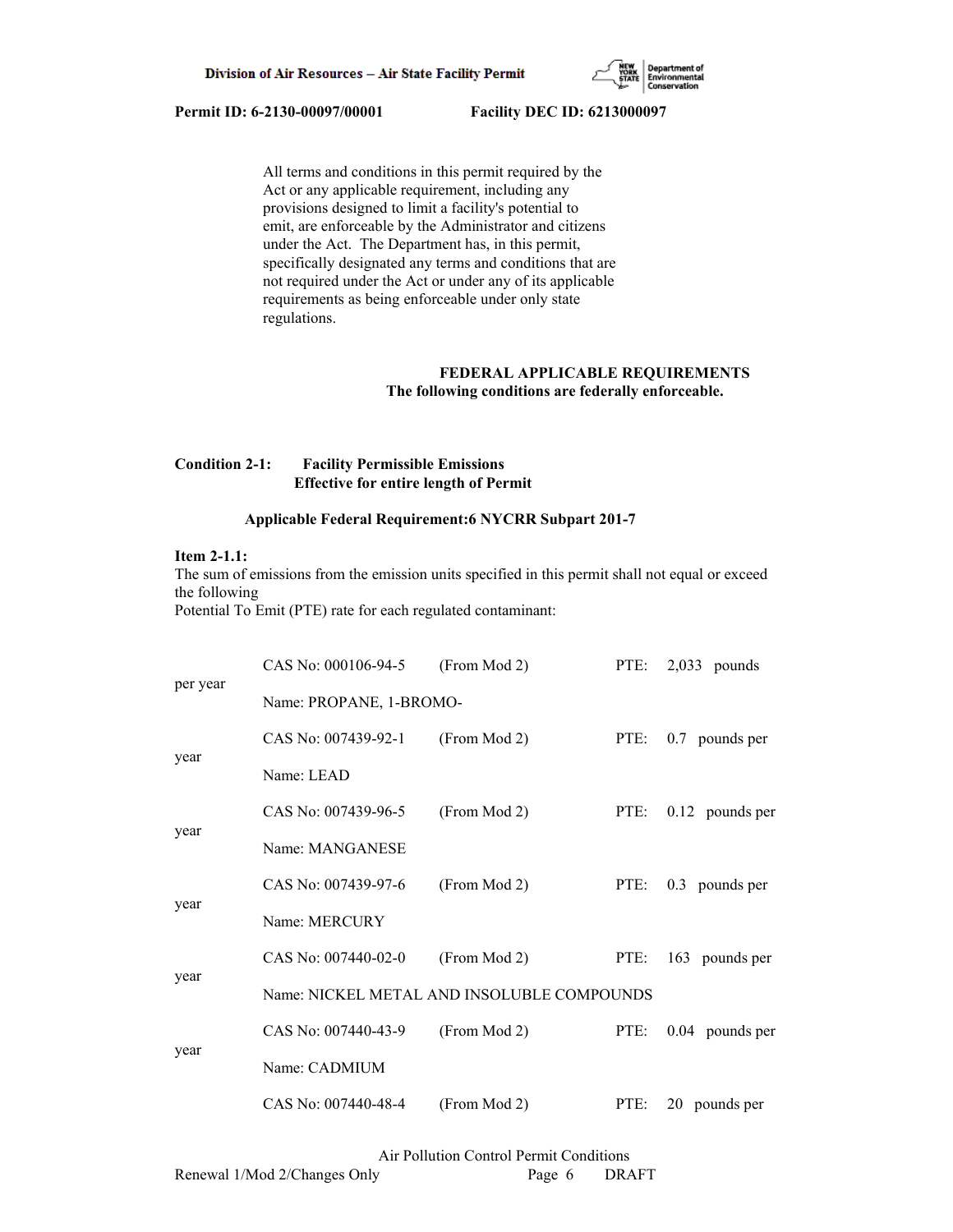All terms and conditions in this permit required by the Act or any applicable requirement, including any provisions designed to limit a facility's potential to emit, are enforceable by the Administrator and citizens under the Act. The Department has, in this permit, specifically designated any terms and conditions that are not required under the Act or under any of its applicable requirements as being enforceable under only state regulations.

## FEDERAL APPLICABLE REQUIREMENTS
**The following conditions are federally enforceable.**

**Condition 2-1: Facility Permissible Emissions**
**Effective for entire length of Permit**

**Applicable Federal Requirement:6 NYCRR Subpart 201-7**

**Item 2-1.1:**
The sum of emissions from the emission units specified in this permit shall not equal or exceed the following
Potential To Emit (PTE) rate for each regulated contaminant:

CAS No: 000106-94-5 (From Mod 2) PTE: 2,033 pounds per year
Name: PROPANE, 1-BROMO-

CAS No: 007439-92-1 (From Mod 2) PTE: 0.7 pounds per year
Name: LEAD

CAS No: 007439-96-5 (From Mod 2) PTE: 0.12 pounds per year
Name: MANGANESE

CAS No: 007439-97-6 (From Mod 2) PTE: 0.3 pounds per year
Name: MERCURY

CAS No: 007440-02-0 (From Mod 2) PTE: 163 pounds per year
Name: NICKEL METAL AND INSOLUBLE COMPOUNDS

CAS No: 007440-43-9 (From Mod 2) PTE: 0.04 pounds per year
Name: CADMIUM

CAS No: 007440-48-4 (From Mod 2) PTE: 20 pounds per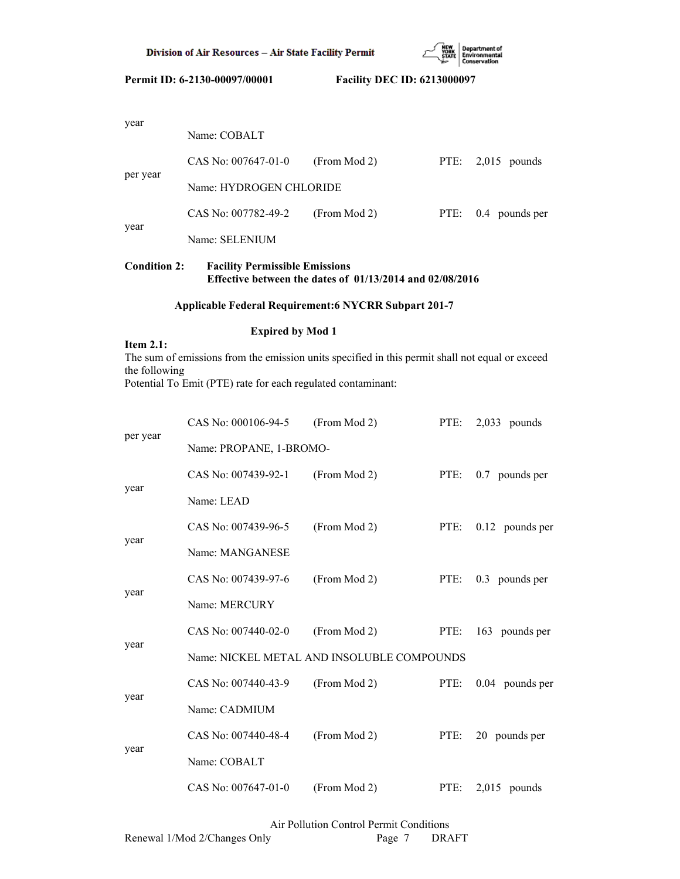year

Name: COBALT

CAS No: 007647-01-0 (From Mod 2) PTE: 2,015 pounds per year

Name: HYDROGEN CHLORIDE

CAS No: 007782-49-2 (From Mod 2) PTE: 0.4 pounds per year

Name: SELENIUM

**Condition 2: Facility Permissible Emissions**
**Effective between the dates of 01/13/2014 and 02/08/2016**

**Applicable Federal Requirement:6 NYCRR Subpart 201-7**

**Expired by Mod 1**

**Item 2.1:**
The sum of emissions from the emission units specified in this permit shall not equal or exceed the following
Potential To Emit (PTE) rate for each regulated contaminant:

CAS No: 000106-94-5 (From Mod 2) PTE: 2,033 pounds per year

Name: PROPANE, 1-BROMO-

CAS No: 007439-92-1 (From Mod 2) PTE: 0.7 pounds per year

Name: LEAD

CAS No: 007439-96-5 (From Mod 2) PTE: 0.12 pounds per year

Name: MANGANESE

CAS No: 007439-97-6 (From Mod 2) PTE: 0.3 pounds per year

Name: MERCURY

CAS No: 007440-02-0 (From Mod 2) PTE: 163 pounds per year

Name: NICKEL METAL AND INSOLUBLE COMPOUNDS

CAS No: 007440-43-9 (From Mod 2) PTE: 0.04 pounds per year

Name: CADMIUM

CAS No: 007440-48-4 (From Mod 2) PTE: 20 pounds per year

Name: COBALT

CAS No: 007647-01-0 (From Mod 2) PTE: 2,015 pounds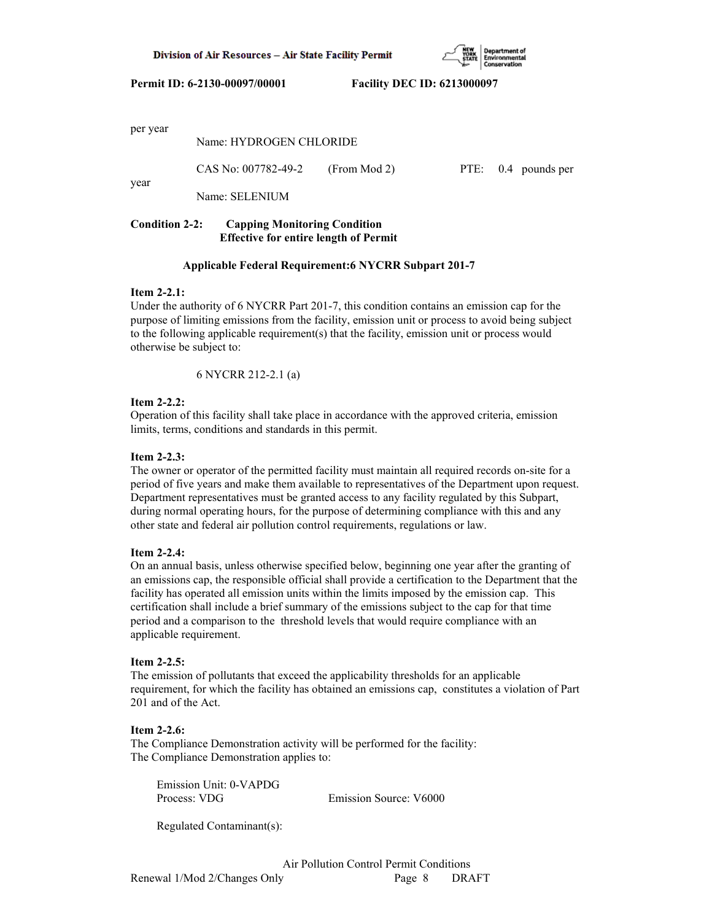per year

Name: HYDROGEN CHLORIDE

CAS No: 007782-49-2 (From Mod 2) PTE: 0.4 pounds per year

Name: SELENIUM

**Condition 2-2: Capping Monitoring Condition**
**Effective for entire length of Permit**

**Applicable Federal Requirement:6 NYCRR Subpart 201-7**

**Item 2-2.1:**
Under the authority of 6 NYCRR Part 201-7, this condition contains an emission cap for the purpose of limiting emissions from the facility, emission unit or process to avoid being subject to the following applicable requirement(s) that the facility, emission unit or process would otherwise be subject to:

6 NYCRR 212-2.1 (a)

**Item 2-2.2:**
Operation of this facility shall take place in accordance with the approved criteria, emission limits, terms, conditions and standards in this permit.

**Item 2-2.3:**
The owner or operator of the permitted facility must maintain all required records on-site for a period of five years and make them available to representatives of the Department upon request. Department representatives must be granted access to any facility regulated by this Subpart, during normal operating hours, for the purpose of determining compliance with this and any other state and federal air pollution control requirements, regulations or law.

**Item 2-2.4:**
On an annual basis, unless otherwise specified below, beginning one year after the granting of an emissions cap, the responsible official shall provide a certification to the Department that the facility has operated all emission units within the limits imposed by the emission cap. This certification shall include a brief summary of the emissions subject to the cap for that time period and a comparison to the threshold levels that would require compliance with an applicable requirement.

**Item 2-2.5:**
The emission of pollutants that exceed the applicability thresholds for an applicable requirement, for which the facility has obtained an emissions cap, constitutes a violation of Part 201 and of the Act.

**Item 2-2.6:**
The Compliance Demonstration activity will be performed for the facility:
The Compliance Demonstration applies to:

Emission Unit: 0-VAPDG
Process: VDG Emission Source: V6000

Regulated Contaminant(s):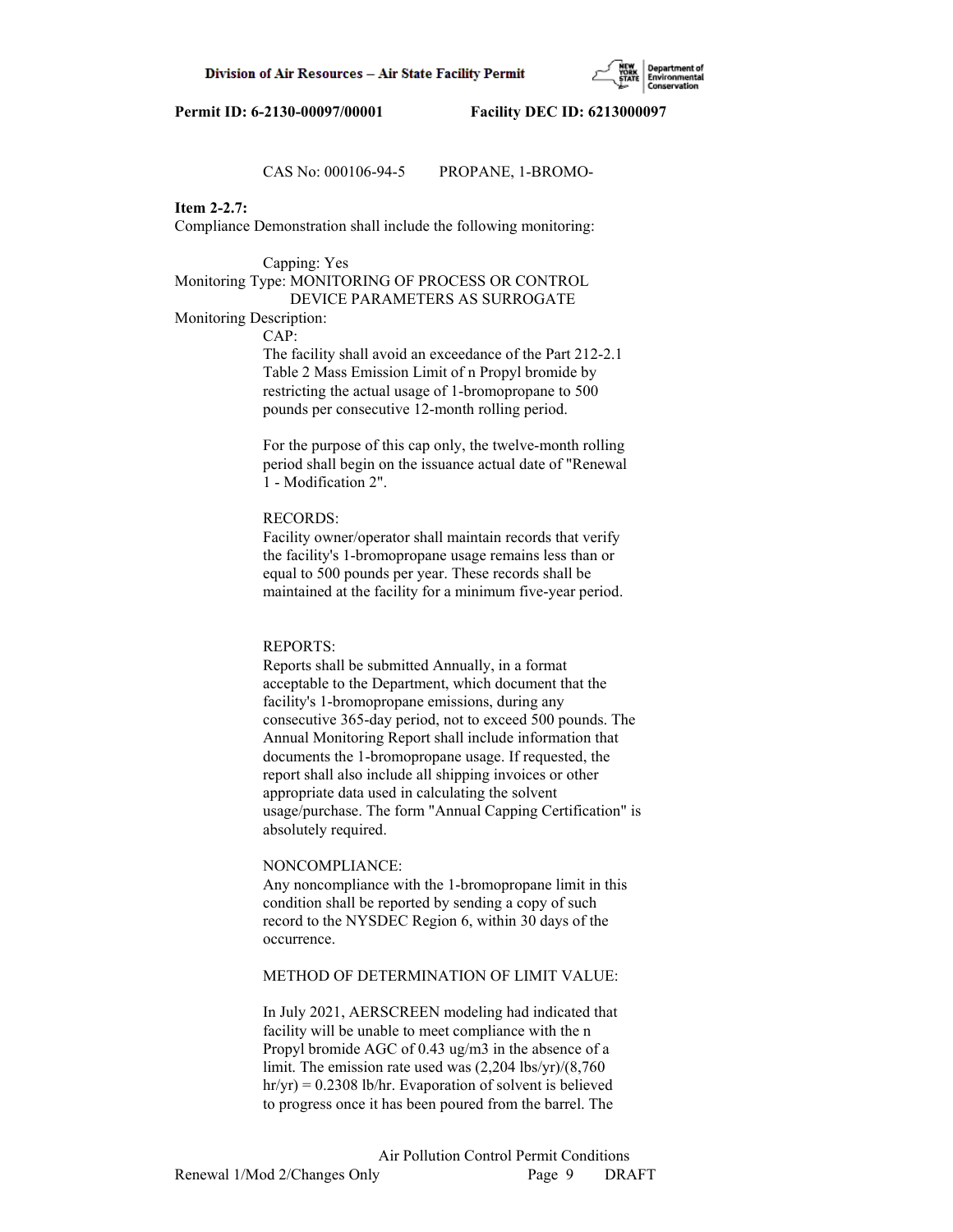CAS No: 000106-94-5 PROPANE, 1-BROMO-

**Item 2-2.7:**
Compliance Demonstration shall include the following monitoring:

Capping: Yes
Monitoring Type: MONITORING OF PROCESS OR CONTROL DEVICE PARAMETERS AS SURROGATE
Monitoring Description:

CAP:
The facility shall avoid an exceedance of the Part 212-2.1 Table 2 Mass Emission Limit of n Propyl bromide by restricting the actual usage of 1-bromopropane to 500 pounds per consecutive 12-month rolling period.

For the purpose of this cap only, the twelve-month rolling period shall begin on the issuance actual date of "Renewal 1 - Modification 2".

RECORDS:
Facility owner/operator shall maintain records that verify the facility's 1-bromopropane usage remains less than or equal to 500 pounds per year. These records shall be maintained at the facility for a minimum five-year period.

REPORTS:
Reports shall be submitted Annually, in a format acceptable to the Department, which document that the facility's 1-bromopropane emissions, during any consecutive 365-day period, not to exceed 500 pounds. The Annual Monitoring Report shall include information that documents the 1-bromopropane usage. If requested, the report shall also include all shipping invoices or other appropriate data used in calculating the solvent usage/purchase. The form "Annual Capping Certification" is absolutely required.

NONCOMPLIANCE:
Any noncompliance with the 1-bromopropane limit in this condition shall be reported by sending a copy of such record to the NYSDEC Region 6, within 30 days of the occurrence.

METHOD OF DETERMINATION OF LIMIT VALUE:

In July 2021, AERSCREEN modeling had indicated that facility will be unable to meet compliance with the n Propyl bromide AGC of 0.43 ug/m3 in the absence of a limit. The emission rate used was (2,204 lbs/yr)/(8,760 hr/yr) = 0.2308 lb/hr. Evaporation of solvent is believed to progress once it has been poured from the barrel. The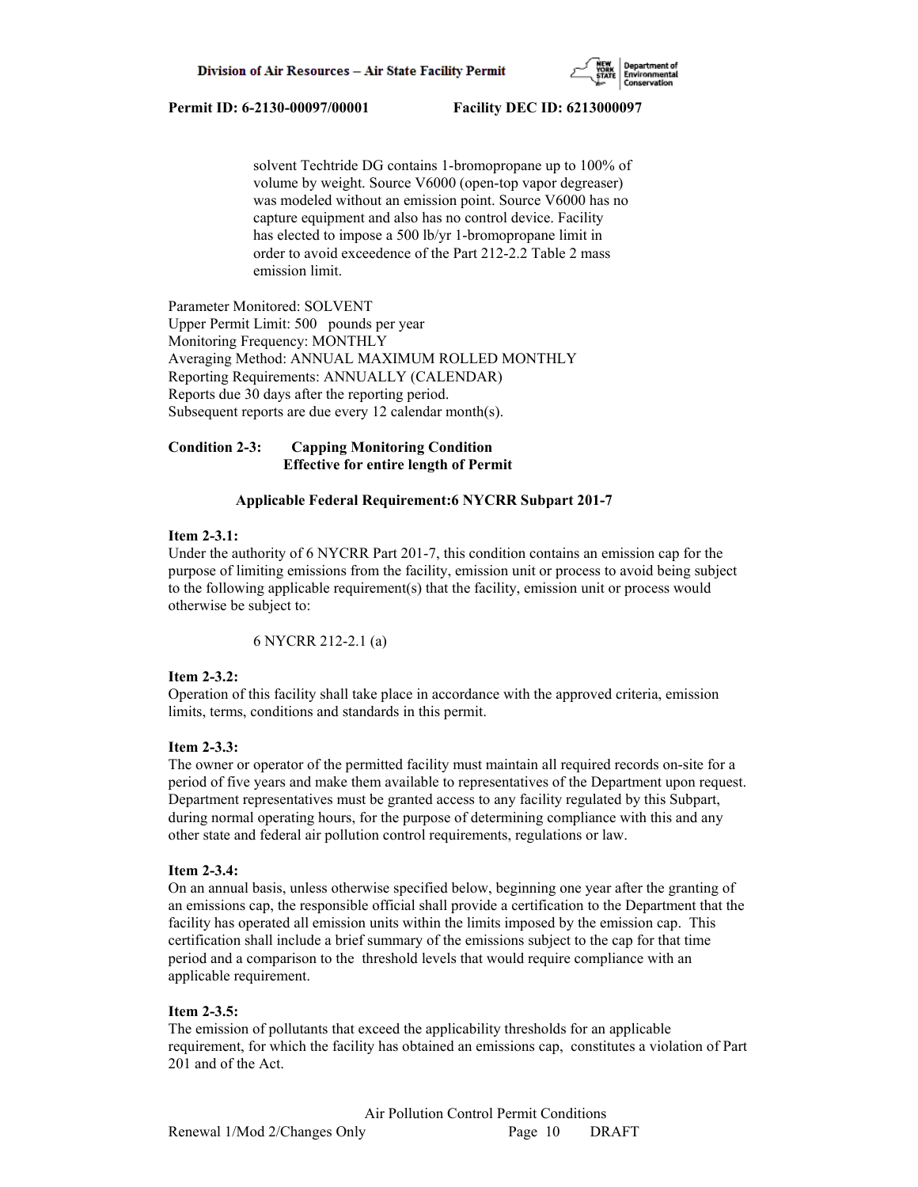solvent Techtride DG contains 1-bromopropane up to 100% of volume by weight. Source V6000 (open-top vapor degreaser) was modeled without an emission point. Source V6000 has no capture equipment and also has no control device. Facility has elected to impose a 500 lb/yr 1-bromopropane limit in order to avoid exceedence of the Part 212-2.2 Table 2 mass emission limit.

Parameter Monitored: SOLVENT
Upper Permit Limit: 500 pounds per year
Monitoring Frequency: MONTHLY
Averaging Method: ANNUAL MAXIMUM ROLLED MONTHLY
Reporting Requirements: ANNUALLY (CALENDAR)
Reports due 30 days after the reporting period.
Subsequent reports are due every 12 calendar month(s).

**Condition 2-3: Capping Monitoring Condition**
**Effective for entire length of Permit**

**Applicable Federal Requirement:6 NYCRR Subpart 201-7**

**Item 2-3.1:**
Under the authority of 6 NYCRR Part 201-7, this condition contains an emission cap for the purpose of limiting emissions from the facility, emission unit or process to avoid being subject to the following applicable requirement(s) that the facility, emission unit or process would otherwise be subject to:

6 NYCRR 212-2.1 (a)

**Item 2-3.2:**
Operation of this facility shall take place in accordance with the approved criteria, emission limits, terms, conditions and standards in this permit.

**Item 2-3.3:**
The owner or operator of the permitted facility must maintain all required records on-site for a period of five years and make them available to representatives of the Department upon request. Department representatives must be granted access to any facility regulated by this Subpart, during normal operating hours, for the purpose of determining compliance with this and any other state and federal air pollution control requirements, regulations or law.

**Item 2-3.4:**
On an annual basis, unless otherwise specified below, beginning one year after the granting of an emissions cap, the responsible official shall provide a certification to the Department that the facility has operated all emission units within the limits imposed by the emission cap. This certification shall include a brief summary of the emissions subject to the cap for that time period and a comparison to the threshold levels that would require compliance with an applicable requirement.

**Item 2-3.5:**
The emission of pollutants that exceed the applicability thresholds for an applicable requirement, for which the facility has obtained an emissions cap, constitutes a violation of Part 201 and of the Act.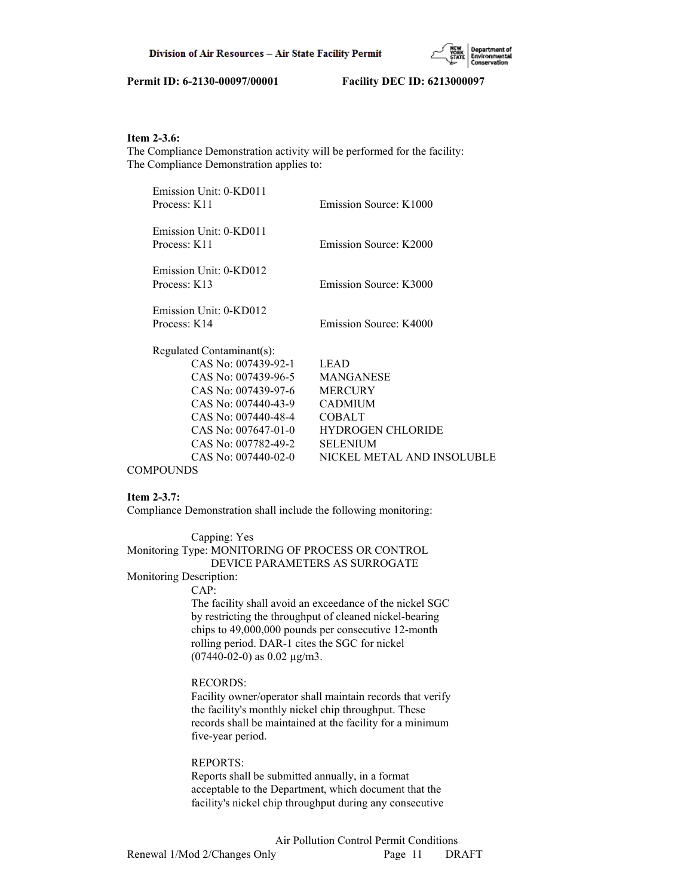**Item 2-3.6:**
The Compliance Demonstration activity will be performed for the facility:
The Compliance Demonstration applies to:

| | |
|---|---|
| Emission Unit: 0-KD011<br>Process: K11 | Emission Source: K1000 |
| Emission Unit: 0-KD011<br>Process: K11 | Emission Source: K2000 |
| Emission Unit: 0-KD012<br>Process: K13 | Emission Source: K3000 |
| Emission Unit: 0-KD012<br>Process: K14 | Emission Source: K4000 |

Regulated Contaminant(s):

| | |
|---|---|
| CAS No: 007439-92-1 | LEAD |
| CAS No: 007439-96-5 | MANGANESE |
| CAS No: 007439-97-6 | MERCURY |
| CAS No: 007440-43-9 | CADMIUM |
| CAS No: 007440-48-4 | COBALT |
| CAS No: 007647-01-0 | HYDROGEN CHLORIDE |
| CAS No: 007782-49-2 | SELENIUM |
| CAS No: 007440-02-0 | NICKEL METAL AND INSOLUBLE COMPOUNDS |

**Item 2-3.7:**
Compliance Demonstration shall include the following monitoring:

Capping: Yes
Monitoring Type: MONITORING OF PROCESS OR CONTROL DEVICE PARAMETERS AS SURROGATE
Monitoring Description:

CAP:
The facility shall avoid an exceedance of the nickel SGC by restricting the throughput of cleaned nickel-bearing chips to 49,000,000 pounds per consecutive 12-month rolling period. DAR-1 cites the SGC for nickel (07440-02-0) as 0.02 µg/m3.

RECORDS:
Facility owner/operator shall maintain records that verify the facility's monthly nickel chip throughput. These records shall be maintained at the facility for a minimum five-year period.

REPORTS:
Reports shall be submitted annually, in a format acceptable to the Department, which document that the facility's nickel chip throughput during any consecutive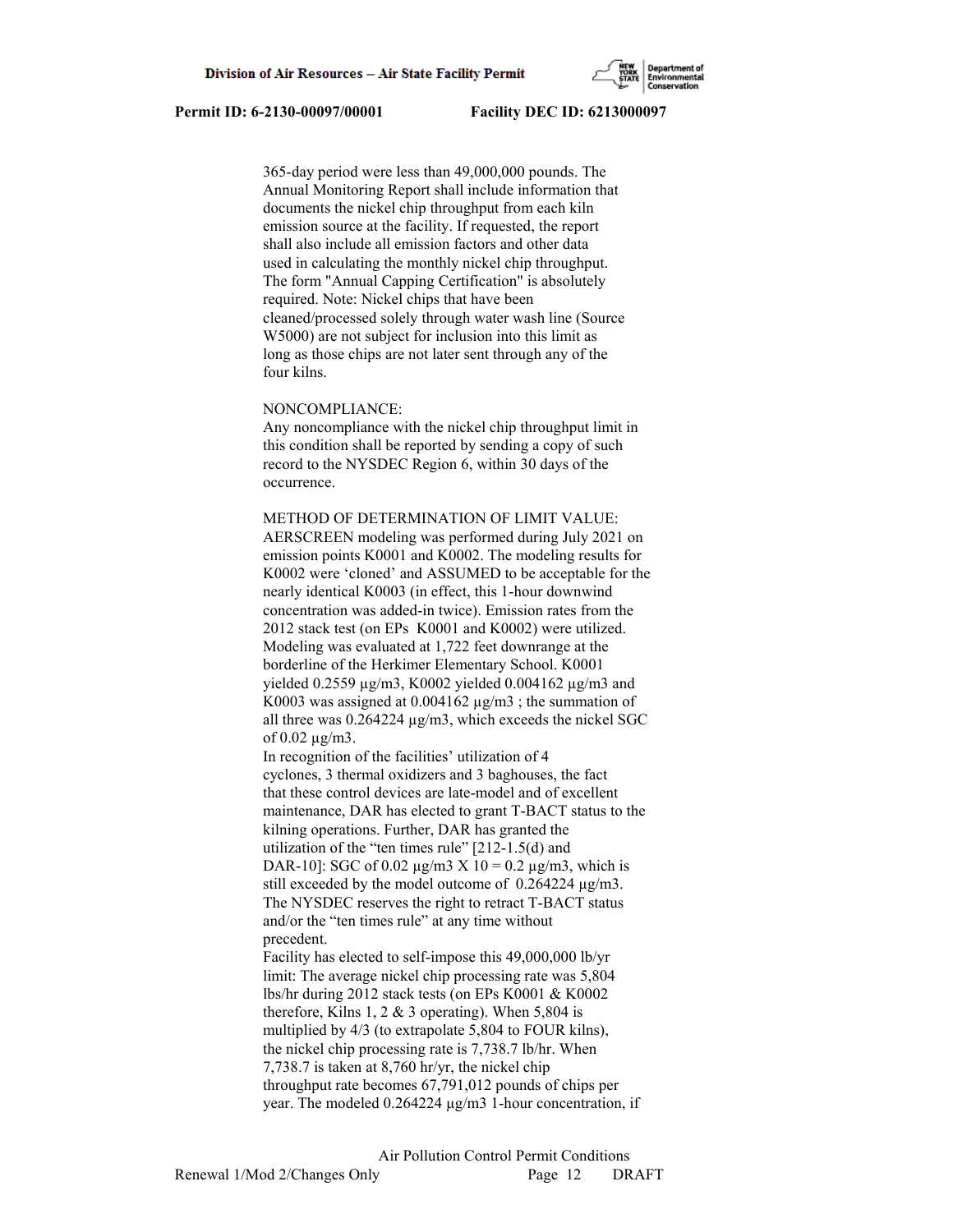365-day period were less than 49,000,000 pounds. The Annual Monitoring Report shall include information that documents the nickel chip throughput from each kiln emission source at the facility. If requested, the report shall also include all emission factors and other data used in calculating the monthly nickel chip throughput. The form "Annual Capping Certification" is absolutely required. Note: Nickel chips that have been cleaned/processed solely through water wash line (Source W5000) are not subject for inclusion into this limit as long as those chips are not later sent through any of the four kilns.

NONCOMPLIANCE:
Any noncompliance with the nickel chip throughput limit in this condition shall be reported by sending a copy of such record to the NYSDEC Region 6, within 30 days of the occurrence.

METHOD OF DETERMINATION OF LIMIT VALUE:
AERSCREEN modeling was performed during July 2021 on emission points K0001 and K0002. The modeling results for K0002 were 'cloned' and ASSUMED to be acceptable for the nearly identical K0003 (in effect, this 1-hour downwind concentration was added-in twice). Emission rates from the 2012 stack test (on EPs K0001 and K0002) were utilized. Modeling was evaluated at 1,722 feet downrange at the borderline of the Herkimer Elementary School. K0001 yielded 0.2559 µg/m3, K0002 yielded 0.004162 µg/m3 and K0003 was assigned at 0.004162 µg/m3 ; the summation of all three was 0.264224 µg/m3, which exceeds the nickel SGC of 0.02 µg/m3.
In recognition of the facilities' utilization of 4 cyclones, 3 thermal oxidizers and 3 baghouses, the fact that these control devices are late-model and of excellent maintenance, DAR has elected to grant T-BACT status to the kilning operations. Further, DAR has granted the utilization of the "ten times rule" [212-1.5(d) and DAR-10]: SGC of 0.02 µg/m3 X 10 = 0.2 µg/m3, which is still exceeded by the model outcome of 0.264224 µg/m3. The NYSDEC reserves the right to retract T-BACT status and/or the "ten times rule" at any time without precedent.
Facility has elected to self-impose this 49,000,000 lb/yr limit: The average nickel chip processing rate was 5,804 lbs/hr during 2012 stack tests (on EPs K0001 & K0002 therefore, Kilns 1, 2 & 3 operating). When 5,804 is multiplied by 4/3 (to extrapolate 5,804 to FOUR kilns), the nickel chip processing rate is 7,738.7 lb/hr. When 7,738.7 is taken at 8,760 hr/yr, the nickel chip throughput rate becomes 67,791,012 pounds of chips per year. The modeled 0.264224 µg/m3 1-hour concentration, if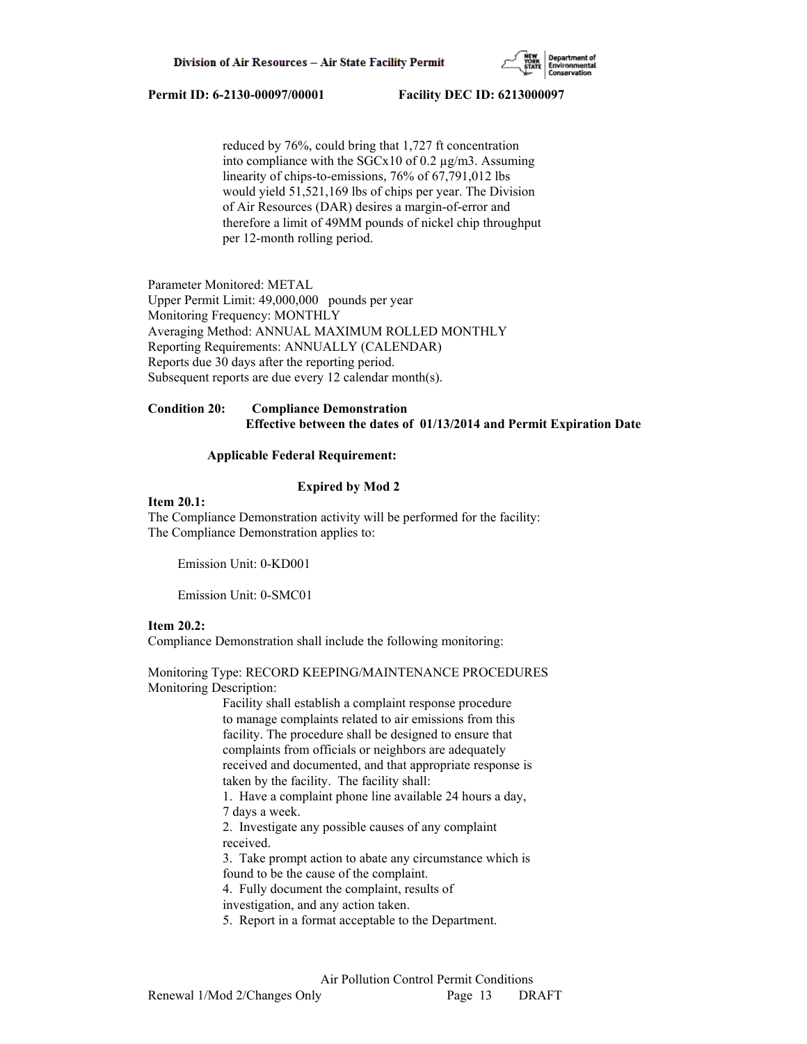reduced by 76%, could bring that 1,727 ft concentration into compliance with the SGCx10 of 0.2 µg/m3. Assuming linearity of chips-to-emissions, 76% of 67,791,012 lbs would yield 51,521,169 lbs of chips per year. The Division of Air Resources (DAR) desires a margin-of-error and therefore a limit of 49MM pounds of nickel chip throughput per 12-month rolling period.

Parameter Monitored: METAL
Upper Permit Limit: 49,000,000 pounds per year
Monitoring Frequency: MONTHLY
Averaging Method: ANNUAL MAXIMUM ROLLED MONTHLY
Reporting Requirements: ANNUALLY (CALENDAR)
Reports due 30 days after the reporting period.
Subsequent reports are due every 12 calendar month(s).

**Condition 20: Compliance Demonstration**
**Effective between the dates of 01/13/2014 and Permit Expiration Date**

**Applicable Federal Requirement:**

**Expired by Mod 2**

**Item 20.1:**
The Compliance Demonstration activity will be performed for the facility:
The Compliance Demonstration applies to:

Emission Unit: 0-KD001

Emission Unit: 0-SMC01

**Item 20.2:**
Compliance Demonstration shall include the following monitoring:

Monitoring Type: RECORD KEEPING/MAINTENANCE PROCEDURES
Monitoring Description:

Facility shall establish a complaint response procedure to manage complaints related to air emissions from this facility. The procedure shall be designed to ensure that complaints from officials or neighbors are adequately received and documented, and that appropriate response is taken by the facility. The facility shall:

1. Have a complaint phone line available 24 hours a day, 7 days a week.
2. Investigate any possible causes of any complaint received.
3. Take prompt action to abate any circumstance which is found to be the cause of the complaint.
4. Fully document the complaint, results of investigation, and any action taken.
5. Report in a format acceptable to the Department.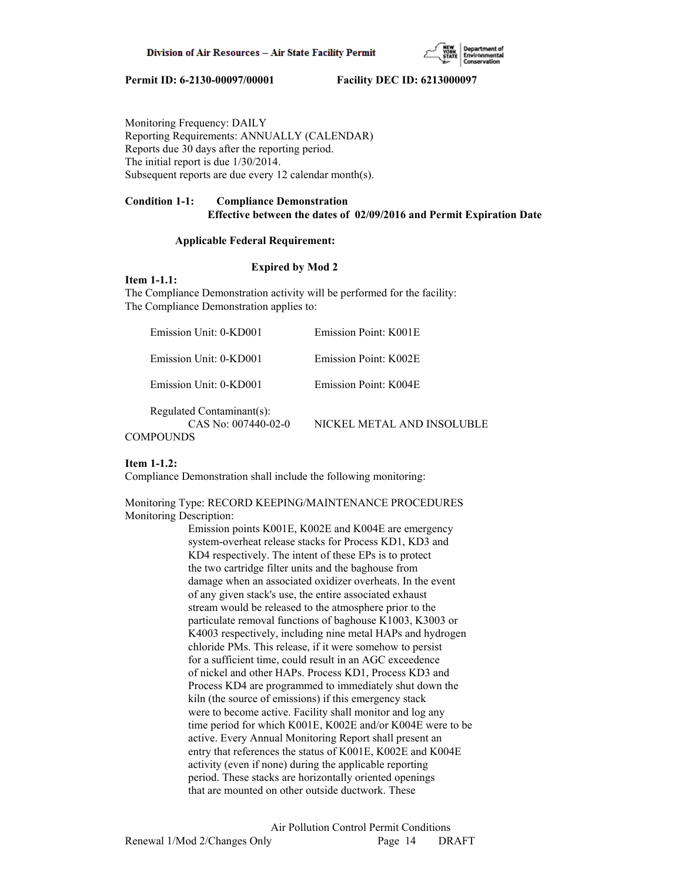Monitoring Frequency: DAILY
Reporting Requirements: ANNUALLY (CALENDAR)
Reports due 30 days after the reporting period.
The initial report is due 1/30/2014.
Subsequent reports are due every 12 calendar month(s).

**Condition 1-1: Compliance Demonstration**
**Effective between the dates of 02/09/2016 and Permit Expiration Date**

**Applicable Federal Requirement:**

**Expired by Mod 2**

**Item 1-1.1:**
The Compliance Demonstration activity will be performed for the facility:
The Compliance Demonstration applies to:

Emission Unit: 0-KD001 Emission Point: K001E

Emission Unit: 0-KD001 Emission Point: K002E

Emission Unit: 0-KD001 Emission Point: K004E

Regulated Contaminant(s):
CAS No: 007440-02-0 NICKEL METAL AND INSOLUBLE COMPOUNDS

**Item 1-1.2:**
Compliance Demonstration shall include the following monitoring:

Monitoring Type: RECORD KEEPING/MAINTENANCE PROCEDURES
Monitoring Description:
Emission points K001E, K002E and K004E are emergency system-overheat release stacks for Process KD1, KD3 and KD4 respectively. The intent of these EPs is to protect the two cartridge filter units and the baghouse from damage when an associated oxidizer overheats. In the event of any given stack's use, the entire associated exhaust stream would be released to the atmosphere prior to the particulate removal functions of baghouse K1003, K3003 or K4003 respectively, including nine metal HAPs and hydrogen chloride PMs. This release, if it were somehow to persist for a sufficient time, could result in an AGC exceedence of nickel and other HAPs. Process KD1, Process KD3 and Process KD4 are programmed to immediately shut down the kiln (the source of emissions) if this emergency stack were to become active. Facility shall monitor and log any time period for which K001E, K002E and/or K004E were to be active. Every Annual Monitoring Report shall present an entry that references the status of K001E, K002E and K004E activity (even if none) during the applicable reporting period. These stacks are horizontally oriented openings that are mounted on other outside ductwork. These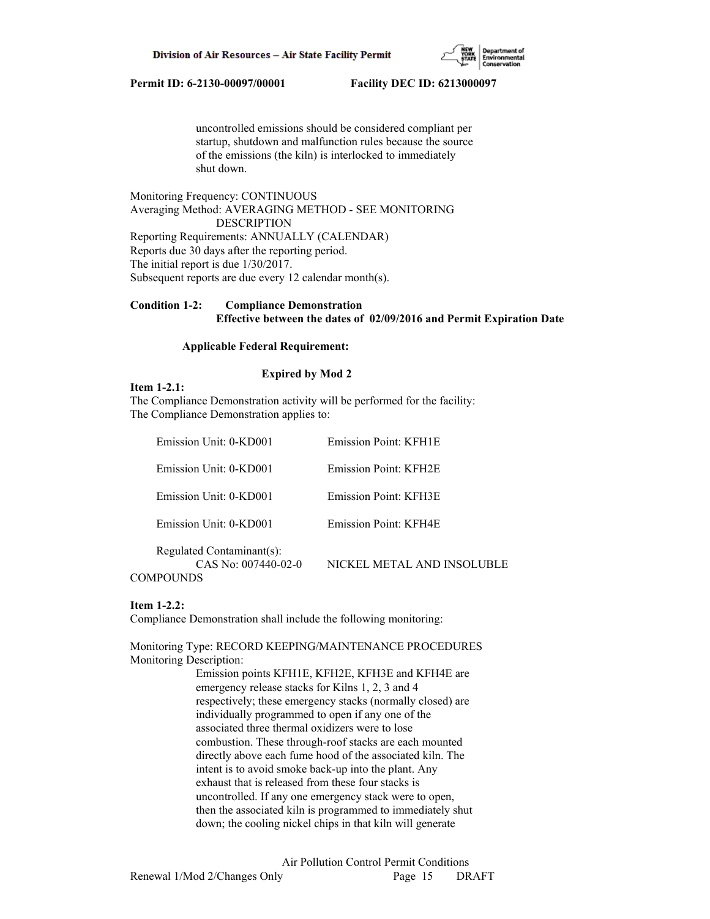uncontrolled emissions should be considered compliant per startup, shutdown and malfunction rules because the source of the emissions (the kiln) is interlocked to immediately shut down.

Monitoring Frequency: CONTINUOUS
Averaging Method: AVERAGING METHOD - SEE MONITORING DESCRIPTION
Reporting Requirements: ANNUALLY (CALENDAR)
Reports due 30 days after the reporting period.
The initial report is due 1/30/2017.
Subsequent reports are due every 12 calendar month(s).

**Condition 1-2: Compliance Demonstration**
**Effective between the dates of 02/09/2016 and Permit Expiration Date**

**Applicable Federal Requirement:**

**Expired by Mod 2**

**Item 1-2.1:**
The Compliance Demonstration activity will be performed for the facility:
The Compliance Demonstration applies to:

Emission Unit: 0-KD001 Emission Point: KFH1E

Emission Unit: 0-KD001 Emission Point: KFH2E

Emission Unit: 0-KD001 Emission Point: KFH3E

Emission Unit: 0-KD001 Emission Point: KFH4E

Regulated Contaminant(s):
CAS No: 007440-02-0 NICKEL METAL AND INSOLUBLE COMPOUNDS

**Item 1-2.2:**
Compliance Demonstration shall include the following monitoring:

Monitoring Type: RECORD KEEPING/MAINTENANCE PROCEDURES
Monitoring Description:
Emission points KFH1E, KFH2E, KFH3E and KFH4E are emergency release stacks for Kilns 1, 2, 3 and 4 respectively; these emergency stacks (normally closed) are individually programmed to open if any one of the associated three thermal oxidizers were to lose combustion. These through-roof stacks are each mounted directly above each fume hood of the associated kiln. The intent is to avoid smoke back-up into the plant. Any exhaust that is released from these four stacks is uncontrolled. If any one emergency stack were to open, then the associated kiln is programmed to immediately shut down; the cooling nickel chips in that kiln will generate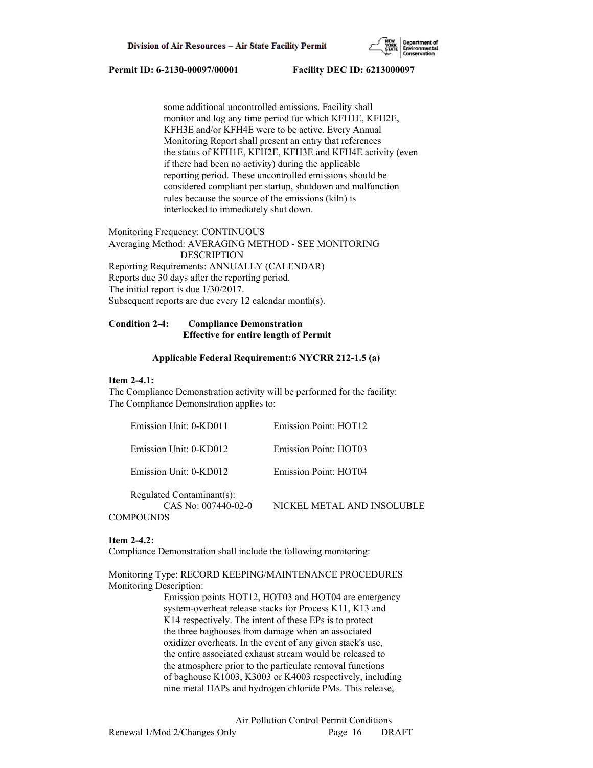some additional uncontrolled emissions. Facility shall monitor and log any time period for which KFH1E, KFH2E, KFH3E and/or KFH4E were to be active. Every Annual Monitoring Report shall present an entry that references the status of KFH1E, KFH2E, KFH3E and KFH4E activity (even if there had been no activity) during the applicable reporting period. These uncontrolled emissions should be considered compliant per startup, shutdown and malfunction rules because the source of the emissions (kiln) is interlocked to immediately shut down.

Monitoring Frequency: CONTINUOUS
Averaging Method: AVERAGING METHOD - SEE MONITORING DESCRIPTION
Reporting Requirements: ANNUALLY (CALENDAR)
Reports due 30 days after the reporting period.
The initial report is due 1/30/2017.
Subsequent reports are due every 12 calendar month(s).

**Condition 2-4: Compliance Demonstration**
**Effective for entire length of Permit**

**Applicable Federal Requirement:6 NYCRR 212-1.5 (a)**

**Item 2-4.1:**
The Compliance Demonstration activity will be performed for the facility:
The Compliance Demonstration applies to:

Emission Unit: 0-KD011 Emission Point: HOT12

Emission Unit: 0-KD012 Emission Point: HOT03

Emission Unit: 0-KD012 Emission Point: HOT04

Regulated Contaminant(s):
CAS No: 007440-02-0 NICKEL METAL AND INSOLUBLE COMPOUNDS

**Item 2-4.2:**
Compliance Demonstration shall include the following monitoring:

Monitoring Type: RECORD KEEPING/MAINTENANCE PROCEDURES
Monitoring Description:
Emission points HOT12, HOT03 and HOT04 are emergency system-overheat release stacks for Process K11, K13 and K14 respectively. The intent of these EPs is to protect the three baghouses from damage when an associated oxidizer overheats. In the event of any given stack's use, the entire associated exhaust stream would be released to the atmosphere prior to the particulate removal functions of baghouse K1003, K3003 or K4003 respectively, including nine metal HAPs and hydrogen chloride PMs. This release,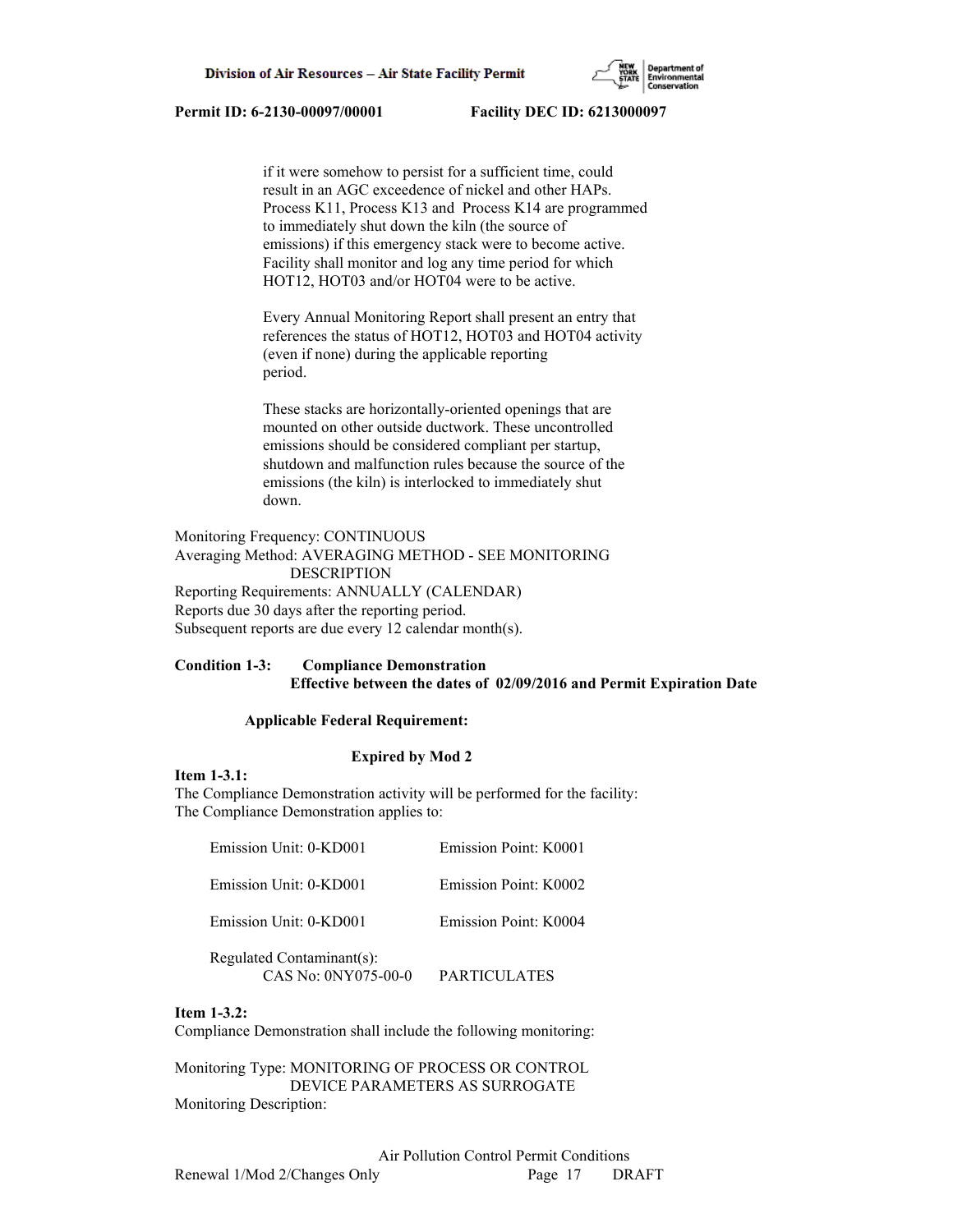if it were somehow to persist for a sufficient time, could result in an AGC exceedence of nickel and other HAPs. Process K11, Process K13 and Process K14 are programmed to immediately shut down the kiln (the source of emissions) if this emergency stack were to become active. Facility shall monitor and log any time period for which HOT12, HOT03 and/or HOT04 were to be active.

Every Annual Monitoring Report shall present an entry that references the status of HOT12, HOT03 and HOT04 activity (even if none) during the applicable reporting period.

These stacks are horizontally-oriented openings that are mounted on other outside ductwork. These uncontrolled emissions should be considered compliant per startup, shutdown and malfunction rules because the source of the emissions (the kiln) is interlocked to immediately shut down.

Monitoring Frequency: CONTINUOUS
Averaging Method: AVERAGING METHOD - SEE MONITORING DESCRIPTION
Reporting Requirements: ANNUALLY (CALENDAR)
Reports due 30 days after the reporting period.
Subsequent reports are due every 12 calendar month(s).

**Condition 1-3: Compliance Demonstration**
**Effective between the dates of 02/09/2016 and Permit Expiration Date**

**Applicable Federal Requirement:**

**Expired by Mod 2**

**Item 1-3.1:**
The Compliance Demonstration activity will be performed for the facility:
The Compliance Demonstration applies to:

Emission Unit: 0-KD001 Emission Point: K0001

Emission Unit: 0-KD001 Emission Point: K0002

Emission Unit: 0-KD001 Emission Point: K0004

Regulated Contaminant(s):
CAS No: 0NY075-00-0 PARTICULATES

**Item 1-3.2:**
Compliance Demonstration shall include the following monitoring:

Monitoring Type: MONITORING OF PROCESS OR CONTROL DEVICE PARAMETERS AS SURROGATE
Monitoring Description: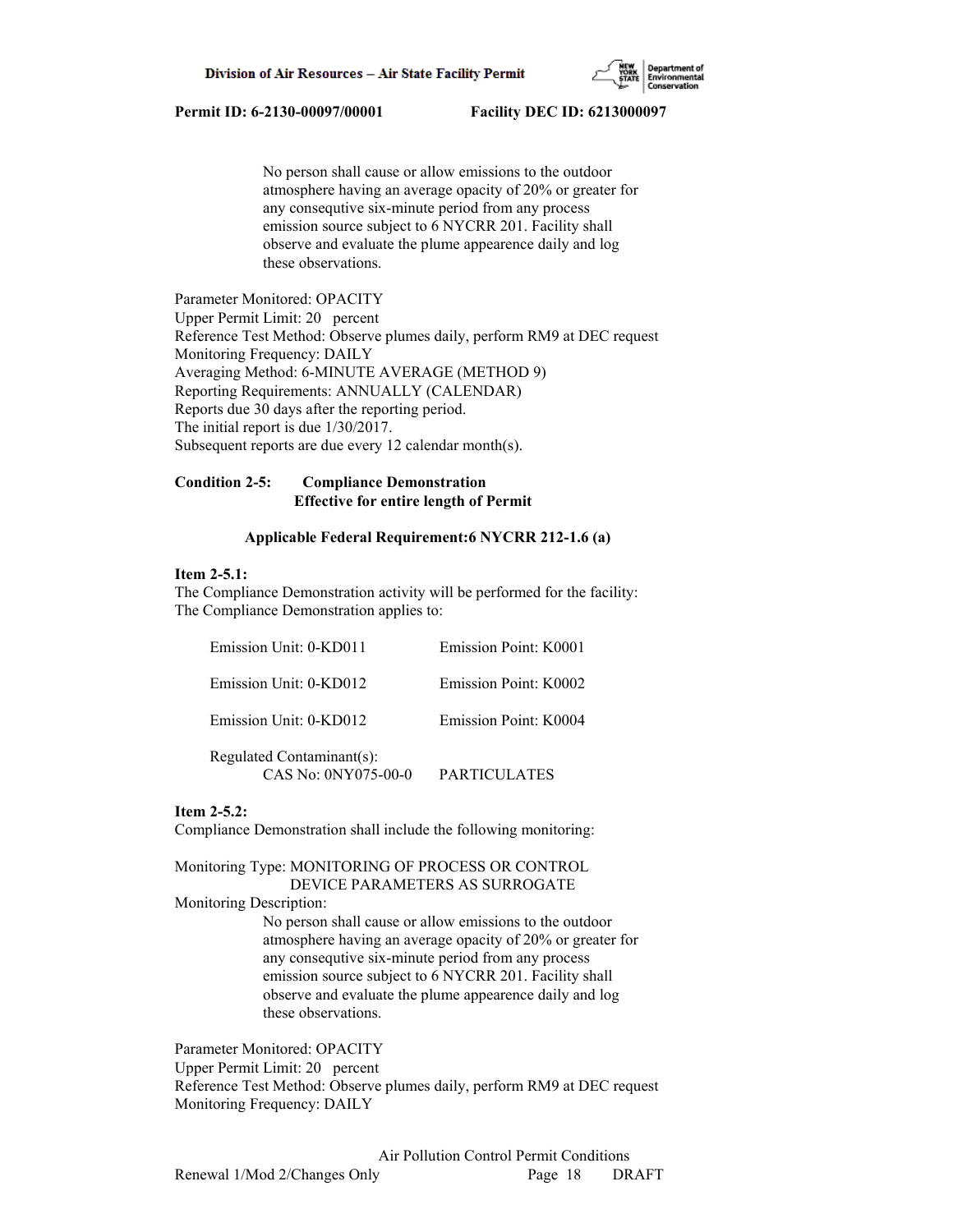No person shall cause or allow emissions to the outdoor atmosphere having an average opacity of 20% or greater for any consequtive six-minute period from any process emission source subject to 6 NYCRR 201. Facility shall observe and evaluate the plume appearence daily and log these observations.

Parameter Monitored: OPACITY
Upper Permit Limit: 20 percent
Reference Test Method: Observe plumes daily, perform RM9 at DEC request
Monitoring Frequency: DAILY
Averaging Method: 6-MINUTE AVERAGE (METHOD 9)
Reporting Requirements: ANNUALLY (CALENDAR)
Reports due 30 days after the reporting period.
The initial report is due 1/30/2017.
Subsequent reports are due every 12 calendar month(s).

**Condition 2-5: Compliance Demonstration**
**Effective for entire length of Permit**

**Applicable Federal Requirement:6 NYCRR 212-1.6 (a)**

**Item 2-5.1:**
The Compliance Demonstration activity will be performed for the facility:
The Compliance Demonstration applies to:

| | |
|---|---|
| Emission Unit: 0-KD011 | Emission Point: K0001 |
| Emission Unit: 0-KD012 | Emission Point: K0002 |
| Emission Unit: 0-KD012 | Emission Point: K0004 |

Regulated Contaminant(s):
CAS No: 0NY075-00-0 PARTICULATES

**Item 2-5.2:**
Compliance Demonstration shall include the following monitoring:

Monitoring Type: MONITORING OF PROCESS OR CONTROL DEVICE PARAMETERS AS SURROGATE
Monitoring Description:

No person shall cause or allow emissions to the outdoor atmosphere having an average opacity of 20% or greater for any consequtive six-minute period from any process emission source subject to 6 NYCRR 201. Facility shall observe and evaluate the plume appearence daily and log these observations.

Parameter Monitored: OPACITY
Upper Permit Limit: 20 percent
Reference Test Method: Observe plumes daily, perform RM9 at DEC request
Monitoring Frequency: DAILY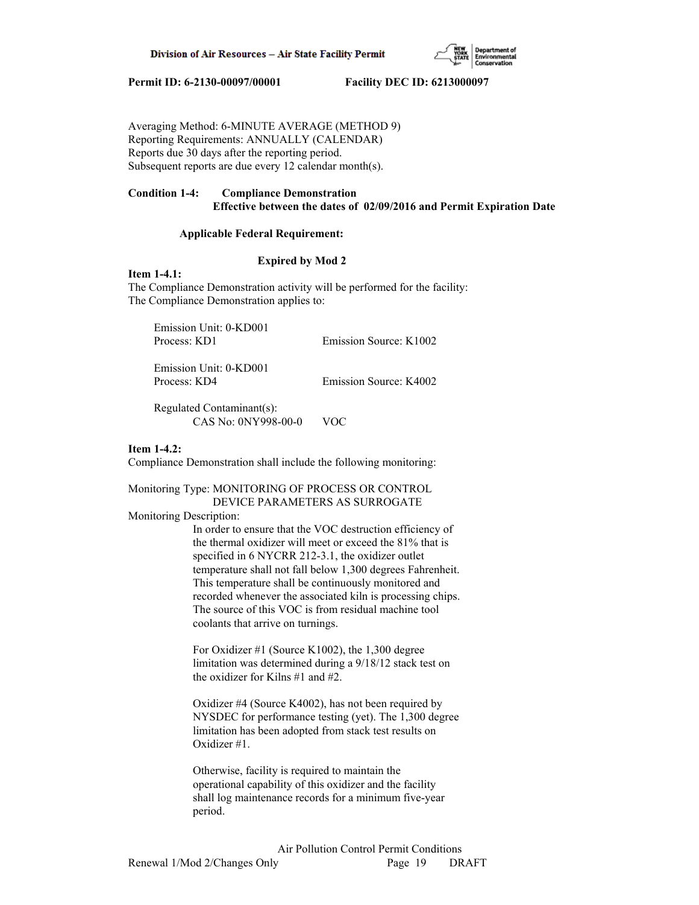Averaging Method: 6-MINUTE AVERAGE (METHOD 9)
Reporting Requirements: ANNUALLY (CALENDAR)
Reports due 30 days after the reporting period.
Subsequent reports are due every 12 calendar month(s).

**Condition 1-4: Compliance Demonstration**
**Effective between the dates of 02/09/2016 and Permit Expiration Date**

**Applicable Federal Requirement:**

**Expired by Mod 2**

**Item 1-4.1:**
The Compliance Demonstration activity will be performed for the facility:
The Compliance Demonstration applies to:

Emission Unit: 0-KD001
Process: KD1 Emission Source: K1002

Emission Unit: 0-KD001
Process: KD4 Emission Source: K4002

Regulated Contaminant(s):
CAS No: 0NY998-00-0 VOC

**Item 1-4.2:**
Compliance Demonstration shall include the following monitoring:

Monitoring Type: MONITORING OF PROCESS OR CONTROL DEVICE PARAMETERS AS SURROGATE
Monitoring Description:

In order to ensure that the VOC destruction efficiency of the thermal oxidizer will meet or exceed the 81% that is specified in 6 NYCRR 212-3.1, the oxidizer outlet temperature shall not fall below 1,300 degrees Fahrenheit. This temperature shall be continuously monitored and recorded whenever the associated kiln is processing chips. The source of this VOC is from residual machine tool coolants that arrive on turnings.

For Oxidizer #1 (Source K1002), the 1,300 degree limitation was determined during a 9/18/12 stack test on the oxidizer for Kilns #1 and #2.

Oxidizer #4 (Source K4002), has not been required by NYSDEC for performance testing (yet). The 1,300 degree limitation has been adopted from stack test results on Oxidizer #1.

Otherwise, facility is required to maintain the operational capability of this oxidizer and the facility shall log maintenance records for a minimum five-year period.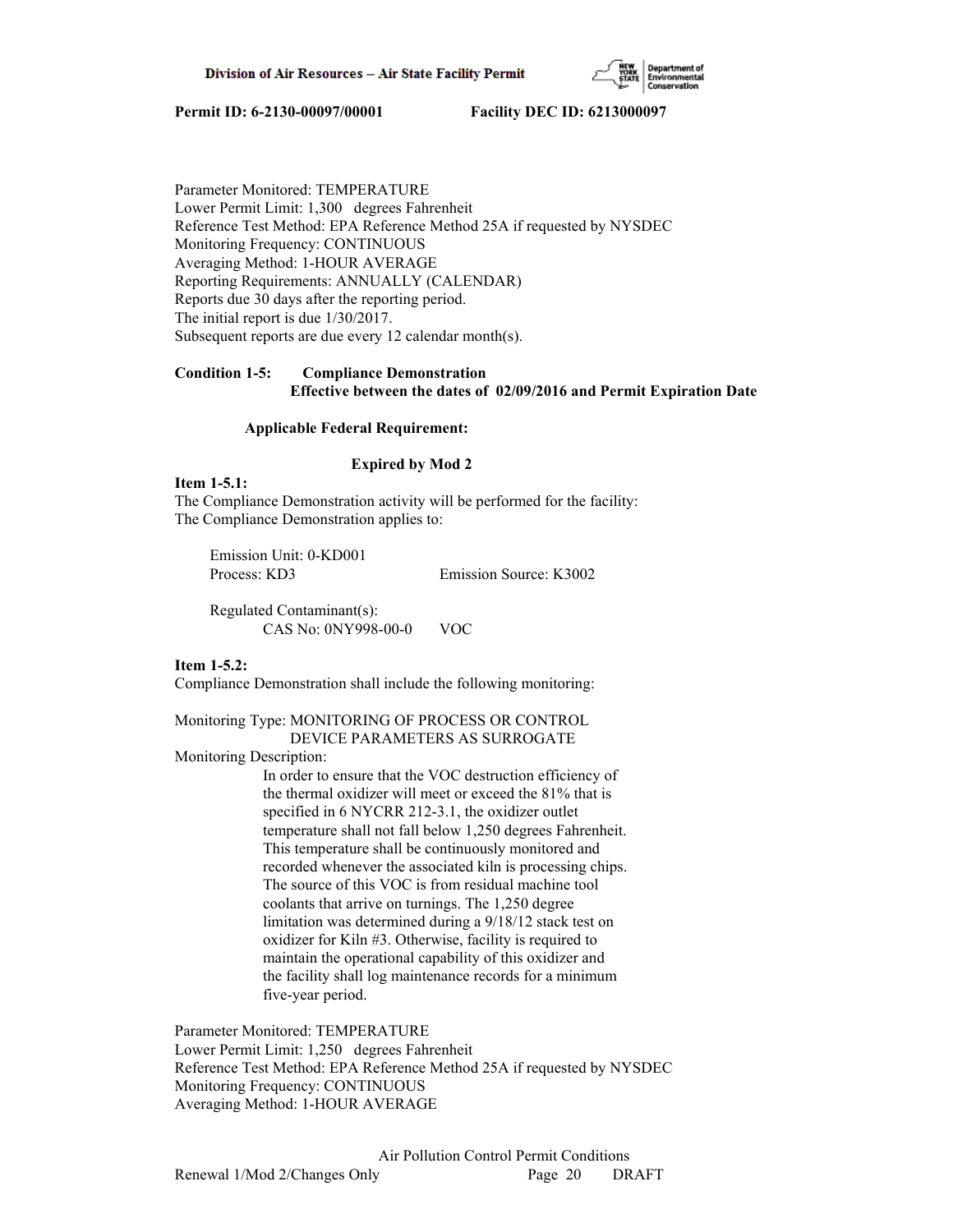Parameter Monitored: TEMPERATURE
Lower Permit Limit: 1,300 degrees Fahrenheit
Reference Test Method: EPA Reference Method 25A if requested by NYSDEC
Monitoring Frequency: CONTINUOUS
Averaging Method: 1-HOUR AVERAGE
Reporting Requirements: ANNUALLY (CALENDAR)
Reports due 30 days after the reporting period.
The initial report is due 1/30/2017.
Subsequent reports are due every 12 calendar month(s).

**Condition 1-5: Compliance Demonstration**
**Effective between the dates of 02/09/2016 and Permit Expiration Date**

**Applicable Federal Requirement:**

**Expired by Mod 2**

**Item 1-5.1:**
The Compliance Demonstration activity will be performed for the facility:
The Compliance Demonstration applies to:

Emission Unit: 0-KD001
Process: KD3 Emission Source: K3002

Regulated Contaminant(s):
CAS No: 0NY998-00-0 VOC

**Item 1-5.2:**
Compliance Demonstration shall include the following monitoring:

Monitoring Type: MONITORING OF PROCESS OR CONTROL DEVICE PARAMETERS AS SURROGATE
Monitoring Description:
In order to ensure that the VOC destruction efficiency of the thermal oxidizer will meet or exceed the 81% that is specified in 6 NYCRR 212-3.1, the oxidizer outlet temperature shall not fall below 1,250 degrees Fahrenheit. This temperature shall be continuously monitored and recorded whenever the associated kiln is processing chips. The source of this VOC is from residual machine tool coolants that arrive on turnings. The 1,250 degree limitation was determined during a 9/18/12 stack test on oxidizer for Kiln #3. Otherwise, facility is required to maintain the operational capability of this oxidizer and the facility shall log maintenance records for a minimum five-year period.

Parameter Monitored: TEMPERATURE
Lower Permit Limit: 1,250 degrees Fahrenheit
Reference Test Method: EPA Reference Method 25A if requested by NYSDEC
Monitoring Frequency: CONTINUOUS
Averaging Method: 1-HOUR AVERAGE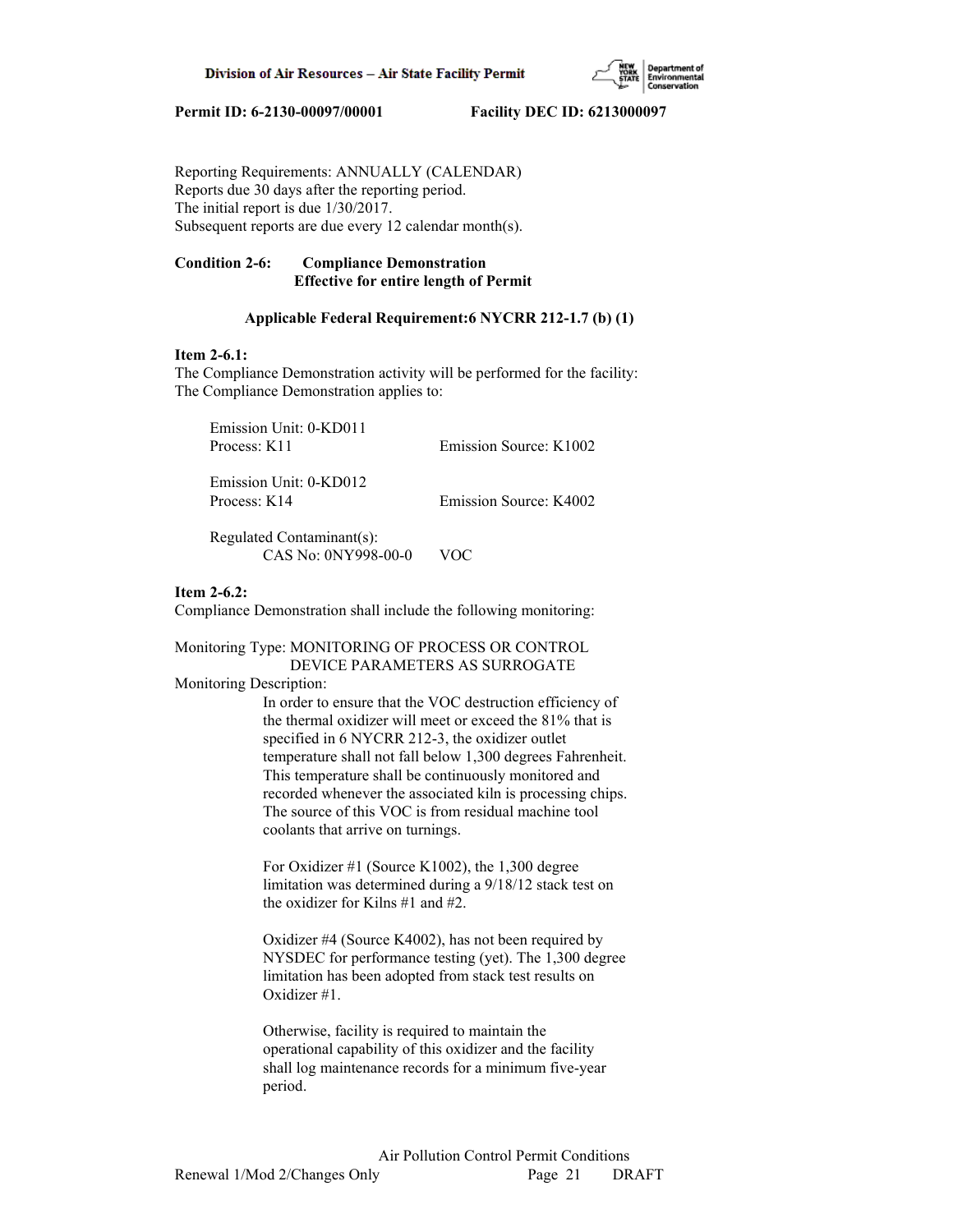Permit ID: 6-2130-00097/00001 Facility DEC ID: 6213000097

Reporting Requirements: ANNUALLY (CALENDAR)
Reports due 30 days after the reporting period.
The initial report is due 1/30/2017.
Subsequent reports are due every 12 calendar month(s).

**Condition 2-6: Compliance Demonstration**
**Effective for entire length of Permit**

**Applicable Federal Requirement:6 NYCRR 212-1.7 (b) (1)**

**Item 2-6.1:**
The Compliance Demonstration activity will be performed for the facility:
The Compliance Demonstration applies to:

Emission Unit: 0-KD011
Process: K11 Emission Source: K1002

Emission Unit: 0-KD012
Process: K14 Emission Source: K4002

Regulated Contaminant(s):
CAS No: 0NY998-00-0 VOC

**Item 2-6.2:**
Compliance Demonstration shall include the following monitoring:

Monitoring Type: MONITORING OF PROCESS OR CONTROL DEVICE PARAMETERS AS SURROGATE
Monitoring Description:

In order to ensure that the VOC destruction efficiency of the thermal oxidizer will meet or exceed the 81% that is specified in 6 NYCRR 212-3, the oxidizer outlet temperature shall not fall below 1,300 degrees Fahrenheit. This temperature shall be continuously monitored and recorded whenever the associated kiln is processing chips. The source of this VOC is from residual machine tool coolants that arrive on turnings.

For Oxidizer #1 (Source K1002), the 1,300 degree limitation was determined during a 9/18/12 stack test on the oxidizer for Kilns #1 and #2.

Oxidizer #4 (Source K4002), has not been required by NYSDEC for performance testing (yet). The 1,300 degree limitation has been adopted from stack test results on Oxidizer #1.

Otherwise, facility is required to maintain the operational capability of this oxidizer and the facility shall log maintenance records for a minimum five-year period.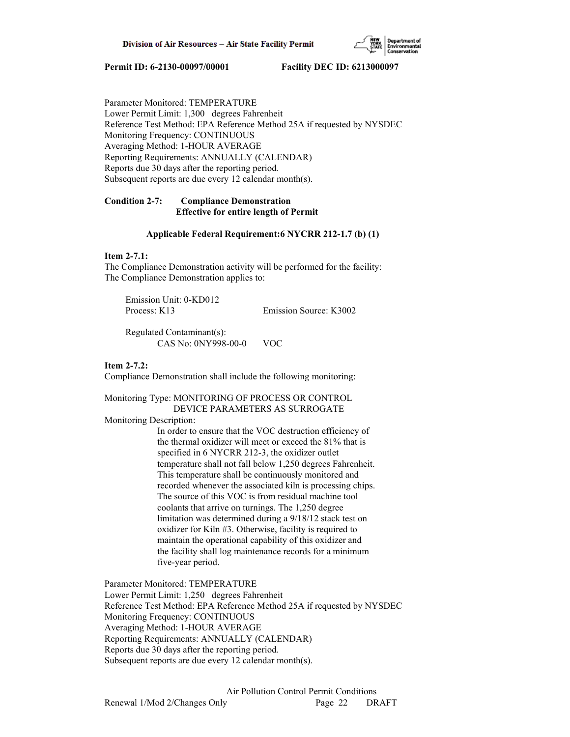Parameter Monitored: TEMPERATURE
Lower Permit Limit: 1,300 degrees Fahrenheit
Reference Test Method: EPA Reference Method 25A if requested by NYSDEC
Monitoring Frequency: CONTINUOUS
Averaging Method: 1-HOUR AVERAGE
Reporting Requirements: ANNUALLY (CALENDAR)
Reports due 30 days after the reporting period.
Subsequent reports are due every 12 calendar month(s).

**Condition 2-7: Compliance Demonstration**
**Effective for entire length of Permit**

**Applicable Federal Requirement:6 NYCRR 212-1.7 (b) (1)**

**Item 2-7.1:**
The Compliance Demonstration activity will be performed for the facility:
The Compliance Demonstration applies to:

Emission Unit: 0-KD012
Process: K13 Emission Source: K3002

Regulated Contaminant(s):
CAS No: 0NY998-00-0 VOC

**Item 2-7.2:**
Compliance Demonstration shall include the following monitoring:

Monitoring Type: MONITORING OF PROCESS OR CONTROL DEVICE PARAMETERS AS SURROGATE
Monitoring Description:
In order to ensure that the VOC destruction efficiency of the thermal oxidizer will meet or exceed the 81% that is specified in 6 NYCRR 212-3, the oxidizer outlet temperature shall not fall below 1,250 degrees Fahrenheit. This temperature shall be continuously monitored and recorded whenever the associated kiln is processing chips. The source of this VOC is from residual machine tool coolants that arrive on turnings. The 1,250 degree limitation was determined during a 9/18/12 stack test on oxidizer for Kiln #3. Otherwise, facility is required to maintain the operational capability of this oxidizer and the facility shall log maintenance records for a minimum five-year period.

Parameter Monitored: TEMPERATURE
Lower Permit Limit: 1,250 degrees Fahrenheit
Reference Test Method: EPA Reference Method 25A if requested by NYSDEC
Monitoring Frequency: CONTINUOUS
Averaging Method: 1-HOUR AVERAGE
Reporting Requirements: ANNUALLY (CALENDAR)
Reports due 30 days after the reporting period.
Subsequent reports are due every 12 calendar month(s).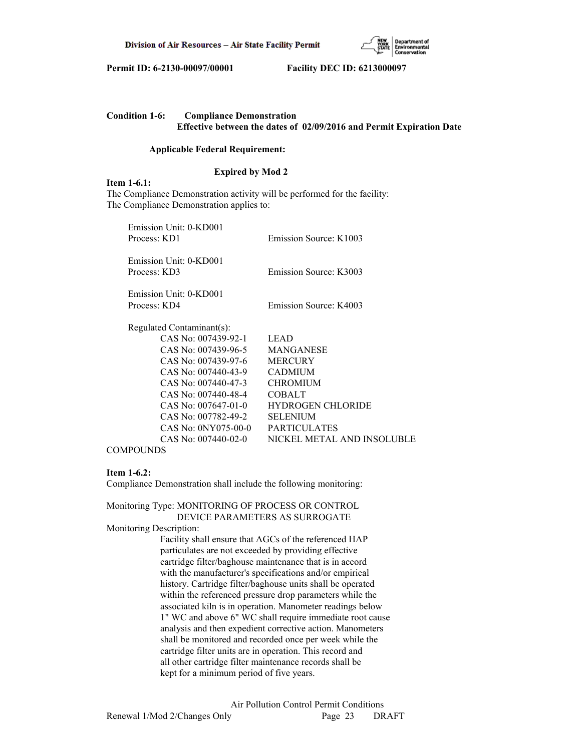**Condition 1-6: Compliance Demonstration**
**Effective between the dates of 02/09/2016 and Permit Expiration Date**

**Applicable Federal Requirement:**

**Expired by Mod 2**

**Item 1-6.1:**
The Compliance Demonstration activity will be performed for the facility:
The Compliance Demonstration applies to:

Emission Unit: 0-KD001
Process: KD1 Emission Source: K1003

Emission Unit: 0-KD001
Process: KD3 Emission Source: K3003

Emission Unit: 0-KD001
Process: KD4 Emission Source: K4003

Regulated Contaminant(s):

| CAS No | Contaminant |
|---|---|
| CAS No: 007439-92-1 | LEAD |
| CAS No: 007439-96-5 | MANGANESE |
| CAS No: 007439-97-6 | MERCURY |
| CAS No: 007440-43-9 | CADMIUM |
| CAS No: 007440-47-3 | CHROMIUM |
| CAS No: 007440-48-4 | COBALT |
| CAS No: 007647-01-0 | HYDROGEN CHLORIDE |
| CAS No: 007782-49-2 | SELENIUM |
| CAS No: 0NY075-00-0 | PARTICULATES |
| CAS No: 007440-02-0 | NICKEL METAL AND INSOLUBLE COMPOUNDS |

**Item 1-6.2:**
Compliance Demonstration shall include the following monitoring:

Monitoring Type: MONITORING OF PROCESS OR CONTROL DEVICE PARAMETERS AS SURROGATE
Monitoring Description:
Facility shall ensure that AGCs of the referenced HAP particulates are not exceeded by providing effective cartridge filter/baghouse maintenance that is in accord with the manufacturer's specifications and/or empirical history. Cartridge filter/baghouse units shall be operated within the referenced pressure drop parameters while the associated kiln is in operation. Manometer readings below 1" WC and above 6" WC shall require immediate root cause analysis and then expedient corrective action. Manometers shall be monitored and recorded once per week while the cartridge filter units are in operation. This record and all other cartridge filter maintenance records shall be kept for a minimum period of five years.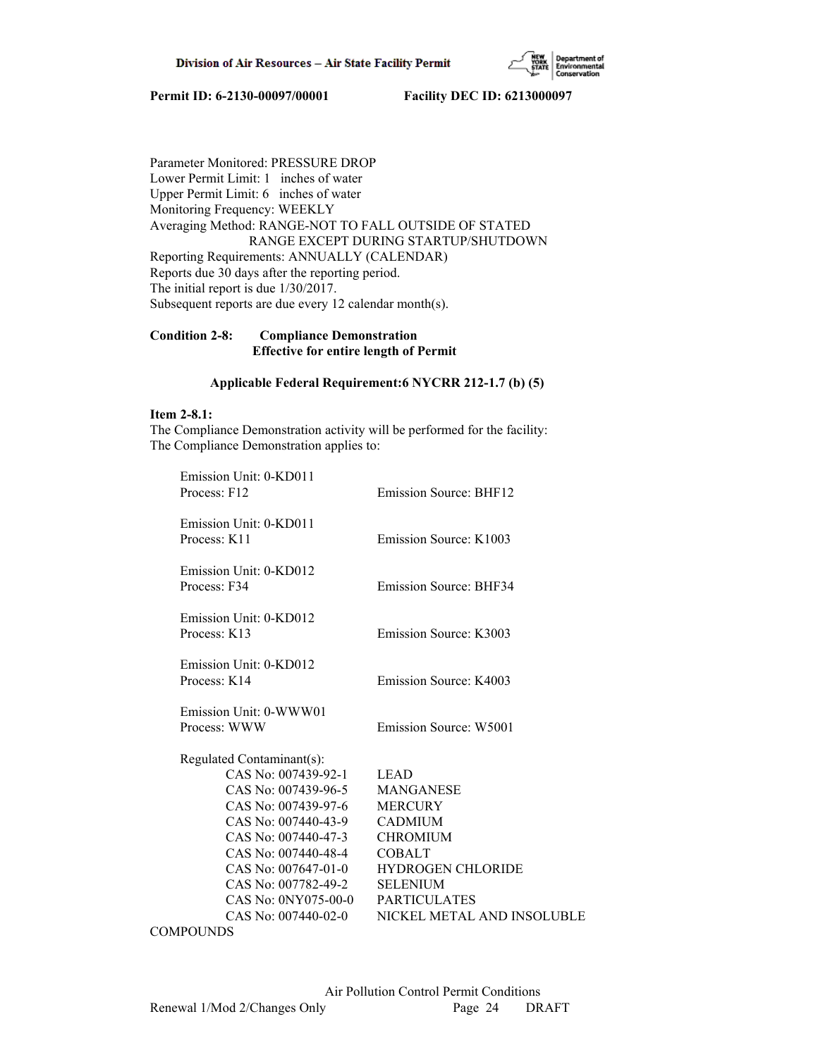Parameter Monitored: PRESSURE DROP
Lower Permit Limit: 1 inches of water
Upper Permit Limit: 6 inches of water
Monitoring Frequency: WEEKLY
Averaging Method: RANGE-NOT TO FALL OUTSIDE OF STATED RANGE EXCEPT DURING STARTUP/SHUTDOWN
Reporting Requirements: ANNUALLY (CALENDAR)
Reports due 30 days after the reporting period.
The initial report is due 1/30/2017.
Subsequent reports are due every 12 calendar month(s).

**Condition 2-8: Compliance Demonstration**
**Effective for entire length of Permit**

**Applicable Federal Requirement:6 NYCRR 212-1.7 (b) (5)**

**Item 2-8.1:**
The Compliance Demonstration activity will be performed for the facility:
The Compliance Demonstration applies to:

Emission Unit: 0-KD011
Process: F12 Emission Source: BHF12

Emission Unit: 0-KD011
Process: K11 Emission Source: K1003

Emission Unit: 0-KD012
Process: F34 Emission Source: BHF34

Emission Unit: 0-KD012
Process: K13 Emission Source: K3003

Emission Unit: 0-KD012
Process: K14 Emission Source: K4003

Emission Unit: 0-WWW01
Process: WWW Emission Source: W5001

Regulated Contaminant(s):
CAS No: 007439-92-1 LEAD
CAS No: 007439-96-5 MANGANESE
CAS No: 007439-97-6 MERCURY
CAS No: 007440-43-9 CADMIUM
CAS No: 007440-47-3 CHROMIUM
CAS No: 007440-48-4 COBALT
CAS No: 007647-01-0 HYDROGEN CHLORIDE
CAS No: 007782-49-2 SELENIUM
CAS No: 0NY075-00-0 PARTICULATES
CAS No: 007440-02-0 NICKEL METAL AND INSOLUBLE COMPOUNDS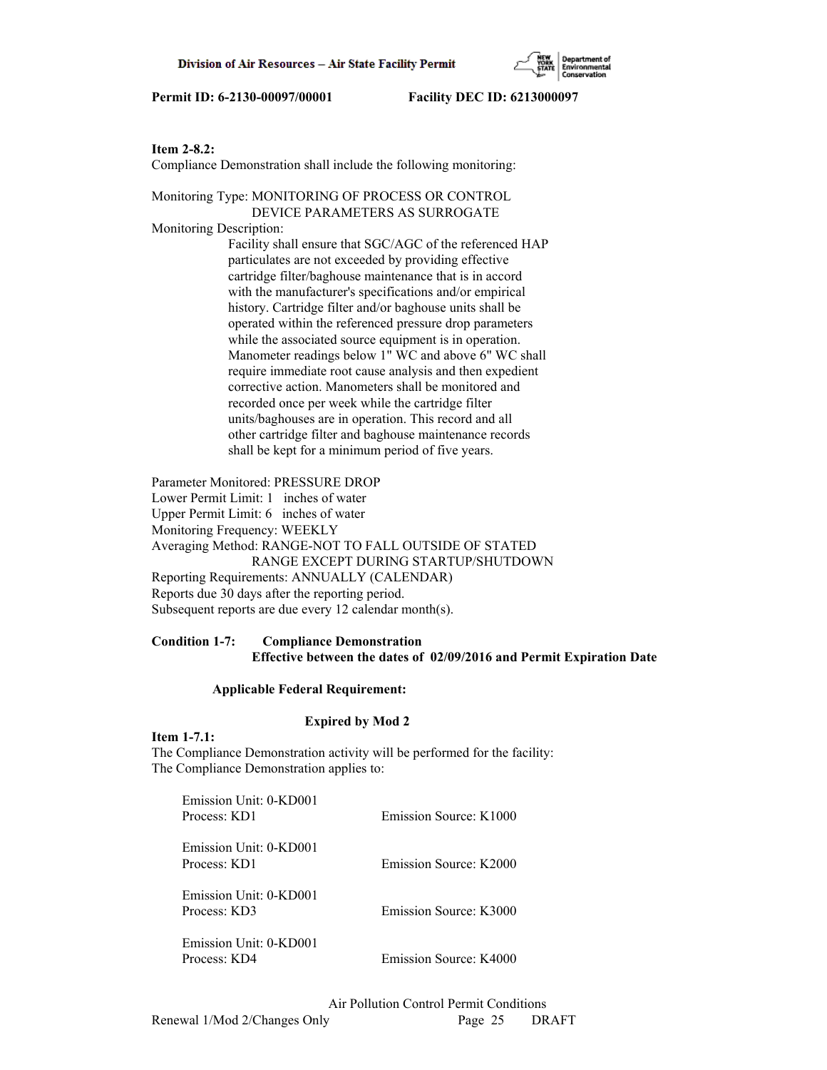**Item 2-8.2:**
Compliance Demonstration shall include the following monitoring:

Monitoring Type: MONITORING OF PROCESS OR CONTROL DEVICE PARAMETERS AS SURROGATE

Monitoring Description:

Facility shall ensure that SGC/AGC of the referenced HAP particulates are not exceeded by providing effective cartridge filter/baghouse maintenance that is in accord with the manufacturer's specifications and/or empirical history. Cartridge filter and/or baghouse units shall be operated within the referenced pressure drop parameters while the associated source equipment is in operation. Manometer readings below 1" WC and above 6" WC shall require immediate root cause analysis and then expedient corrective action. Manometers shall be monitored and recorded once per week while the cartridge filter units/baghouses are in operation. This record and all other cartridge filter and baghouse maintenance records shall be kept for a minimum period of five years.

Parameter Monitored: PRESSURE DROP
Lower Permit Limit: 1 inches of water
Upper Permit Limit: 6 inches of water
Monitoring Frequency: WEEKLY
Averaging Method: RANGE-NOT TO FALL OUTSIDE OF STATED RANGE EXCEPT DURING STARTUP/SHUTDOWN
Reporting Requirements: ANNUALLY (CALENDAR)
Reports due 30 days after the reporting period.
Subsequent reports are due every 12 calendar month(s).

**Condition 1-7: Compliance Demonstration**
**Effective between the dates of 02/09/2016 and Permit Expiration Date**

**Applicable Federal Requirement:**

**Expired by Mod 2**

**Item 1-7.1:**
The Compliance Demonstration activity will be performed for the facility:
The Compliance Demonstration applies to:

| | |
|---|---|
| Emission Unit: 0-KD001<br>Process: KD1 | Emission Source: K1000 |
| Emission Unit: 0-KD001<br>Process: KD1 | Emission Source: K2000 |
| Emission Unit: 0-KD001<br>Process: KD3 | Emission Source: K3000 |
| Emission Unit: 0-KD001<br>Process: KD4 | Emission Source: K4000 |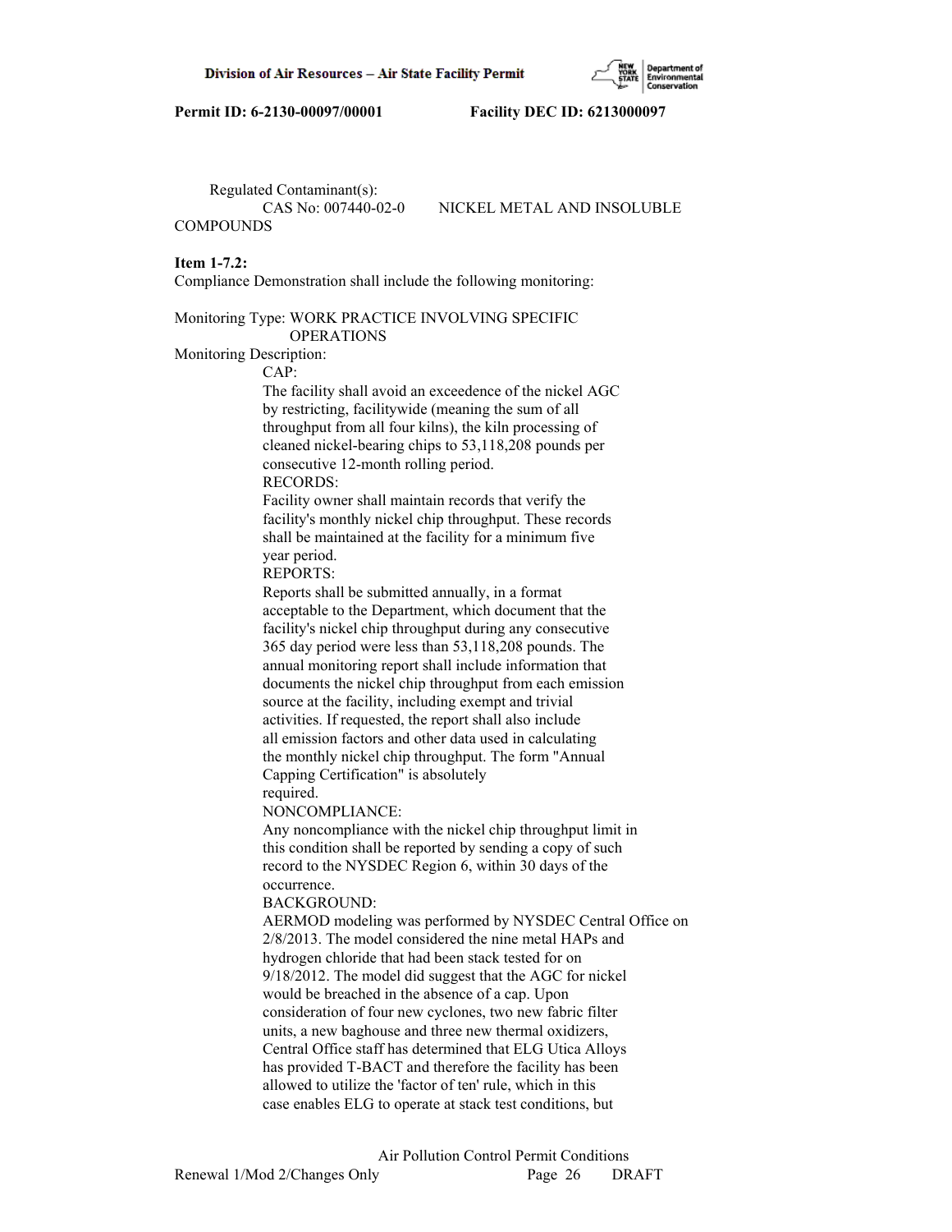Regulated Contaminant(s):
CAS No: 007440-02-0 NICKEL METAL AND INSOLUBLE COMPOUNDS

**Item 1-7.2:**
Compliance Demonstration shall include the following monitoring:

Monitoring Type: WORK PRACTICE INVOLVING SPECIFIC OPERATIONS
Monitoring Description:

CAP:
The facility shall avoid an exceedence of the nickel AGC by restricting, facilitywide (meaning the sum of all throughput from all four kilns), the kiln processing of cleaned nickel-bearing chips to 53,118,208 pounds per consecutive 12-month rolling period.

RECORDS:
Facility owner shall maintain records that verify the facility's monthly nickel chip throughput. These records shall be maintained at the facility for a minimum five year period.

REPORTS:
Reports shall be submitted annually, in a format acceptable to the Department, which document that the facility's nickel chip throughput during any consecutive 365 day period were less than 53,118,208 pounds. The annual monitoring report shall include information that documents the nickel chip throughput from each emission source at the facility, including exempt and trivial activities. If requested, the report shall also include all emission factors and other data used in calculating the monthly nickel chip throughput. The form "Annual Capping Certification" is absolutely required.

NONCOMPLIANCE:
Any noncompliance with the nickel chip throughput limit in this condition shall be reported by sending a copy of such record to the NYSDEC Region 6, within 30 days of the occurrence.

BACKGROUND:
AERMOD modeling was performed by NYSDEC Central Office on 2/8/2013. The model considered the nine metal HAPs and hydrogen chloride that had been stack tested for on 9/18/2012. The model did suggest that the AGC for nickel would be breached in the absence of a cap. Upon consideration of four new cyclones, two new fabric filter units, a new baghouse and three new thermal oxidizers, Central Office staff has determined that ELG Utica Alloys has provided T-BACT and therefore the facility has been allowed to utilize the 'factor of ten' rule, which in this case enables ELG to operate at stack test conditions, but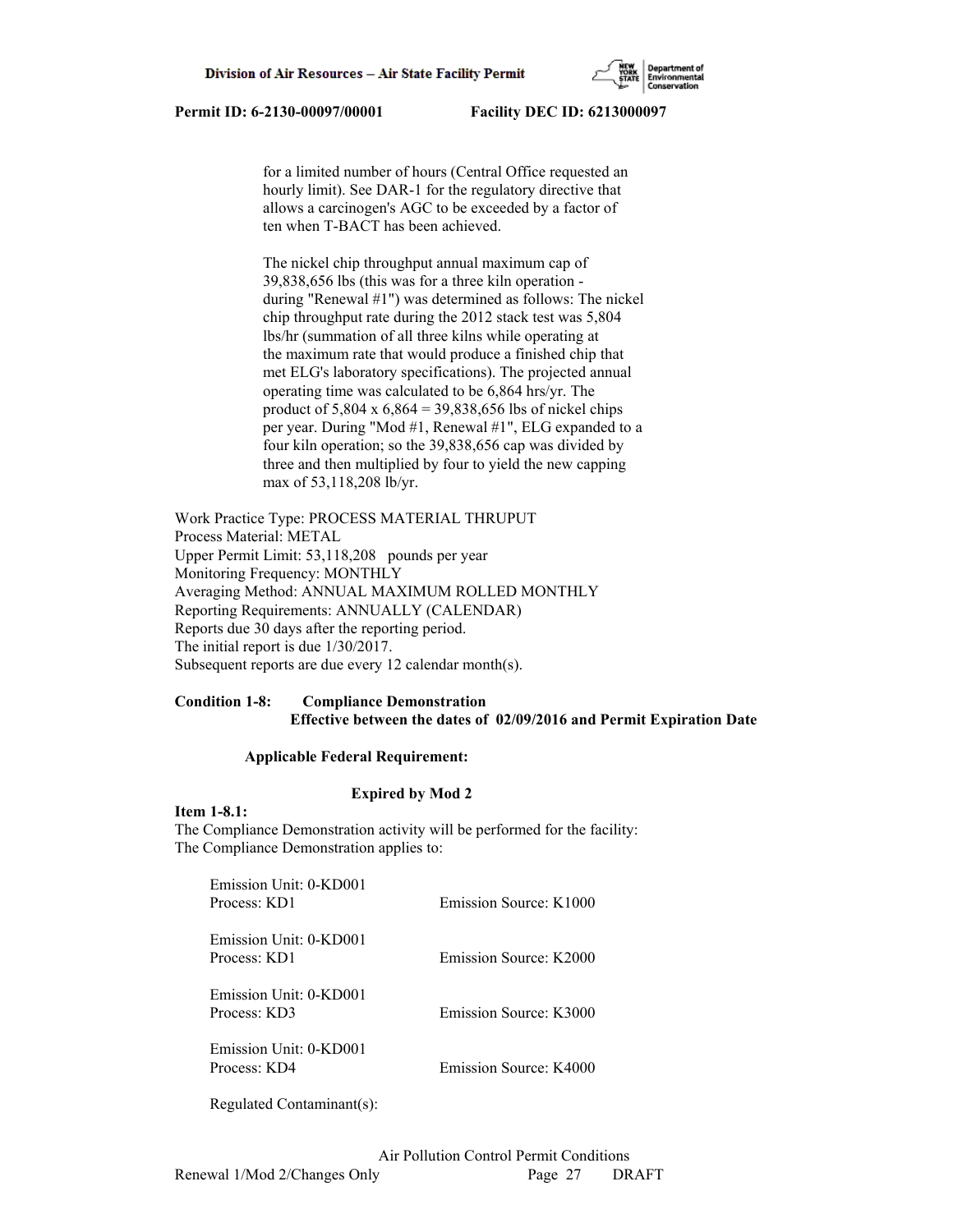for a limited number of hours (Central Office requested an hourly limit). See DAR-1 for the regulatory directive that allows a carcinogen's AGC to be exceeded by a factor of ten when T-BACT has been achieved.

The nickel chip throughput annual maximum cap of 39,838,656 lbs (this was for a three kiln operation - during "Renewal #1") was determined as follows: The nickel chip throughput rate during the 2012 stack test was 5,804 lbs/hr (summation of all three kilns while operating at the maximum rate that would produce a finished chip that met ELG's laboratory specifications). The projected annual operating time was calculated to be 6,864 hrs/yr. The product of 5,804 x 6,864 = 39,838,656 lbs of nickel chips per year. During "Mod #1, Renewal #1", ELG expanded to a four kiln operation; so the 39,838,656 cap was divided by three and then multiplied by four to yield the new capping max of 53,118,208 lb/yr.

Work Practice Type: PROCESS MATERIAL THRUPUT
Process Material: METAL
Upper Permit Limit: 53,118,208 pounds per year
Monitoring Frequency: MONTHLY
Averaging Method: ANNUAL MAXIMUM ROLLED MONTHLY
Reporting Requirements: ANNUALLY (CALENDAR)
Reports due 30 days after the reporting period.
The initial report is due 1/30/2017.
Subsequent reports are due every 12 calendar month(s).

**Condition 1-8: Compliance Demonstration**
**Effective between the dates of 02/09/2016 and Permit Expiration Date**

**Applicable Federal Requirement:**

**Expired by Mod 2**

**Item 1-8.1:**
The Compliance Demonstration activity will be performed for the facility:
The Compliance Demonstration applies to:

| | |
|---|---|
| Emission Unit: 0-KD001<br>Process: KD1 | Emission Source: K1000 |
| Emission Unit: 0-KD001<br>Process: KD1 | Emission Source: K2000 |
| Emission Unit: 0-KD001<br>Process: KD3 | Emission Source: K3000 |
| Emission Unit: 0-KD001<br>Process: KD4 | Emission Source: K4000 |

Regulated Contaminant(s):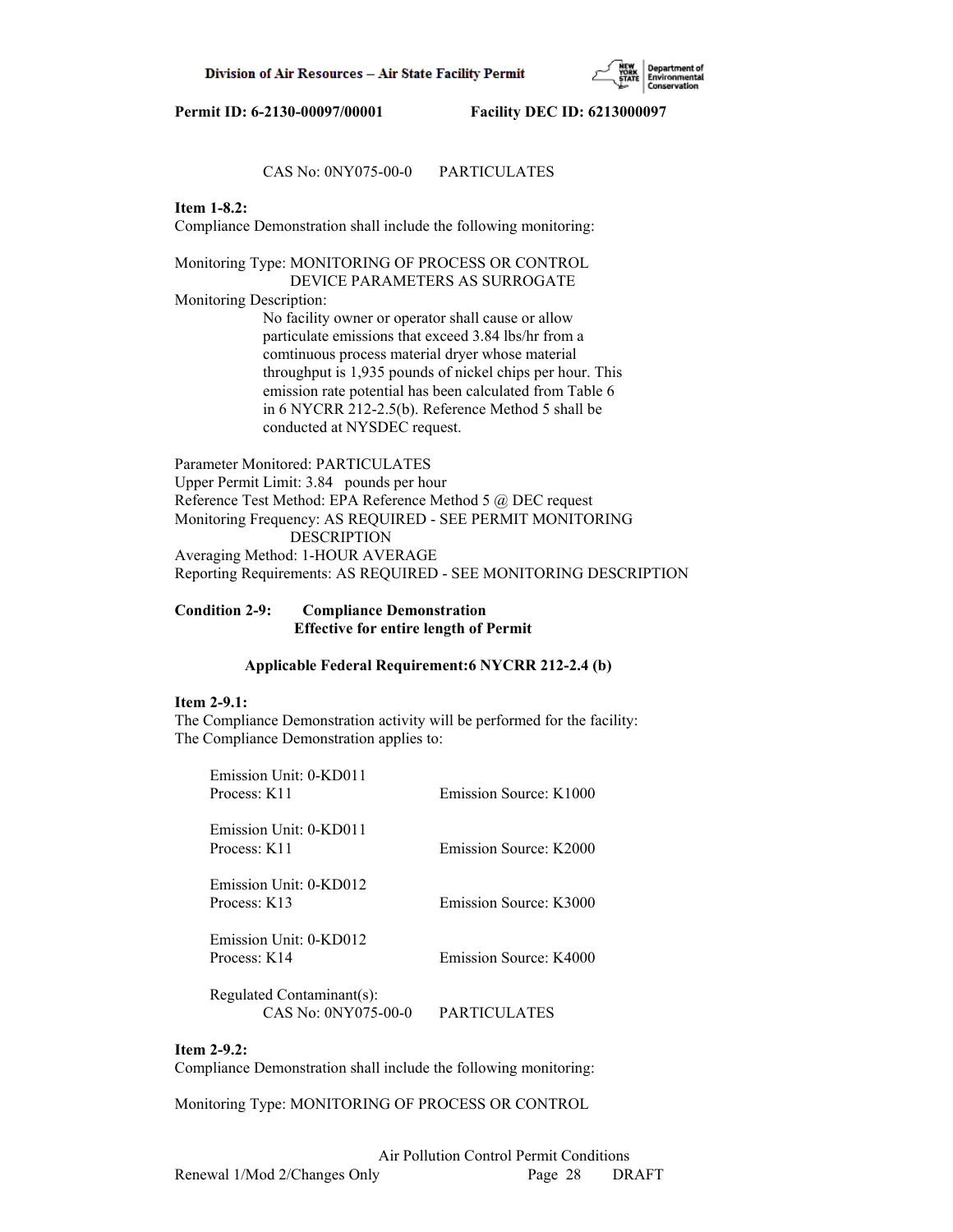CAS No: 0NY075-00-0 PARTICULATES

**Item 1-8.2:**
Compliance Demonstration shall include the following monitoring:

Monitoring Type: MONITORING OF PROCESS OR CONTROL DEVICE PARAMETERS AS SURROGATE
Monitoring Description:
No facility owner or operator shall cause or allow particulate emissions that exceed 3.84 lbs/hr from a comtinuous process material dryer whose material throughput is 1,935 pounds of nickel chips per hour. This emission rate potential has been calculated from Table 6 in 6 NYCRR 212-2.5(b). Reference Method 5 shall be conducted at NYSDEC request.

Parameter Monitored: PARTICULATES
Upper Permit Limit: 3.84 pounds per hour
Reference Test Method: EPA Reference Method 5 @ DEC request
Monitoring Frequency: AS REQUIRED - SEE PERMIT MONITORING DESCRIPTION
Averaging Method: 1-HOUR AVERAGE
Reporting Requirements: AS REQUIRED - SEE MONITORING DESCRIPTION

**Condition 2-9: Compliance Demonstration**
**Effective for entire length of Permit**

**Applicable Federal Requirement:6 NYCRR 212-2.4 (b)**

**Item 2-9.1:**
The Compliance Demonstration activity will be performed for the facility:
The Compliance Demonstration applies to:

Emission Unit: 0-KD011
Process: K11 Emission Source: K1000

Emission Unit: 0-KD011
Process: K11 Emission Source: K2000

Emission Unit: 0-KD012
Process: K13 Emission Source: K3000

Emission Unit: 0-KD012
Process: K14 Emission Source: K4000

Regulated Contaminant(s):
CAS No: 0NY075-00-0 PARTICULATES

**Item 2-9.2:**
Compliance Demonstration shall include the following monitoring:

Monitoring Type: MONITORING OF PROCESS OR CONTROL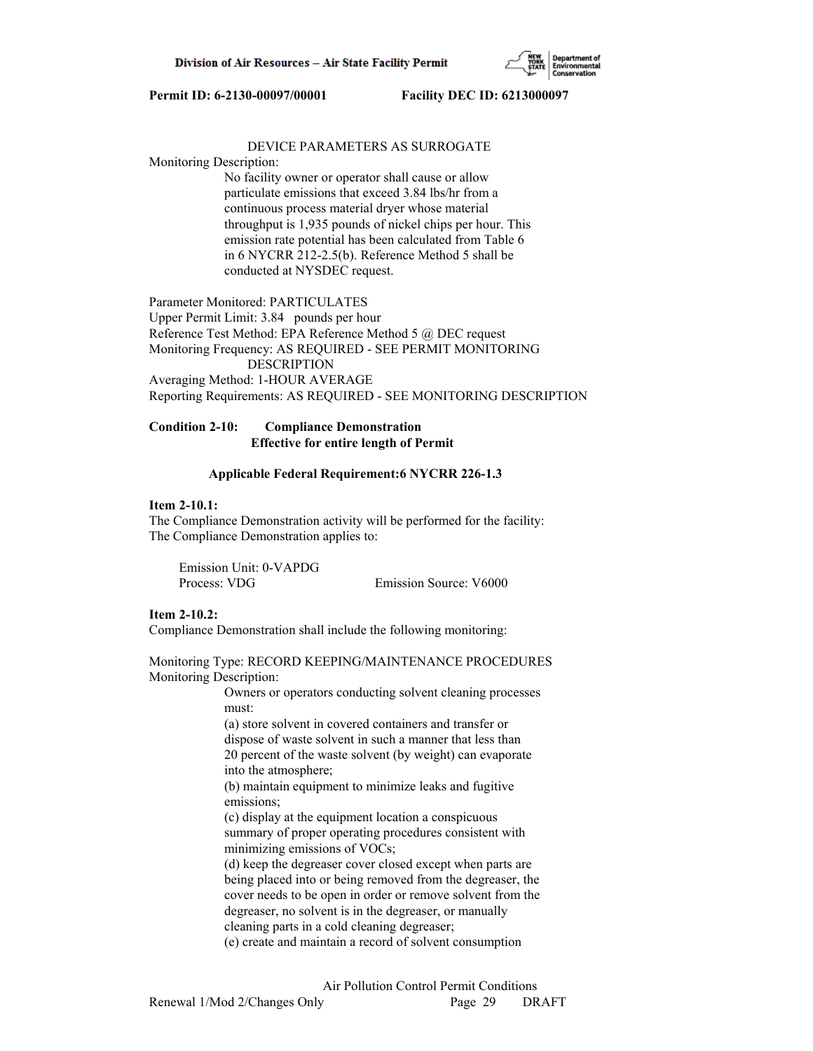DEVICE PARAMETERS AS SURROGATE

Monitoring Description:

No facility owner or operator shall cause or allow particulate emissions that exceed 3.84 lbs/hr from a continuous process material dryer whose material throughput is 1,935 pounds of nickel chips per hour. This emission rate potential has been calculated from Table 6 in 6 NYCRR 212-2.5(b). Reference Method 5 shall be conducted at NYSDEC request.

Parameter Monitored: PARTICULATES
Upper Permit Limit: 3.84 pounds per hour
Reference Test Method: EPA Reference Method 5 @ DEC request
Monitoring Frequency: AS REQUIRED - SEE PERMIT MONITORING DESCRIPTION
Averaging Method: 1-HOUR AVERAGE
Reporting Requirements: AS REQUIRED - SEE MONITORING DESCRIPTION

**Condition 2-10: Compliance Demonstration**
**Effective for entire length of Permit**

**Applicable Federal Requirement:6 NYCRR 226-1.3**

**Item 2-10.1:**
The Compliance Demonstration activity will be performed for the facility:
The Compliance Demonstration applies to:

Emission Unit: 0-VAPDG
Process: VDG Emission Source: V6000

**Item 2-10.2:**
Compliance Demonstration shall include the following monitoring:

Monitoring Type: RECORD KEEPING/MAINTENANCE PROCEDURES
Monitoring Description:

Owners or operators conducting solvent cleaning processes must:

(a) store solvent in covered containers and transfer or dispose of waste solvent in such a manner that less than 20 percent of the waste solvent (by weight) can evaporate into the atmosphere;

(b) maintain equipment to minimize leaks and fugitive emissions;

(c) display at the equipment location a conspicuous summary of proper operating procedures consistent with minimizing emissions of VOCs;

(d) keep the degreaser cover closed except when parts are being placed into or being removed from the degreaser, the cover needs to be open in order or remove solvent from the degreaser, no solvent is in the degreaser, or manually cleaning parts in a cold cleaning degreaser;

(e) create and maintain a record of solvent consumption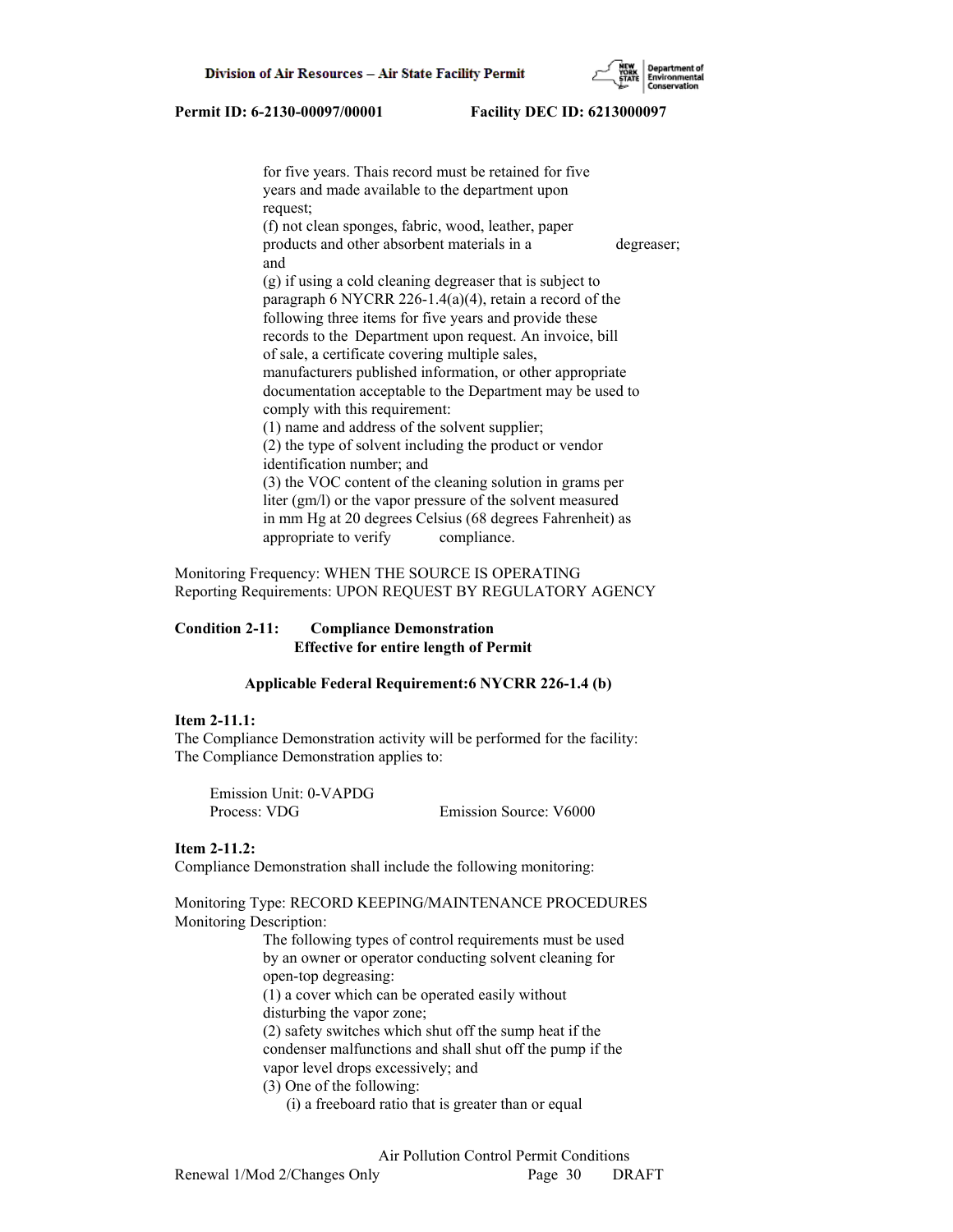for five years. Thais record must be retained for five years and made available to the department upon request;

(f) not clean sponges, fabric, wood, leather, paper products and other absorbent materials in a degreaser; and

(g) if using a cold cleaning degreaser that is subject to paragraph 6 NYCRR 226-1.4(a)(4), retain a record of the following three items for five years and provide these records to the Department upon request. An invoice, bill of sale, a certificate covering multiple sales, manufacturers published information, or other appropriate documentation acceptable to the Department may be used to comply with this requirement:

(1) name and address of the solvent supplier;

(2) the type of solvent including the product or vendor identification number; and

(3) the VOC content of the cleaning solution in grams per liter (gm/l) or the vapor pressure of the solvent measured in mm Hg at 20 degrees Celsius (68 degrees Fahrenheit) as appropriate to verify compliance.

Monitoring Frequency: WHEN THE SOURCE IS OPERATING
Reporting Requirements: UPON REQUEST BY REGULATORY AGENCY

**Condition 2-11: Compliance Demonstration**
**Effective for entire length of Permit**

**Applicable Federal Requirement:6 NYCRR 226-1.4 (b)**

**Item 2-11.1:**
The Compliance Demonstration activity will be performed for the facility:
The Compliance Demonstration applies to:

Emission Unit: 0-VAPDG
Process: VDG Emission Source: V6000

**Item 2-11.2:**
Compliance Demonstration shall include the following monitoring:

Monitoring Type: RECORD KEEPING/MAINTENANCE PROCEDURES
Monitoring Description:

The following types of control requirements must be used by an owner or operator conducting solvent cleaning for open-top degreasing:

(1) a cover which can be operated easily without disturbing the vapor zone;

(2) safety switches which shut off the sump heat if the condenser malfunctions and shall shut off the pump if the vapor level drops excessively; and

(3) One of the following:

(i) a freeboard ratio that is greater than or equal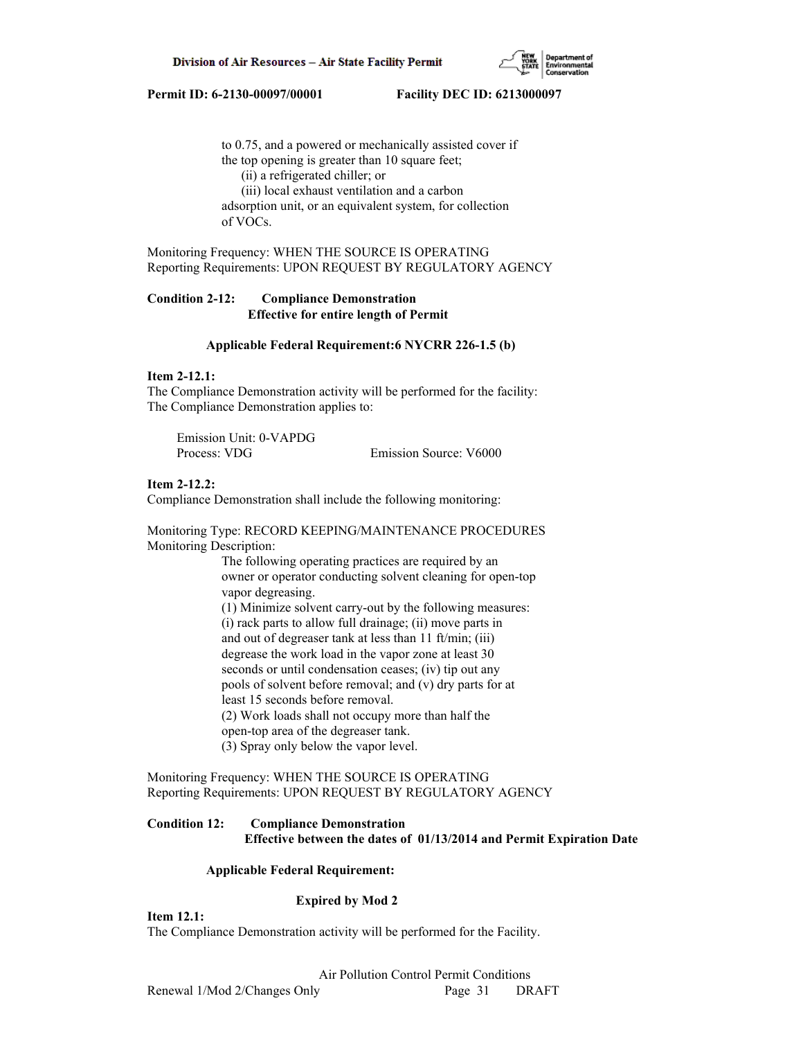to 0.75, and a powered or mechanically assisted cover if the top opening is greater than 10 square feet;
(ii) a refrigerated chiller; or
(iii) local exhaust ventilation and a carbon adsorption unit, or an equivalent system, for collection of VOCs.

Monitoring Frequency: WHEN THE SOURCE IS OPERATING
Reporting Requirements: UPON REQUEST BY REGULATORY AGENCY

**Condition 2-12: Compliance Demonstration**
**Effective for entire length of Permit**

**Applicable Federal Requirement:6 NYCRR 226-1.5 (b)**

**Item 2-12.1:**
The Compliance Demonstration activity will be performed for the facility:
The Compliance Demonstration applies to:

Emission Unit: 0-VAPDG
Process: VDG    Emission Source: V6000

**Item 2-12.2:**
Compliance Demonstration shall include the following monitoring:

Monitoring Type: RECORD KEEPING/MAINTENANCE PROCEDURES
Monitoring Description:
The following operating practices are required by an owner or operator conducting solvent cleaning for open-top vapor degreasing.
(1) Minimize solvent carry-out by the following measures: (i) rack parts to allow full drainage; (ii) move parts in and out of degreaser tank at less than 11 ft/min; (iii) degrease the work load in the vapor zone at least 30 seconds or until condensation ceases; (iv) tip out any pools of solvent before removal; and (v) dry parts for at least 15 seconds before removal.
(2) Work loads shall not occupy more than half the open-top area of the degreaser tank.
(3) Spray only below the vapor level.

Monitoring Frequency: WHEN THE SOURCE IS OPERATING
Reporting Requirements: UPON REQUEST BY REGULATORY AGENCY

**Condition 12: Compliance Demonstration**
**Effective between the dates of 01/13/2014 and Permit Expiration Date**

**Applicable Federal Requirement:**

**Expired by Mod 2**

**Item 12.1:**
The Compliance Demonstration activity will be performed for the Facility.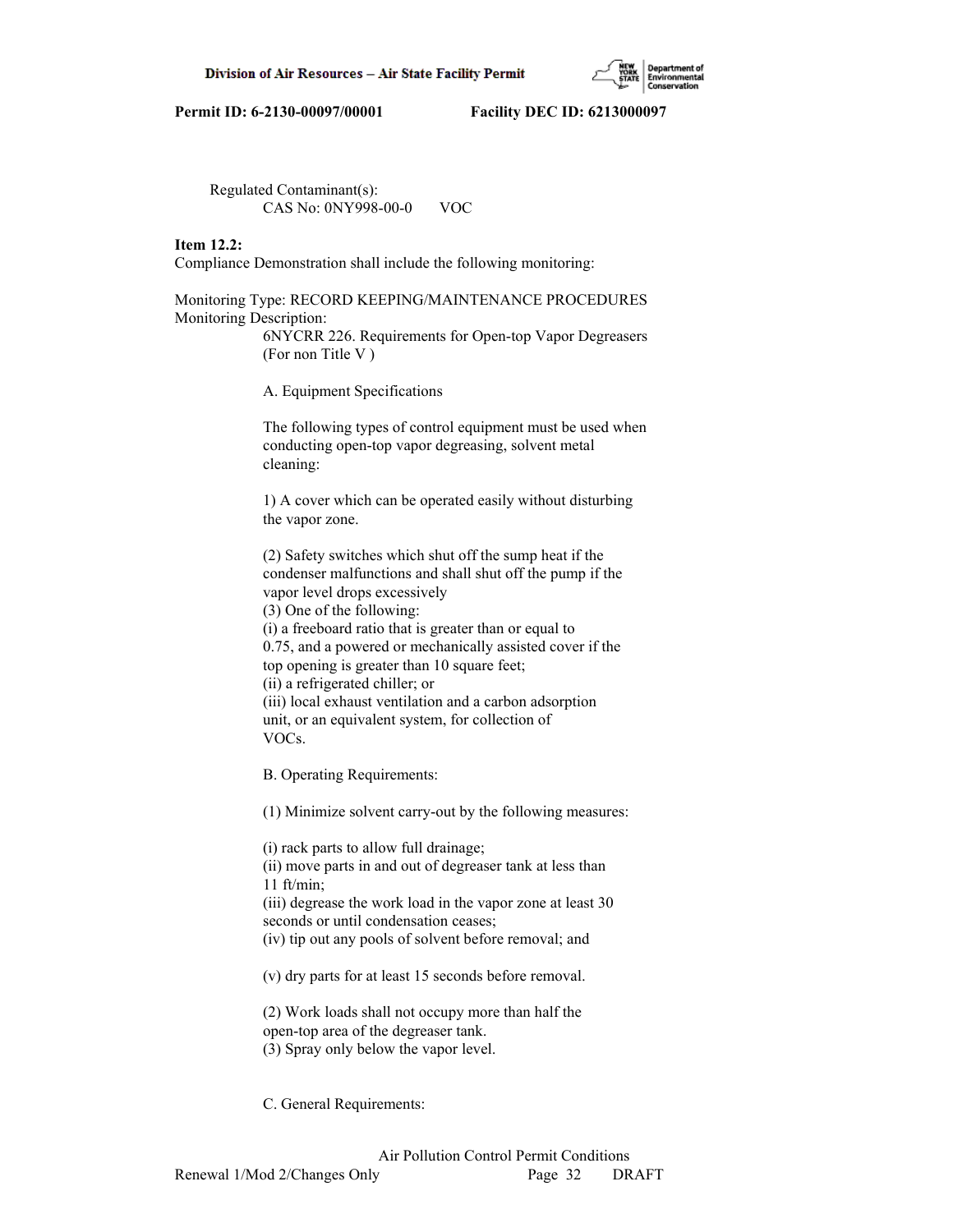Regulated Contaminant(s):
CAS No: 0NY998-00-0 VOC

**Item 12.2:**
Compliance Demonstration shall include the following monitoring:

Monitoring Type: RECORD KEEPING/MAINTENANCE PROCEDURES
Monitoring Description:

6NYCRR 226. Requirements for Open-top Vapor Degreasers (For non Title V )

A. Equipment Specifications

The following types of control equipment must be used when conducting open-top vapor degreasing, solvent metal cleaning:

1) A cover which can be operated easily without disturbing the vapor zone.

(2) Safety switches which shut off the sump heat if the condenser malfunctions and shall shut off the pump if the vapor level drops excessively
(3) One of the following:
(i) a freeboard ratio that is greater than or equal to 0.75, and a powered or mechanically assisted cover if the top opening is greater than 10 square feet;
(ii) a refrigerated chiller; or
(iii) local exhaust ventilation and a carbon adsorption unit, or an equivalent system, for collection of VOCs.

B. Operating Requirements:

(1) Minimize solvent carry-out by the following measures:

(i) rack parts to allow full drainage;
(ii) move parts in and out of degreaser tank at less than 11 ft/min;
(iii) degrease the work load in the vapor zone at least 30 seconds or until condensation ceases;
(iv) tip out any pools of solvent before removal; and

(v) dry parts for at least 15 seconds before removal.

(2) Work loads shall not occupy more than half the open-top area of the degreaser tank.
(3) Spray only below the vapor level.

C. General Requirements: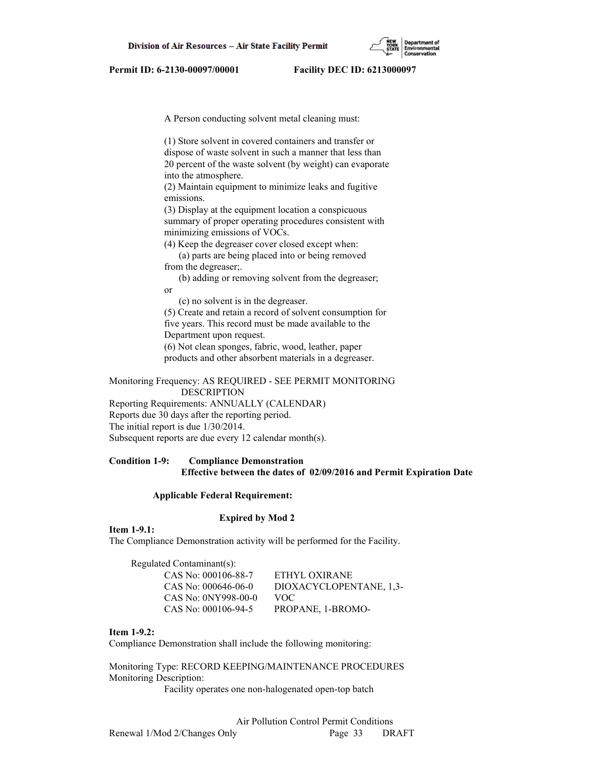A Person conducting solvent metal cleaning must:

(1) Store solvent in covered containers and transfer or dispose of waste solvent in such a manner that less than 20 percent of the waste solvent (by weight) can evaporate into the atmosphere.
(2) Maintain equipment to minimize leaks and fugitive emissions.
(3) Display at the equipment location a conspicuous summary of proper operating procedures consistent with minimizing emissions of VOCs.
(4) Keep the degreaser cover closed except when:
  (a) parts are being placed into or being removed from the degreaser;.
  (b) adding or removing solvent from the degreaser; or
  (c) no solvent is in the degreaser.
(5) Create and retain a record of solvent consumption for five years. This record must be made available to the Department upon request.
(6) Not clean sponges, fabric, wood, leather, paper products and other absorbent materials in a degreaser.

Monitoring Frequency: AS REQUIRED - SEE PERMIT MONITORING DESCRIPTION
Reporting Requirements: ANNUALLY (CALENDAR)
Reports due 30 days after the reporting period.
The initial report is due 1/30/2014.
Subsequent reports are due every 12 calendar month(s).

**Condition 1-9: Compliance Demonstration**
**Effective between the dates of 02/09/2016 and Permit Expiration Date**

**Applicable Federal Requirement:**

**Expired by Mod 2**

**Item 1-9.1:**
The Compliance Demonstration activity will be performed for the Facility.

Regulated Contaminant(s):

| CAS No | Contaminant |
|---|---|
| CAS No: 000106-88-7 | ETHYL OXIRANE |
| CAS No: 000646-06-0 | DIOXACYCLOPENTANE, 1,3- |
| CAS No: 0NY998-00-0 | VOC |
| CAS No: 000106-94-5 | PROPANE, 1-BROMO- |

**Item 1-9.2:**
Compliance Demonstration shall include the following monitoring:

Monitoring Type: RECORD KEEPING/MAINTENANCE PROCEDURES
Monitoring Description:
Facility operates one non-halogenated open-top batch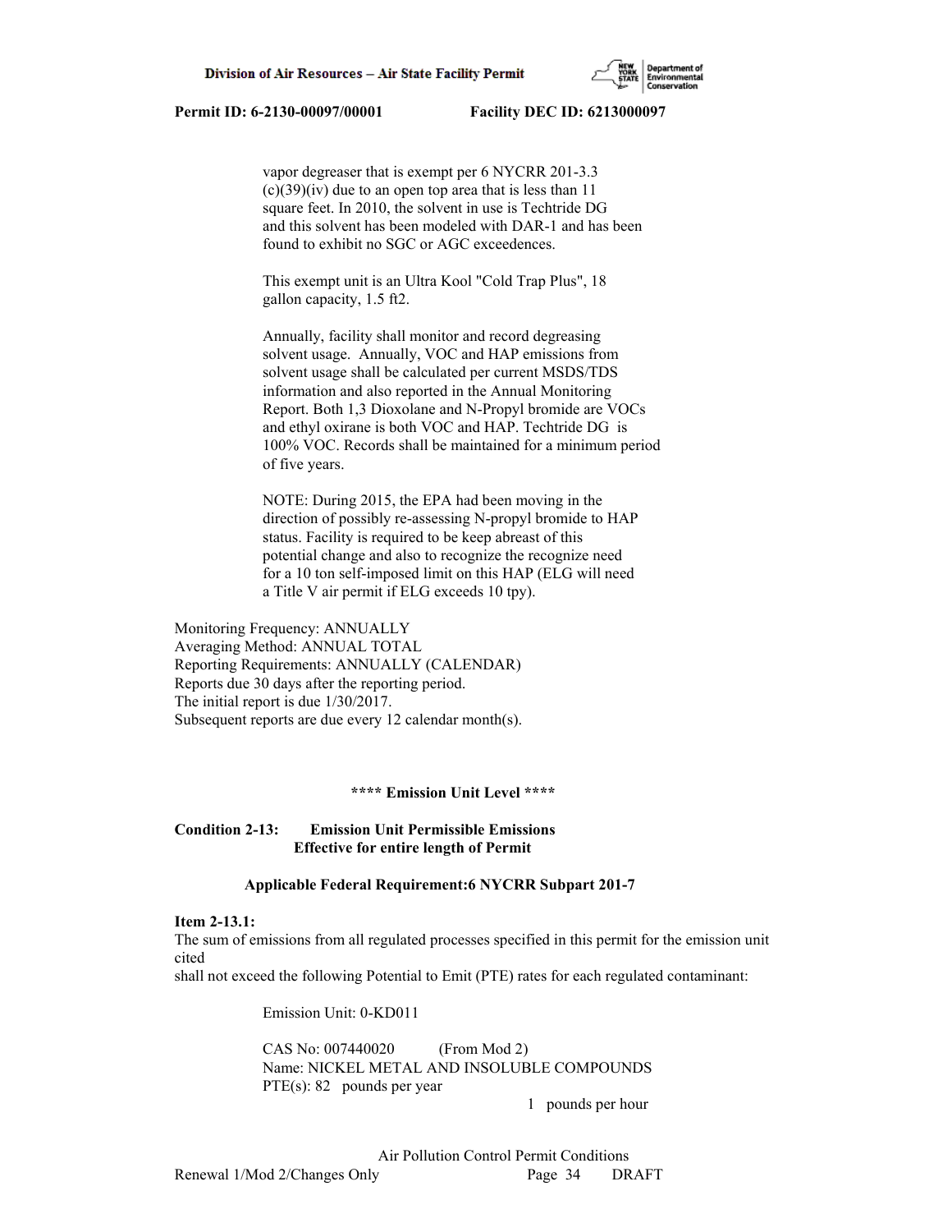vapor degreaser that is exempt per 6 NYCRR 201-3.3 (c)(39)(iv) due to an open top area that is less than 11 square feet. In 2010, the solvent in use is Techtride DG and this solvent has been modeled with DAR-1 and has been found to exhibit no SGC or AGC exceedences.

This exempt unit is an Ultra Kool "Cold Trap Plus", 18 gallon capacity, 1.5 ft2.

Annually, facility shall monitor and record degreasing solvent usage. Annually, VOC and HAP emissions from solvent usage shall be calculated per current MSDS/TDS information and also reported in the Annual Monitoring Report. Both 1,3 Dioxolane and N-Propyl bromide are VOCs and ethyl oxirane is both VOC and HAP. Techtride DG is 100% VOC. Records shall be maintained for a minimum period of five years.

NOTE: During 2015, the EPA had been moving in the direction of possibly re-assessing N-propyl bromide to HAP status. Facility is required to be keep abreast of this potential change and also to recognize the recognize need for a 10 ton self-imposed limit on this HAP (ELG will need a Title V air permit if ELG exceeds 10 tpy).

Monitoring Frequency: ANNUALLY
Averaging Method: ANNUAL TOTAL
Reporting Requirements: ANNUALLY (CALENDAR)
Reports due 30 days after the reporting period.
The initial report is due 1/30/2017.
Subsequent reports are due every 12 calendar month(s).

**** Emission Unit Level ****

**Condition 2-13: Emission Unit Permissible Emissions**
**Effective for entire length of Permit**

**Applicable Federal Requirement:6 NYCRR Subpart 201-7**

**Item 2-13.1:**
The sum of emissions from all regulated processes specified in this permit for the emission unit cited
shall not exceed the following Potential to Emit (PTE) rates for each regulated contaminant:

Emission Unit: 0-KD011

CAS No: 007440020 (From Mod 2)
Name: NICKEL METAL AND INSOLUBLE COMPOUNDS
PTE(s): 82 pounds per year
1 pounds per hour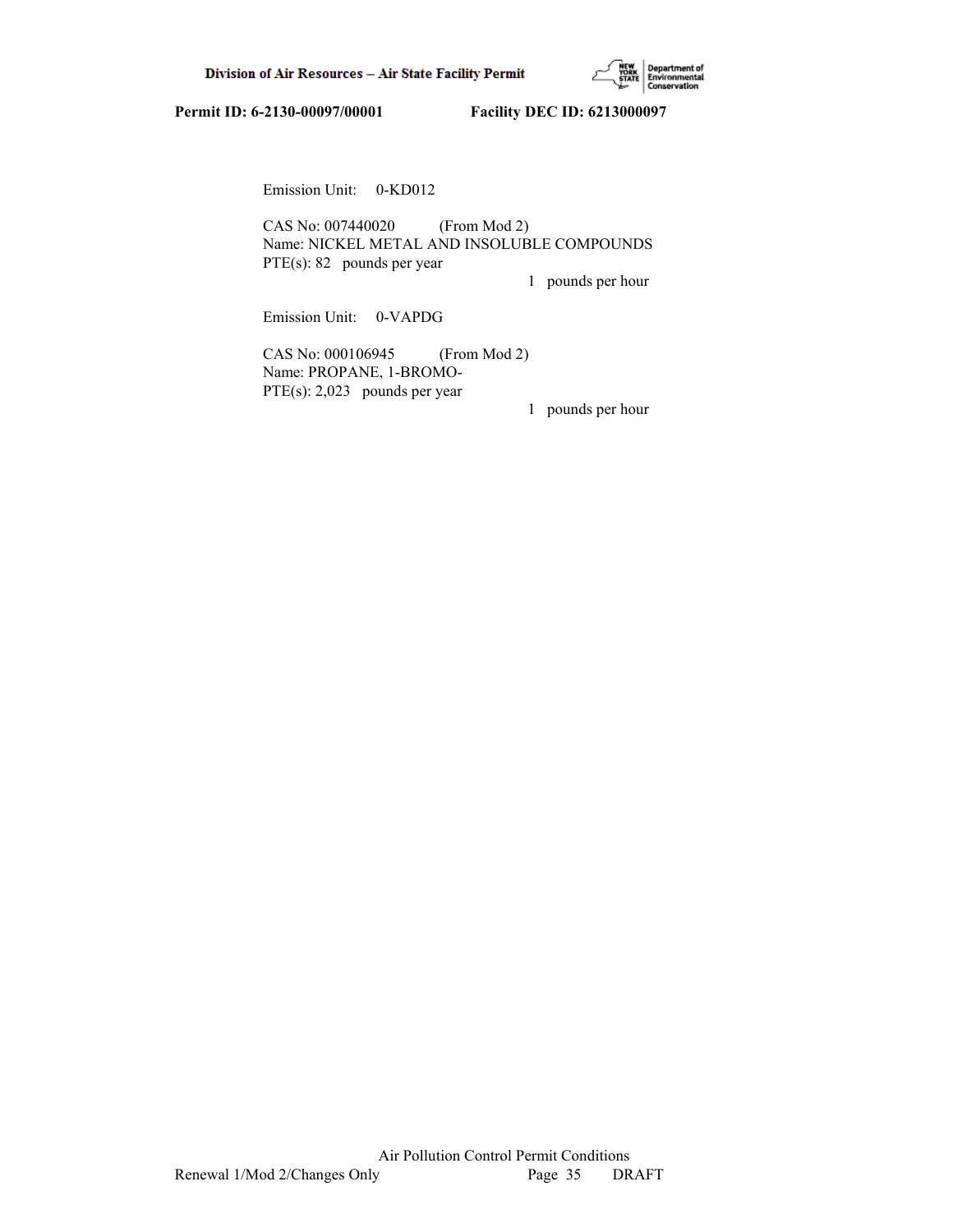Emission Unit: 0-KD012

CAS No: 007440020 (From Mod 2)
Name: NICKEL METAL AND INSOLUBLE COMPOUNDS
PTE(s): 82 pounds per year
1 pounds per hour

Emission Unit: 0-VAPDG

CAS No: 000106945 (From Mod 2)
Name: PROPANE, 1-BROMO-
PTE(s): 2,023 pounds per year
1 pounds per hour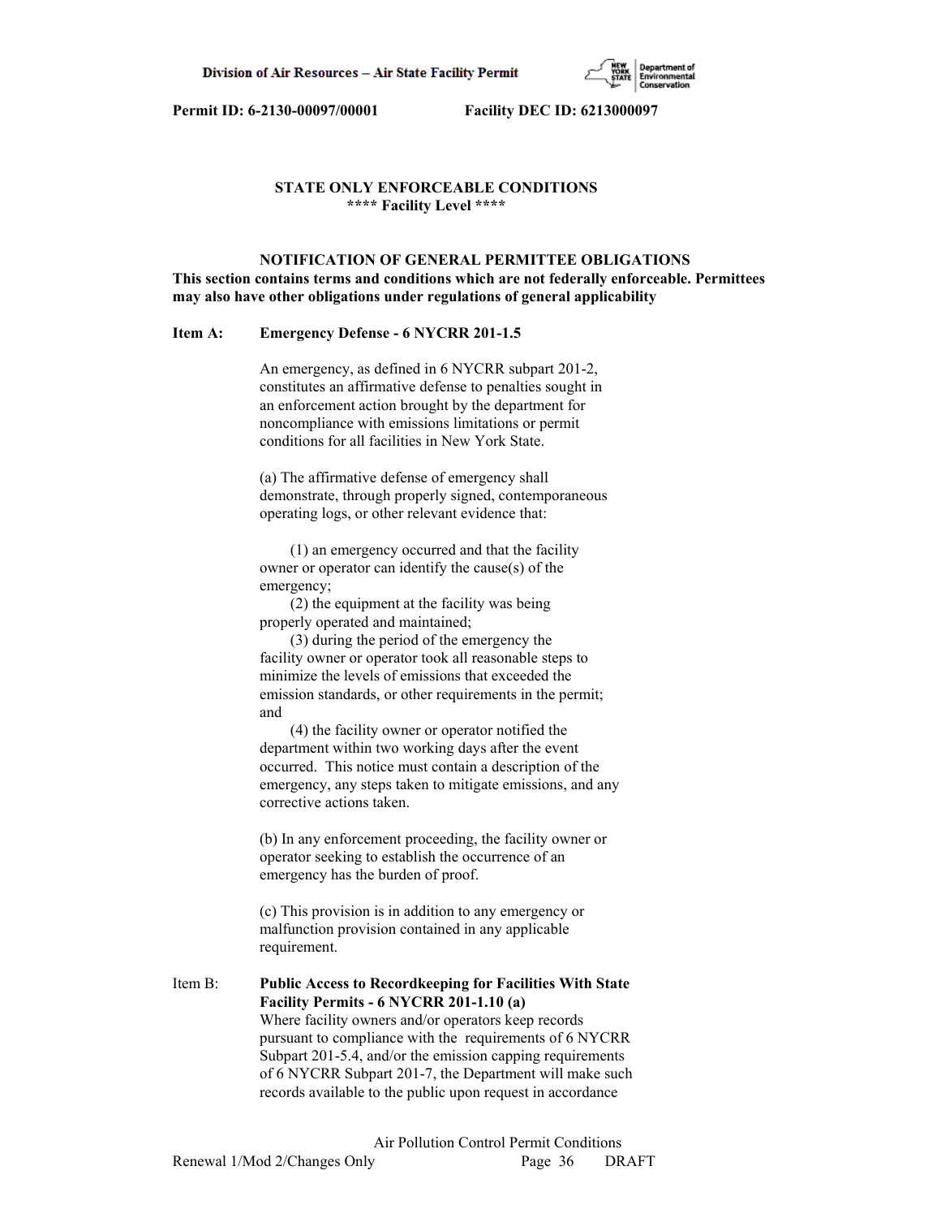Permit ID: 6-2130-00097/00001 Facility DEC ID: 6213000097

## STATE ONLY ENFORCEABLE CONDITIONS
**** Facility Level ****

### NOTIFICATION OF GENERAL PERMITTEE OBLIGATIONS

**This section contains terms and conditions which are not federally enforceable. Permittees may also have other obligations under regulations of general applicability**

**Item A: Emergency Defense - 6 NYCRR 201-1.5**

An emergency, as defined in 6 NYCRR subpart 201-2, constitutes an affirmative defense to penalties sought in an enforcement action brought by the department for noncompliance with emissions limitations or permit conditions for all facilities in New York State.

(a) The affirmative defense of emergency shall demonstrate, through properly signed, contemporaneous operating logs, or other relevant evidence that:

(1) an emergency occurred and that the facility owner or operator can identify the cause(s) of the emergency;

(2) the equipment at the facility was being properly operated and maintained;

(3) during the period of the emergency the facility owner or operator took all reasonable steps to minimize the levels of emissions that exceeded the emission standards, or other requirements in the permit; and

(4) the facility owner or operator notified the department within two working days after the event occurred. This notice must contain a description of the emergency, any steps taken to mitigate emissions, and any corrective actions taken.

(b) In any enforcement proceeding, the facility owner or operator seeking to establish the occurrence of an emergency has the burden of proof.

(c) This provision is in addition to any emergency or malfunction provision contained in any applicable requirement.

Item B: **Public Access to Recordkeeping for Facilities With State Facility Permits - 6 NYCRR 201-1.10 (a)**

Where facility owners and/or operators keep records pursuant to compliance with the requirements of 6 NYCRR Subpart 201-5.4, and/or the emission capping requirements of 6 NYCRR Subpart 201-7, the Department will make such records available to the public upon request in accordance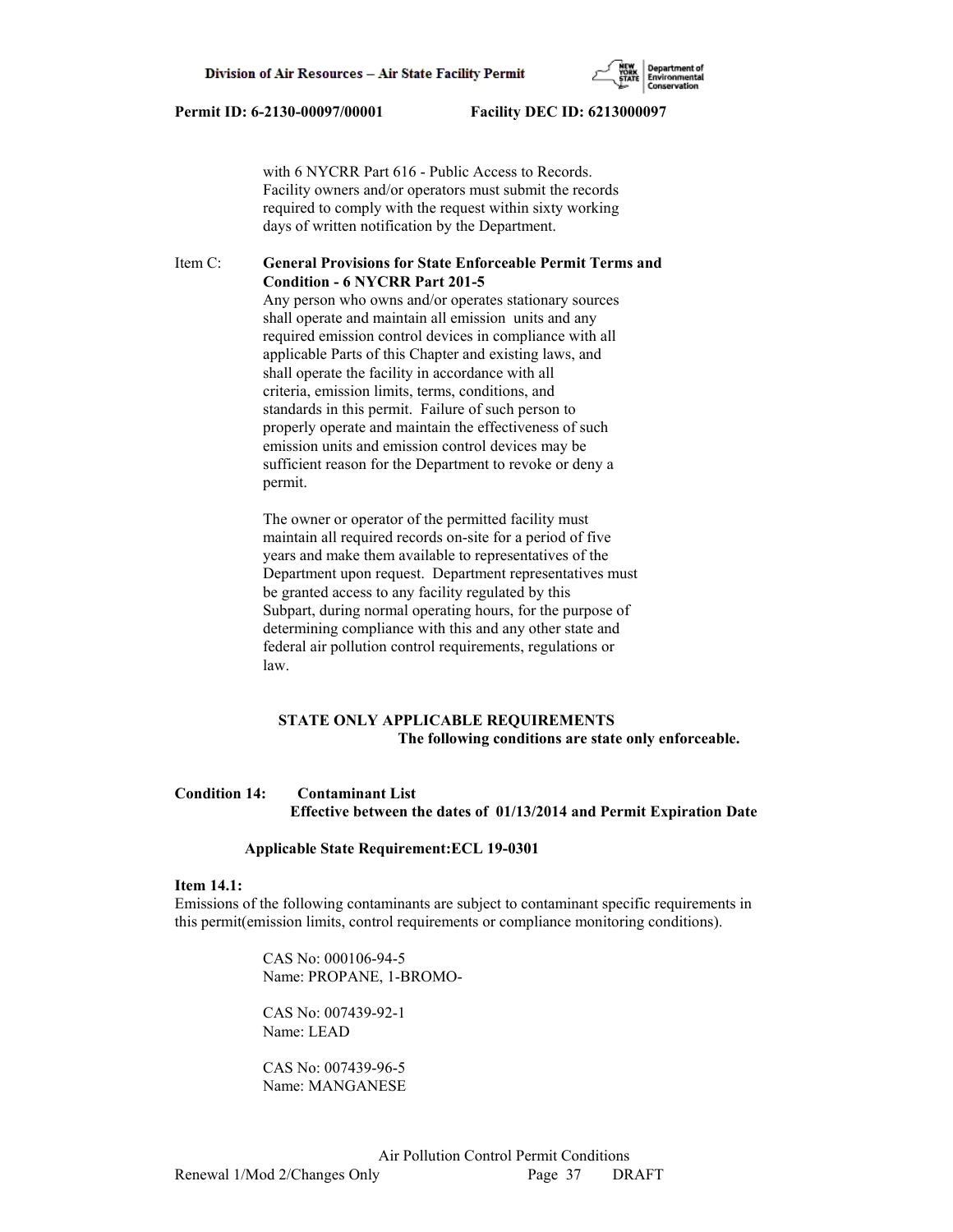with 6 NYCRR Part 616 - Public Access to Records. Facility owners and/or operators must submit the records required to comply with the request within sixty working days of written notification by the Department.

Item C: **General Provisions for State Enforceable Permit Terms and Condition - 6 NYCRR Part 201-5**

Any person who owns and/or operates stationary sources shall operate and maintain all emission units and any required emission control devices in compliance with all applicable Parts of this Chapter and existing laws, and shall operate the facility in accordance with all criteria, emission limits, terms, conditions, and standards in this permit. Failure of such person to properly operate and maintain the effectiveness of such emission units and emission control devices may be sufficient reason for the Department to revoke or deny a permit.

The owner or operator of the permitted facility must maintain all required records on-site for a period of five years and make them available to representatives of the Department upon request. Department representatives must be granted access to any facility regulated by this Subpart, during normal operating hours, for the purpose of determining compliance with this and any other state and federal air pollution control requirements, regulations or law.

## STATE ONLY APPLICABLE REQUIREMENTS

**The following conditions are state only enforceable.**

**Condition 14: Contaminant List**
**Effective between the dates of 01/13/2014 and Permit Expiration Date**

**Applicable State Requirement:ECL 19-0301**

**Item 14.1:**

Emissions of the following contaminants are subject to contaminant specific requirements in this permit(emission limits, control requirements or compliance monitoring conditions).

CAS No: 000106-94-5
Name: PROPANE, 1-BROMO-

CAS No: 007439-92-1
Name: LEAD

CAS No: 007439-96-5
Name: MANGANESE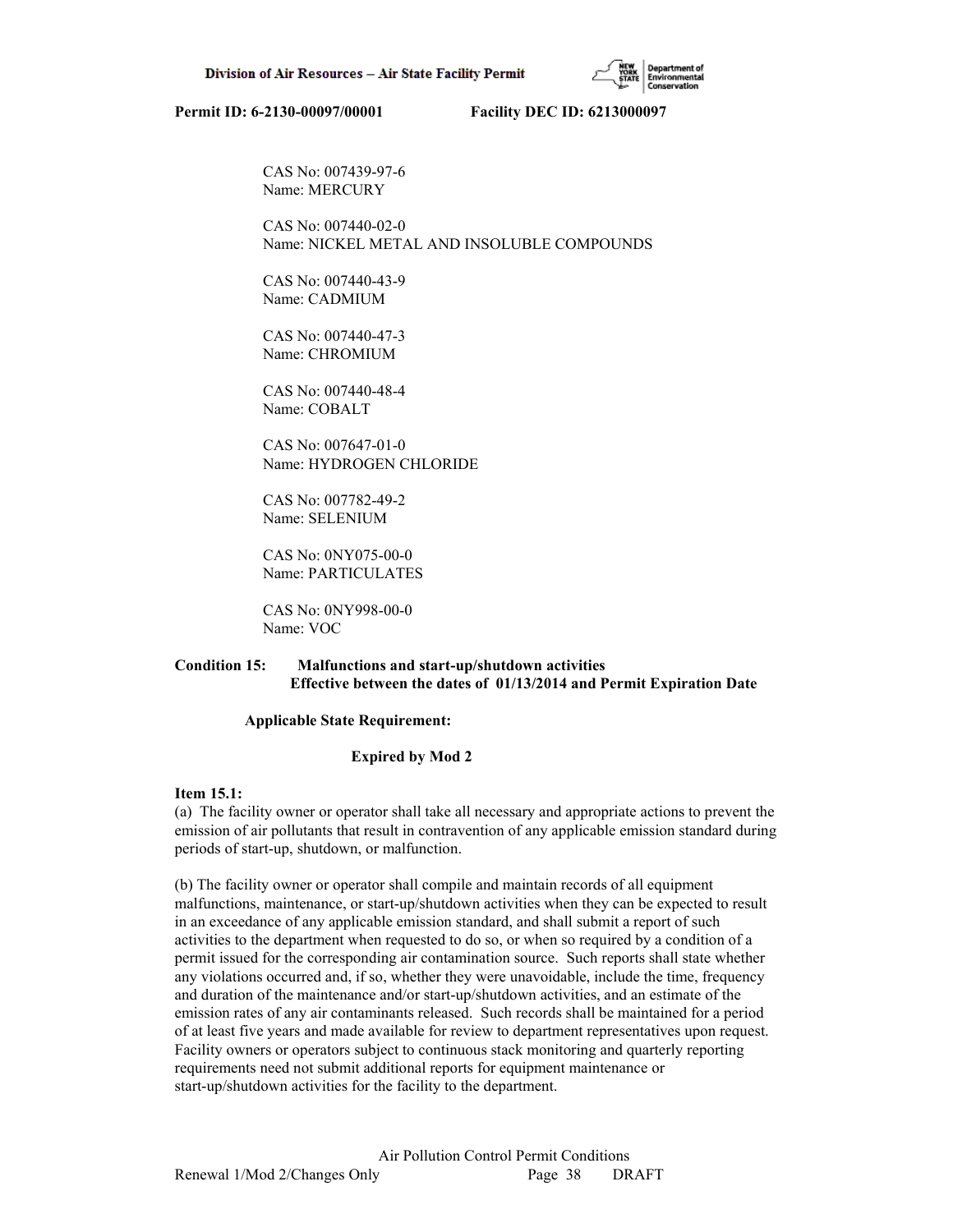CAS No: 007439-97-6
Name: MERCURY

CAS No: 007440-02-0
Name: NICKEL METAL AND INSOLUBLE COMPOUNDS

CAS No: 007440-43-9
Name: CADMIUM

CAS No: 007440-47-3
Name: CHROMIUM

CAS No: 007440-48-4
Name: COBALT

CAS No: 007647-01-0
Name: HYDROGEN CHLORIDE

CAS No: 007782-49-2
Name: SELENIUM

CAS No: 0NY075-00-0
Name: PARTICULATES

CAS No: 0NY998-00-0
Name: VOC

**Condition 15: Malfunctions and start-up/shutdown activities**
**Effective between the dates of 01/13/2014 and Permit Expiration Date**

**Applicable State Requirement:**

**Expired by Mod 2**

**Item 15.1:**
(a) The facility owner or operator shall take all necessary and appropriate actions to prevent the emission of air pollutants that result in contravention of any applicable emission standard during periods of start-up, shutdown, or malfunction.

(b) The facility owner or operator shall compile and maintain records of all equipment malfunctions, maintenance, or start-up/shutdown activities when they can be expected to result in an exceedance of any applicable emission standard, and shall submit a report of such activities to the department when requested to do so, or when so required by a condition of a permit issued for the corresponding air contamination source. Such reports shall state whether any violations occurred and, if so, whether they were unavoidable, include the time, frequency and duration of the maintenance and/or start-up/shutdown activities, and an estimate of the emission rates of any air contaminants released. Such records shall be maintained for a period of at least five years and made available for review to department representatives upon request. Facility owners or operators subject to continuous stack monitoring and quarterly reporting requirements need not submit additional reports for equipment maintenance or start-up/shutdown activities for the facility to the department.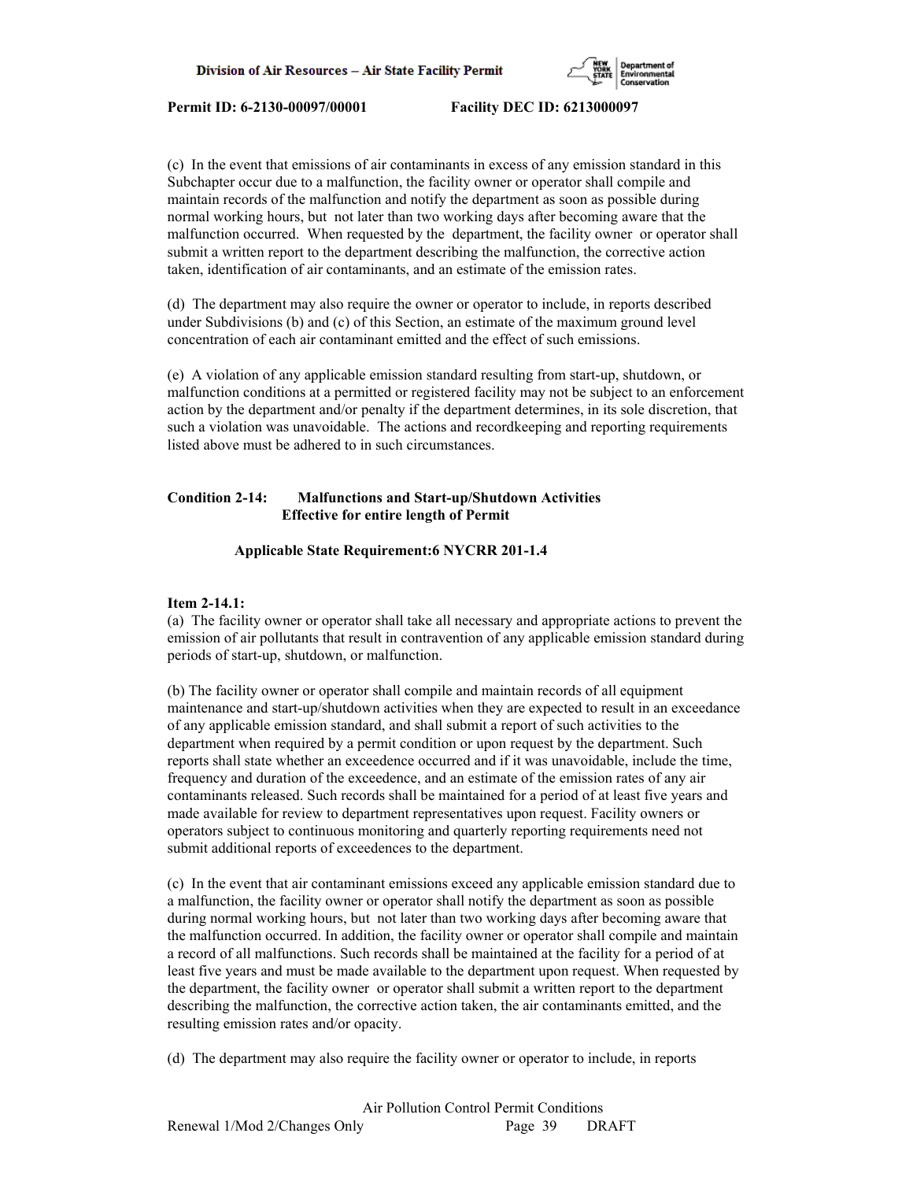(c) In the event that emissions of air contaminants in excess of any emission standard in this Subchapter occur due to a malfunction, the facility owner or operator shall compile and maintain records of the malfunction and notify the department as soon as possible during normal working hours, but not later than two working days after becoming aware that the malfunction occurred. When requested by the department, the facility owner or operator shall submit a written report to the department describing the malfunction, the corrective action taken, identification of air contaminants, and an estimate of the emission rates.

(d) The department may also require the owner or operator to include, in reports described under Subdivisions (b) and (c) of this Section, an estimate of the maximum ground level concentration of each air contaminant emitted and the effect of such emissions.

(e) A violation of any applicable emission standard resulting from start-up, shutdown, or malfunction conditions at a permitted or registered facility may not be subject to an enforcement action by the department and/or penalty if the department determines, in its sole discretion, that such a violation was unavoidable. The actions and recordkeeping and reporting requirements listed above must be adhered to in such circumstances.

**Condition 2-14: Malfunctions and Start-up/Shutdown Activities**
**Effective for entire length of Permit**

**Applicable State Requirement:6 NYCRR 201-1.4**

**Item 2-14.1:**
(a) The facility owner or operator shall take all necessary and appropriate actions to prevent the emission of air pollutants that result in contravention of any applicable emission standard during periods of start-up, shutdown, or malfunction.

(b) The facility owner or operator shall compile and maintain records of all equipment maintenance and start-up/shutdown activities when they are expected to result in an exceedance of any applicable emission standard, and shall submit a report of such activities to the department when required by a permit condition or upon request by the department. Such reports shall state whether an exceedence occurred and if it was unavoidable, include the time, frequency and duration of the exceedence, and an estimate of the emission rates of any air contaminants released. Such records shall be maintained for a period of at least five years and made available for review to department representatives upon request. Facility owners or operators subject to continuous monitoring and quarterly reporting requirements need not submit additional reports of exceedences to the department.

(c) In the event that air contaminant emissions exceed any applicable emission standard due to a malfunction, the facility owner or operator shall notify the department as soon as possible during normal working hours, but not later than two working days after becoming aware that the malfunction occurred. In addition, the facility owner or operator shall compile and maintain a record of all malfunctions. Such records shall be maintained at the facility for a period of at least five years and must be made available to the department upon request. When requested by the department, the facility owner or operator shall submit a written report to the department describing the malfunction, the corrective action taken, the air contaminants emitted, and the resulting emission rates and/or opacity.

(d) The department may also require the facility owner or operator to include, in reports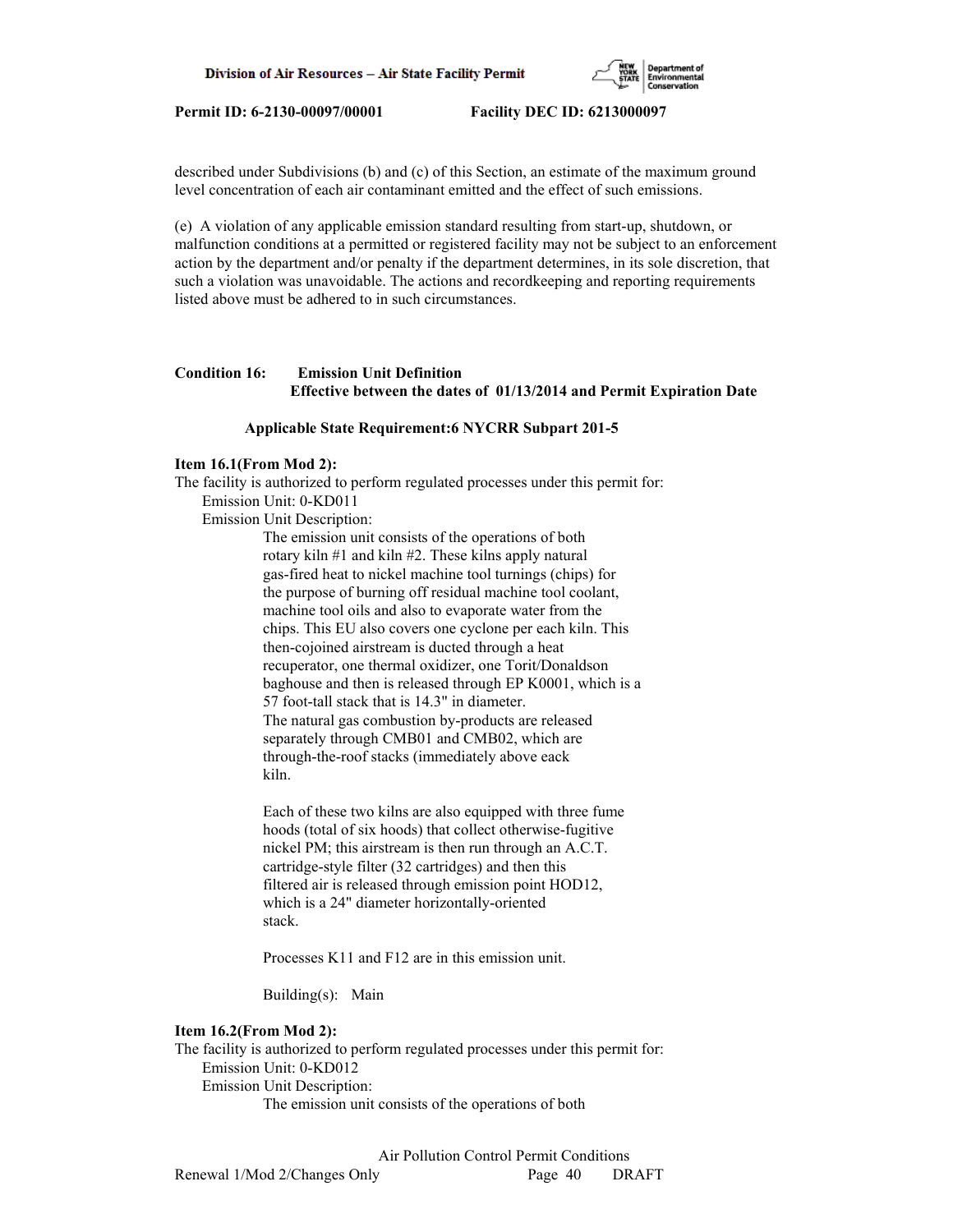described under Subdivisions (b) and (c) of this Section, an estimate of the maximum ground level concentration of each air contaminant emitted and the effect of such emissions.

(e) A violation of any applicable emission standard resulting from start-up, shutdown, or malfunction conditions at a permitted or registered facility may not be subject to an enforcement action by the department and/or penalty if the department determines, in its sole discretion, that such a violation was unavoidable. The actions and recordkeeping and reporting requirements listed above must be adhered to in such circumstances.

**Condition 16: Emission Unit Definition**
**Effective between the dates of 01/13/2014 and Permit Expiration Date**

**Applicable State Requirement:6 NYCRR Subpart 201-5**

**Item 16.1(From Mod 2):**
The facility is authorized to perform regulated processes under this permit for:
Emission Unit: 0-KD011
Emission Unit Description:

The emission unit consists of the operations of both rotary kiln #1 and kiln #2. These kilns apply natural gas-fired heat to nickel machine tool turnings (chips) for the purpose of burning off residual machine tool coolant, machine tool oils and also to evaporate water from the chips. This EU also covers one cyclone per each kiln. This then-cojoined airstream is ducted through a heat recuperator, one thermal oxidizer, one Torit/Donaldson baghouse and then is released through EP K0001, which is a 57 foot-tall stack that is 14.3" in diameter. The natural gas combustion by-products are released separately through CMB01 and CMB02, which are through-the-roof stacks (immediately above eack kiln.

Each of these two kilns are also equipped with three fume hoods (total of six hoods) that collect otherwise-fugitive nickel PM; this airstream is then run through an A.C.T. cartridge-style filter (32 cartridges) and then this filtered air is released through emission point HOD12, which is a 24" diameter horizontally-oriented stack.

Processes K11 and F12 are in this emission unit.

Building(s): Main

**Item 16.2(From Mod 2):**
The facility is authorized to perform regulated processes under this permit for:
Emission Unit: 0-KD012
Emission Unit Description:

The emission unit consists of the operations of both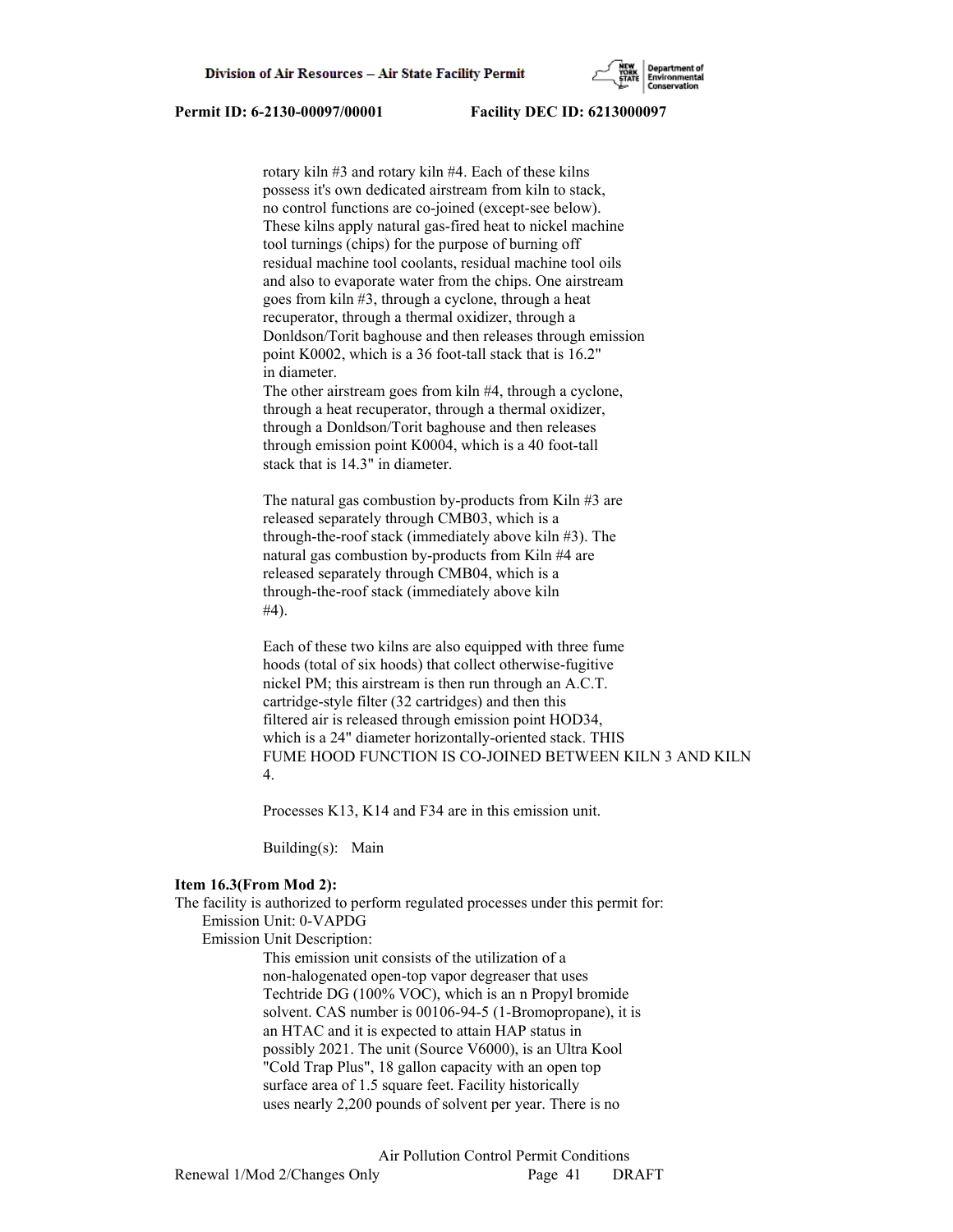rotary kiln #3 and rotary kiln #4. Each of these kilns possess it's own dedicated airstream from kiln to stack, no control functions are co-joined (except-see below). These kilns apply natural gas-fired heat to nickel machine tool turnings (chips) for the purpose of burning off residual machine tool coolants, residual machine tool oils and also to evaporate water from the chips. One airstream goes from kiln #3, through a cyclone, through a heat recuperator, through a thermal oxidizer, through a Donldson/Torit baghouse and then releases through emission point K0002, which is a 36 foot-tall stack that is 16.2" in diameter.
The other airstream goes from kiln #4, through a cyclone, through a heat recuperator, through a thermal oxidizer, through a Donldson/Torit baghouse and then releases through emission point K0004, which is a 40 foot-tall stack that is 14.3" in diameter.

The natural gas combustion by-products from Kiln #3 are released separately through CMB03, which is a through-the-roof stack (immediately above kiln #3). The natural gas combustion by-products from Kiln #4 are released separately through CMB04, which is a through-the-roof stack (immediately above kiln #4).

Each of these two kilns are also equipped with three fume hoods (total of six hoods) that collect otherwise-fugitive nickel PM; this airstream is then run through an A.C.T. cartridge-style filter (32 cartridges) and then this filtered air is released through emission point HOD34, which is a 24" diameter horizontally-oriented stack. THIS FUME HOOD FUNCTION IS CO-JOINED BETWEEN KILN 3 AND KILN 4.

Processes K13, K14 and F34 are in this emission unit.

Building(s): Main

**Item 16.3(From Mod 2):**
The facility is authorized to perform regulated processes under this permit for:
Emission Unit: 0-VAPDG
Emission Unit Description:
This emission unit consists of the utilization of a non-halogenated open-top vapor degreaser that uses Techtride DG (100% VOC), which is an n Propyl bromide solvent. CAS number is 00106-94-5 (1-Bromopropane), it is an HTAC and it is expected to attain HAP status in possibly 2021. The unit (Source V6000), is an Ultra Kool "Cold Trap Plus", 18 gallon capacity with an open top surface area of 1.5 square feet. Facility historically uses nearly 2,200 pounds of solvent per year. There is no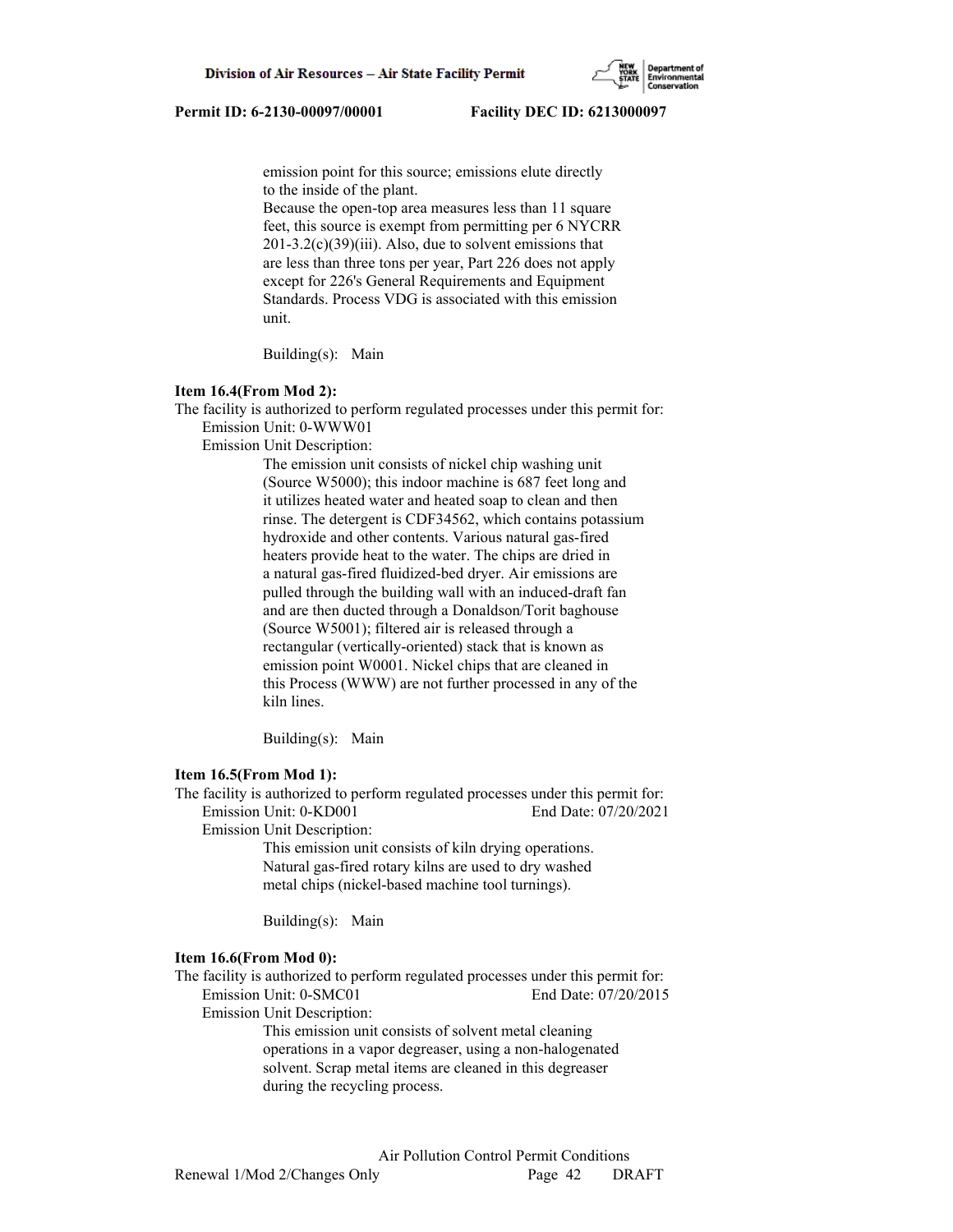emission point for this source; emissions elute directly to the inside of the plant.
Because the open-top area measures less than 11 square feet, this source is exempt from permitting per 6 NYCRR 201-3.2(c)(39)(iii). Also, due to solvent emissions that are less than three tons per year, Part 226 does not apply except for 226's General Requirements and Equipment Standards. Process VDG is associated with this emission unit.

Building(s): Main

**Item 16.4(From Mod 2):**
The facility is authorized to perform regulated processes under this permit for:
Emission Unit: 0-WWW01
Emission Unit Description:
The emission unit consists of nickel chip washing unit (Source W5000); this indoor machine is 687 feet long and it utilizes heated water and heated soap to clean and then rinse. The detergent is CDF34562, which contains potassium hydroxide and other contents. Various natural gas-fired heaters provide heat to the water. The chips are dried in a natural gas-fired fluidized-bed dryer. Air emissions are pulled through the building wall with an induced-draft fan and are then ducted through a Donaldson/Torit baghouse (Source W5001); filtered air is released through a rectangular (vertically-oriented) stack that is known as emission point W0001. Nickel chips that are cleaned in this Process (WWW) are not further processed in any of the kiln lines.

Building(s): Main

**Item 16.5(From Mod 1):**
The facility is authorized to perform regulated processes under this permit for:
Emission Unit: 0-KD001 End Date: 07/20/2021
Emission Unit Description:
This emission unit consists of kiln drying operations. Natural gas-fired rotary kilns are used to dry washed metal chips (nickel-based machine tool turnings).

Building(s): Main

**Item 16.6(From Mod 0):**
The facility is authorized to perform regulated processes under this permit for:
Emission Unit: 0-SMC01 End Date: 07/20/2015
Emission Unit Description:
This emission unit consists of solvent metal cleaning operations in a vapor degreaser, using a non-halogenated solvent. Scrap metal items are cleaned in this degreaser during the recycling process.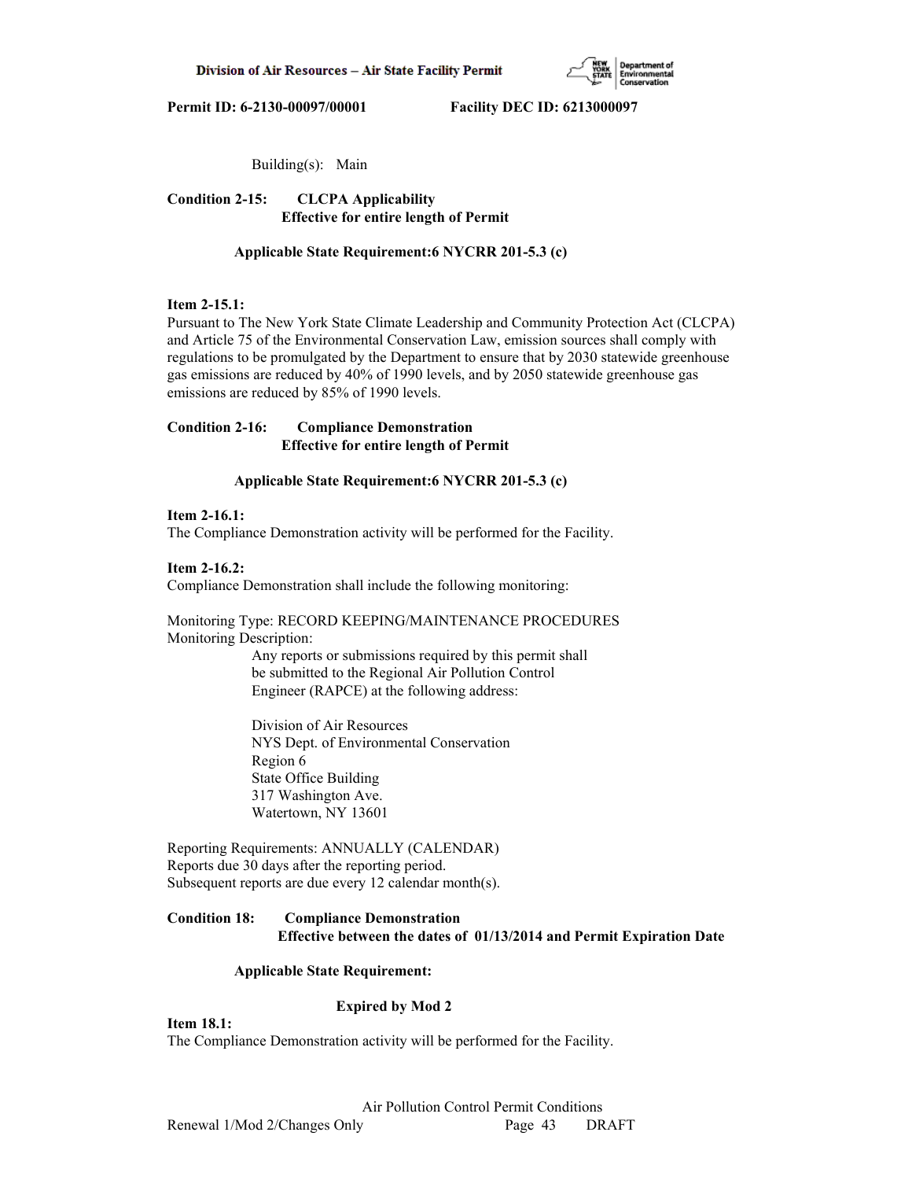Building(s): Main

**Condition 2-15: CLCPA Applicability**
**Effective for entire length of Permit**

**Applicable State Requirement:6 NYCRR 201-5.3 (c)**

**Item 2-15.1:**
Pursuant to The New York State Climate Leadership and Community Protection Act (CLCPA) and Article 75 of the Environmental Conservation Law, emission sources shall comply with regulations to be promulgated by the Department to ensure that by 2030 statewide greenhouse gas emissions are reduced by 40% of 1990 levels, and by 2050 statewide greenhouse gas emissions are reduced by 85% of 1990 levels.

**Condition 2-16: Compliance Demonstration**
**Effective for entire length of Permit**

**Applicable State Requirement:6 NYCRR 201-5.3 (c)**

**Item 2-16.1:**
The Compliance Demonstration activity will be performed for the Facility.

**Item 2-16.2:**
Compliance Demonstration shall include the following monitoring:

Monitoring Type: RECORD KEEPING/MAINTENANCE PROCEDURES
Monitoring Description:
Any reports or submissions required by this permit shall be submitted to the Regional Air Pollution Control Engineer (RAPCE) at the following address:

Division of Air Resources
NYS Dept. of Environmental Conservation
Region 6
State Office Building
317 Washington Ave.
Watertown, NY 13601

Reporting Requirements: ANNUALLY (CALENDAR)
Reports due 30 days after the reporting period.
Subsequent reports are due every 12 calendar month(s).

**Condition 18: Compliance Demonstration**
**Effective between the dates of 01/13/2014 and Permit Expiration Date**

**Applicable State Requirement:**

**Expired by Mod 2**

**Item 18.1:**
The Compliance Demonstration activity will be performed for the Facility.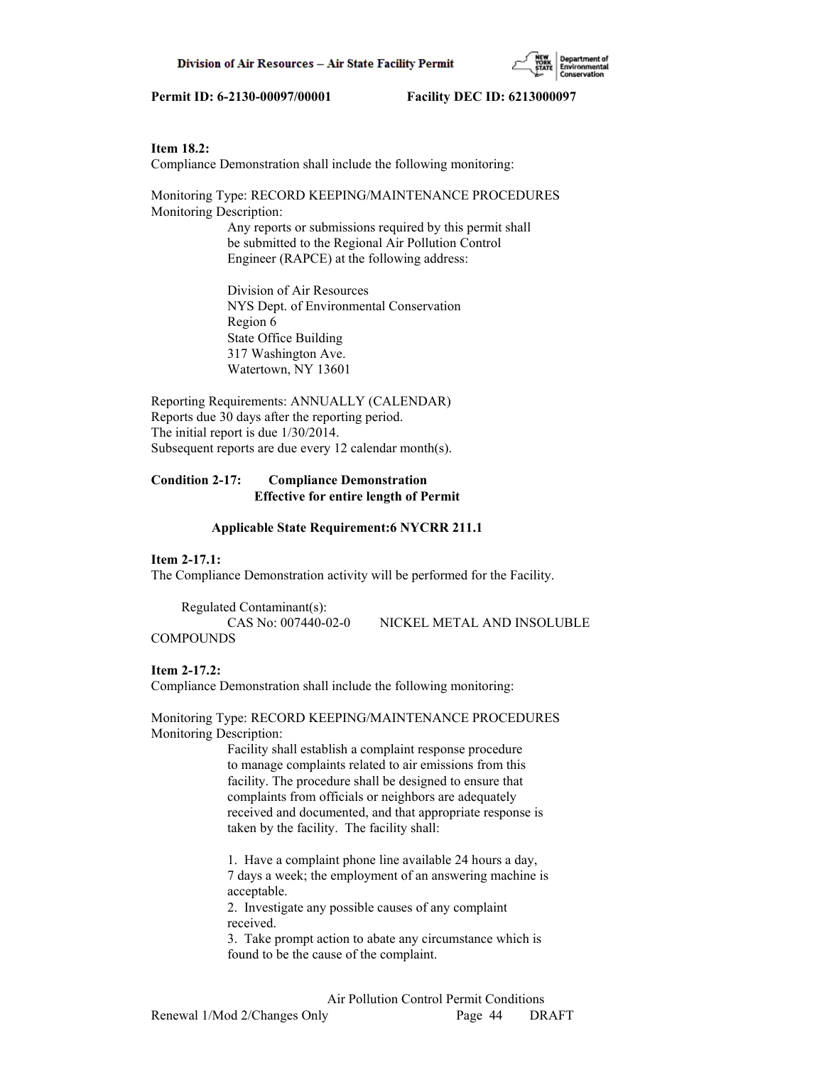**Item 18.2:**
Compliance Demonstration shall include the following monitoring:

Monitoring Type: RECORD KEEPING/MAINTENANCE PROCEDURES
Monitoring Description:

Any reports or submissions required by this permit shall be submitted to the Regional Air Pollution Control Engineer (RAPCE) at the following address:

Division of Air Resources
NYS Dept. of Environmental Conservation
Region 6
State Office Building
317 Washington Ave.
Watertown, NY 13601

Reporting Requirements: ANNUALLY (CALENDAR)
Reports due 30 days after the reporting period.
The initial report is due 1/30/2014.
Subsequent reports are due every 12 calendar month(s).

**Condition 2-17: Compliance Demonstration**
**Effective for entire length of Permit**

**Applicable State Requirement:6 NYCRR 211.1**

**Item 2-17.1:**
The Compliance Demonstration activity will be performed for the Facility.

Regulated Contaminant(s):
CAS No: 007440-02-0 NICKEL METAL AND INSOLUBLE COMPOUNDS

**Item 2-17.2:**
Compliance Demonstration shall include the following monitoring:

Monitoring Type: RECORD KEEPING/MAINTENANCE PROCEDURES
Monitoring Description:

Facility shall establish a complaint response procedure to manage complaints related to air emissions from this facility. The procedure shall be designed to ensure that complaints from officials or neighbors are adequately received and documented, and that appropriate response is taken by the facility. The facility shall:

1. Have a complaint phone line available 24 hours a day, 7 days a week; the employment of an answering machine is acceptable.
2. Investigate any possible causes of any complaint received.
3. Take prompt action to abate any circumstance which is found to be the cause of the complaint.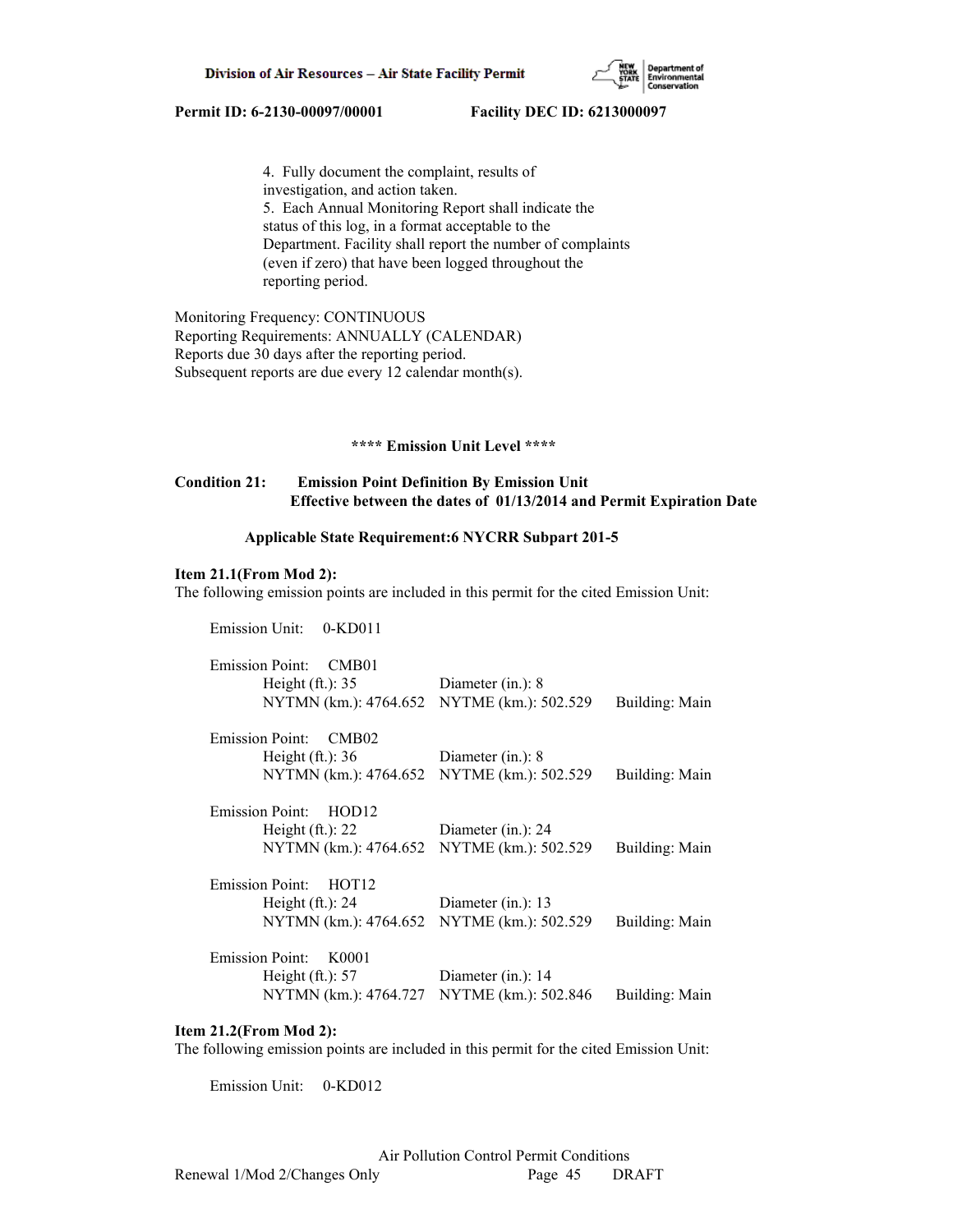4. Fully document the complaint, results of investigation, and action taken.
5. Each Annual Monitoring Report shall indicate the status of this log, in a format acceptable to the Department. Facility shall report the number of complaints (even if zero) that have been logged throughout the reporting period.

Monitoring Frequency: CONTINUOUS
Reporting Requirements: ANNUALLY (CALENDAR)
Reports due 30 days after the reporting period.
Subsequent reports are due every 12 calendar month(s).

**** Emission Unit Level ****

**Condition 21: Emission Point Definition By Emission Unit**
**Effective between the dates of 01/13/2014 and Permit Expiration Date**

**Applicable State Requirement:6 NYCRR Subpart 201-5**

**Item 21.1(From Mod 2):**
The following emission points are included in this permit for the cited Emission Unit:

Emission Unit: 0-KD011

Emission Point: CMB01
Height (ft.): 35 Diameter (in.): 8
NYTMN (km.): 4764.652 NYTME (km.): 502.529 Building: Main

Emission Point: CMB02
Height (ft.): 36 Diameter (in.): 8
NYTMN (km.): 4764.652 NYTME (km.): 502.529 Building: Main

Emission Point: HOD12
Height (ft.): 22 Diameter (in.): 24
NYTMN (km.): 4764.652 NYTME (km.): 502.529 Building: Main

Emission Point: HOT12
Height (ft.): 24 Diameter (in.): 13
NYTMN (km.): 4764.652 NYTME (km.): 502.529 Building: Main

Emission Point: K0001
Height (ft.): 57 Diameter (in.): 14
NYTMN (km.): 4764.727 NYTME (km.): 502.846 Building: Main

**Item 21.2(From Mod 2):**
The following emission points are included in this permit for the cited Emission Unit:

Emission Unit: 0-KD012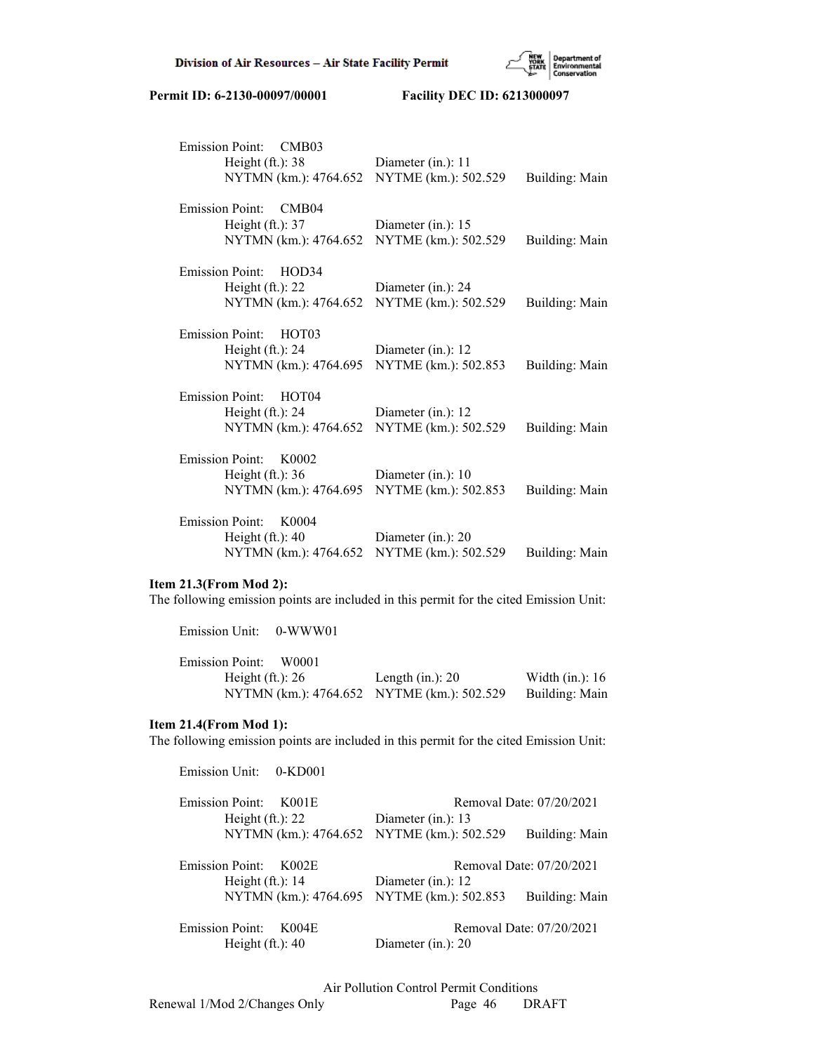Emission Point: CMB03
Height (ft.): 38 Diameter (in.): 11
NYTMN (km.): 4764.652 NYTME (km.): 502.529 Building: Main

Emission Point: CMB04
Height (ft.): 37 Diameter (in.): 15
NYTMN (km.): 4764.652 NYTME (km.): 502.529 Building: Main

Emission Point: HOD34
Height (ft.): 22 Diameter (in.): 24
NYTMN (km.): 4764.652 NYTME (km.): 502.529 Building: Main

Emission Point: HOT03
Height (ft.): 24 Diameter (in.): 12
NYTMN (km.): 4764.695 NYTME (km.): 502.853 Building: Main

Emission Point: HOT04
Height (ft.): 24 Diameter (in.): 12
NYTMN (km.): 4764.652 NYTME (km.): 502.529 Building: Main

Emission Point: K0002
Height (ft.): 36 Diameter (in.): 10
NYTMN (km.): 4764.695 NYTME (km.): 502.853 Building: Main

Emission Point: K0004
Height (ft.): 40 Diameter (in.): 20
NYTMN (km.): 4764.652 NYTME (km.): 502.529 Building: Main

**Item 21.3(From Mod 2):**
The following emission points are included in this permit for the cited Emission Unit:

Emission Unit: 0-WWW01

Emission Point: W0001
Height (ft.): 26 Length (in.): 20 Width (in.): 16
NYTMN (km.): 4764.652 NYTME (km.): 502.529 Building: Main

**Item 21.4(From Mod 1):**
The following emission points are included in this permit for the cited Emission Unit:

Emission Unit: 0-KD001

Emission Point: K001E Removal Date: 07/20/2021
Height (ft.): 22 Diameter (in.): 13
NYTMN (km.): 4764.652 NYTME (km.): 502.529 Building: Main

Emission Point: K002E Removal Date: 07/20/2021
Height (ft.): 14 Diameter (in.): 12
NYTMN (km.): 4764.695 NYTME (km.): 502.853 Building: Main

Emission Point: K004E Removal Date: 07/20/2021
Height (ft.): 40 Diameter (in.): 20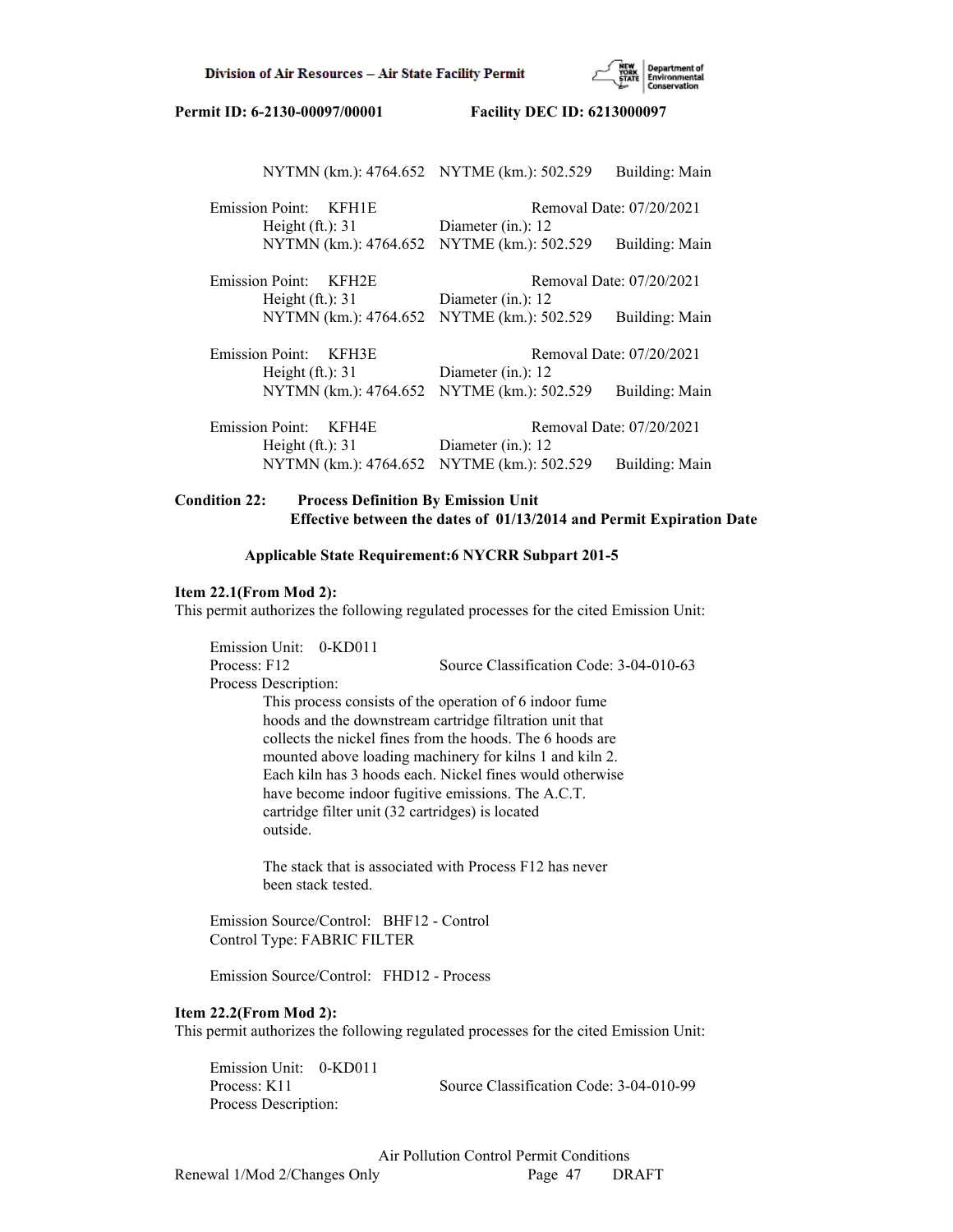NYTMN (km.): 4764.652   NYTME (km.): 502.529   Building: Main

Emission Point: KFH1E   Removal Date: 07/20/2021
Height (ft.): 31   Diameter (in.): 12
NYTMN (km.): 4764.652   NYTME (km.): 502.529   Building: Main

Emission Point: KFH2E   Removal Date: 07/20/2021
Height (ft.): 31   Diameter (in.): 12
NYTMN (km.): 4764.652   NYTME (km.): 502.529   Building: Main

Emission Point: KFH3E   Removal Date: 07/20/2021
Height (ft.): 31   Diameter (in.): 12
NYTMN (km.): 4764.652   NYTME (km.): 502.529   Building: Main

Emission Point: KFH4E   Removal Date: 07/20/2021
Height (ft.): 31   Diameter (in.): 12
NYTMN (km.): 4764.652   NYTME (km.): 502.529   Building: Main

**Condition 22: Process Definition By Emission Unit**
**Effective between the dates of 01/13/2014 and Permit Expiration Date**

**Applicable State Requirement:6 NYCRR Subpart 201-5**

**Item 22.1(From Mod 2):**
This permit authorizes the following regulated processes for the cited Emission Unit:

Emission Unit: 0-KD011
Process: F12   Source Classification Code: 3-04-010-63
Process Description:
This process consists of the operation of 6 indoor fume hoods and the downstream cartridge filtration unit that collects the nickel fines from the hoods. The 6 hoods are mounted above loading machinery for kilns 1 and kiln 2. Each kiln has 3 hoods each. Nickel fines would otherwise have become indoor fugitive emissions. The A.C.T. cartridge filter unit (32 cartridges) is located outside.

The stack that is associated with Process F12 has never been stack tested.

Emission Source/Control: BHF12 - Control
Control Type: FABRIC FILTER

Emission Source/Control: FHD12 - Process

**Item 22.2(From Mod 2):**
This permit authorizes the following regulated processes for the cited Emission Unit:

Emission Unit: 0-KD011
Process: K11   Source Classification Code: 3-04-010-99
Process Description: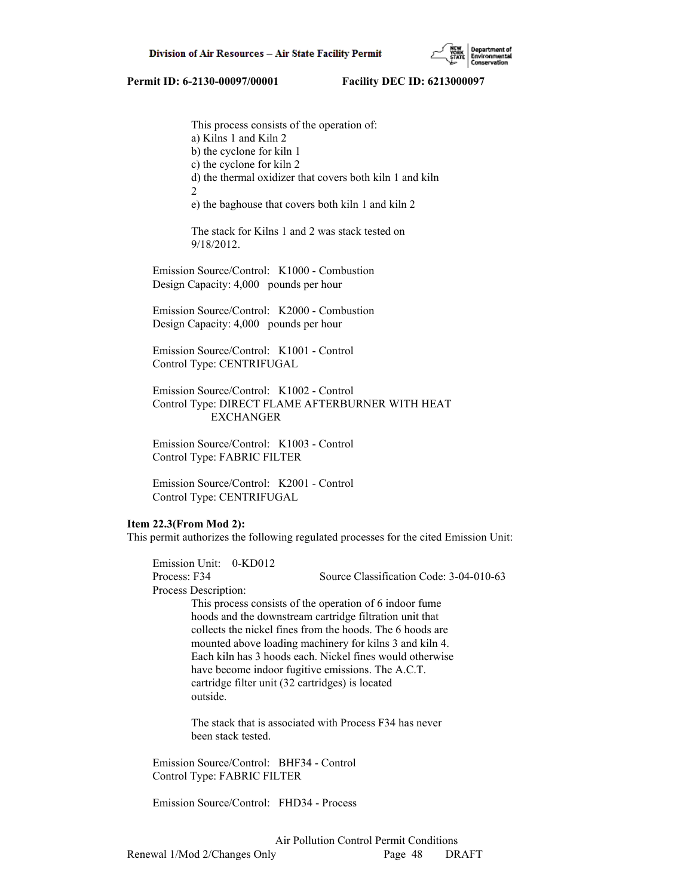This process consists of the operation of:
a) Kilns 1 and Kiln 2
b) the cyclone for kiln 1
c) the cyclone for kiln 2
d) the thermal oxidizer that covers both kiln 1 and kiln 2
e) the baghouse that covers both kiln 1 and kiln 2

The stack for Kilns 1 and 2 was stack tested on 9/18/2012.

Emission Source/Control: K1000 - Combustion
Design Capacity: 4,000 pounds per hour

Emission Source/Control: K2000 - Combustion
Design Capacity: 4,000 pounds per hour

Emission Source/Control: K1001 - Control
Control Type: CENTRIFUGAL

Emission Source/Control: K1002 - Control
Control Type: DIRECT FLAME AFTERBURNER WITH HEAT EXCHANGER

Emission Source/Control: K1003 - Control
Control Type: FABRIC FILTER

Emission Source/Control: K2001 - Control
Control Type: CENTRIFUGAL

**Item 22.3(From Mod 2):**
This permit authorizes the following regulated processes for the cited Emission Unit:

Emission Unit: 0-KD012
Process: F34 Source Classification Code: 3-04-010-63
Process Description:
This process consists of the operation of 6 indoor fume hoods and the downstream cartridge filtration unit that collects the nickel fines from the hoods. The 6 hoods are mounted above loading machinery for kilns 3 and kiln 4. Each kiln has 3 hoods each. Nickel fines would otherwise have become indoor fugitive emissions. The A.C.T. cartridge filter unit (32 cartridges) is located outside.

The stack that is associated with Process F34 has never been stack tested.

Emission Source/Control: BHF34 - Control
Control Type: FABRIC FILTER

Emission Source/Control: FHD34 - Process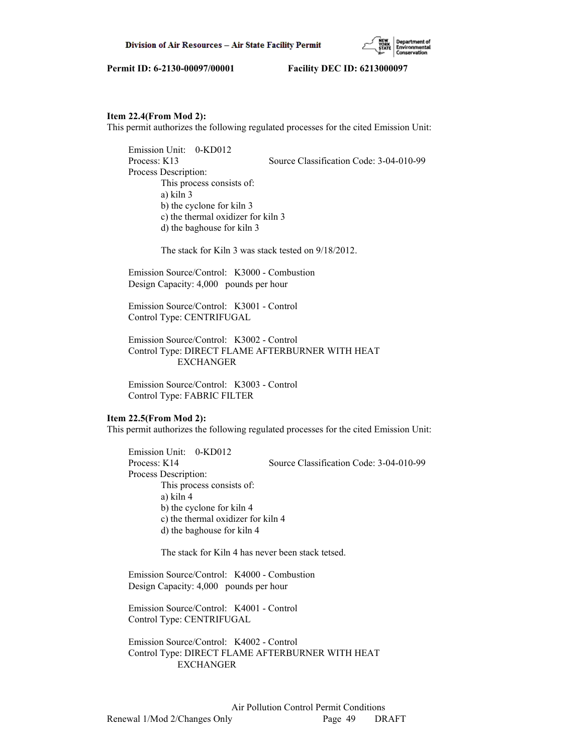**Item 22.4(From Mod 2):**
This permit authorizes the following regulated processes for the cited Emission Unit:

Emission Unit: 0-KD012
Process: K13 Source Classification Code: 3-04-010-99
Process Description:
This process consists of:
a) kiln 3
b) the cyclone for kiln 3
c) the thermal oxidizer for kiln 3
d) the baghouse for kiln 3

The stack for Kiln 3 was stack tested on 9/18/2012.

Emission Source/Control: K3000 - Combustion
Design Capacity: 4,000 pounds per hour

Emission Source/Control: K3001 - Control
Control Type: CENTRIFUGAL

Emission Source/Control: K3002 - Control
Control Type: DIRECT FLAME AFTERBURNER WITH HEAT EXCHANGER

Emission Source/Control: K3003 - Control
Control Type: FABRIC FILTER

**Item 22.5(From Mod 2):**
This permit authorizes the following regulated processes for the cited Emission Unit:

Emission Unit: 0-KD012
Process: K14 Source Classification Code: 3-04-010-99
Process Description:
This process consists of:
a) kiln 4
b) the cyclone for kiln 4
c) the thermal oxidizer for kiln 4
d) the baghouse for kiln 4

The stack for Kiln 4 has never been stack tetsed.

Emission Source/Control: K4000 - Combustion
Design Capacity: 4,000 pounds per hour

Emission Source/Control: K4001 - Control
Control Type: CENTRIFUGAL

Emission Source/Control: K4002 - Control
Control Type: DIRECT FLAME AFTERBURNER WITH HEAT EXCHANGER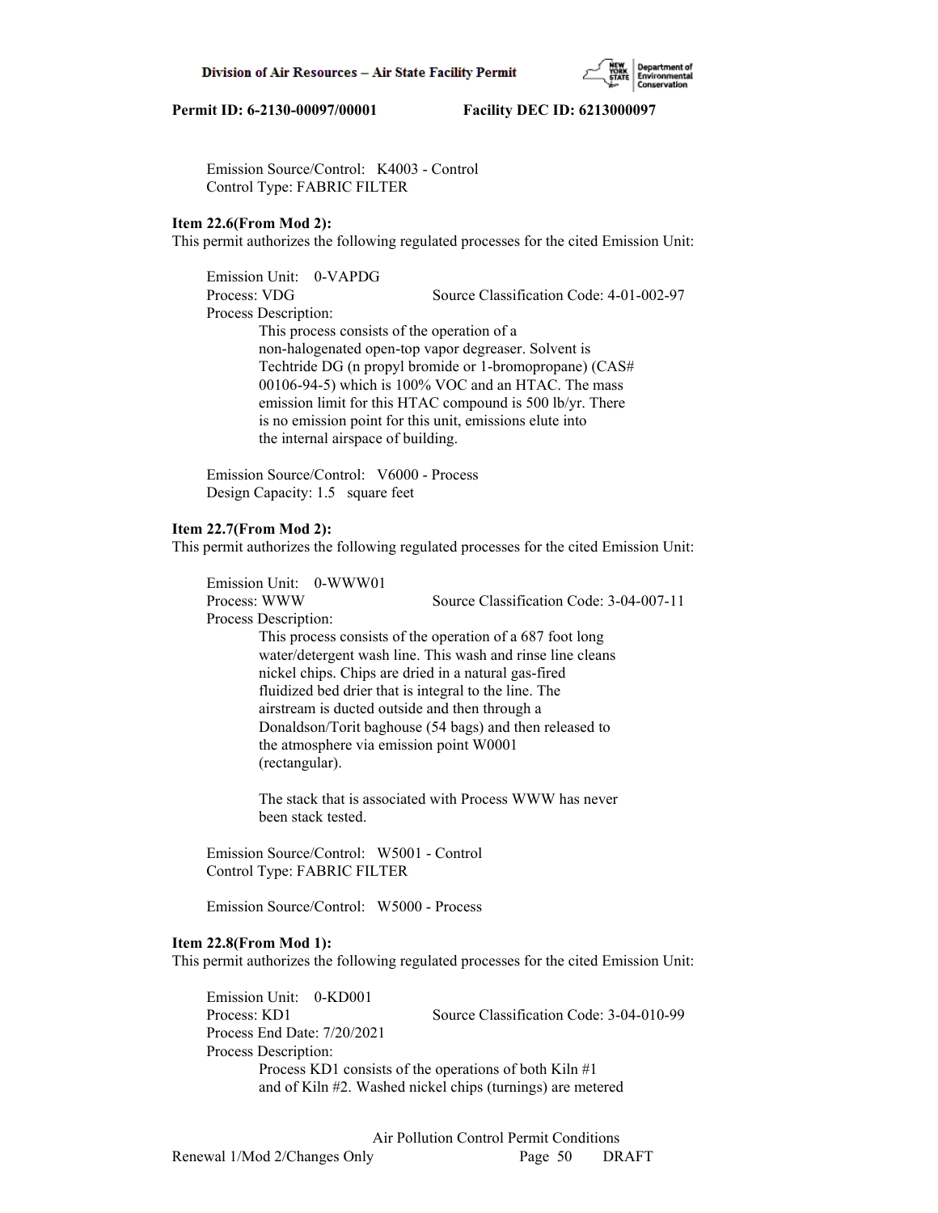Emission Source/Control: K4003 - Control
Control Type: FABRIC FILTER

**Item 22.6(From Mod 2):**
This permit authorizes the following regulated processes for the cited Emission Unit:

Emission Unit: 0-VAPDG
Process: VDG Source Classification Code: 4-01-002-97
Process Description:
This process consists of the operation of a non-halogenated open-top vapor degreaser. Solvent is Techtride DG (n propyl bromide or 1-bromopropane) (CAS# 00106-94-5) which is 100% VOC and an HTAC. The mass emission limit for this HTAC compound is 500 lb/yr. There is no emission point for this unit, emissions elute into the internal airspace of building.

Emission Source/Control: V6000 - Process
Design Capacity: 1.5 square feet

**Item 22.7(From Mod 2):**
This permit authorizes the following regulated processes for the cited Emission Unit:

Emission Unit: 0-WWW01
Process: WWW Source Classification Code: 3-04-007-11
Process Description:
This process consists of the operation of a 687 foot long water/detergent wash line. This wash and rinse line cleans nickel chips. Chips are dried in a natural gas-fired fluidized bed drier that is integral to the line. The airstream is ducted outside and then through a Donaldson/Torit baghouse (54 bags) and then released to the atmosphere via emission point W0001 (rectangular).

The stack that is associated with Process WWW has never been stack tested.

Emission Source/Control: W5001 - Control
Control Type: FABRIC FILTER

Emission Source/Control: W5000 - Process

**Item 22.8(From Mod 1):**
This permit authorizes the following regulated processes for the cited Emission Unit:

Emission Unit: 0-KD001
Process: KD1 Source Classification Code: 3-04-010-99
Process End Date: 7/20/2021
Process Description:
Process KD1 consists of the operations of both Kiln #1 and of Kiln #2. Washed nickel chips (turnings) are metered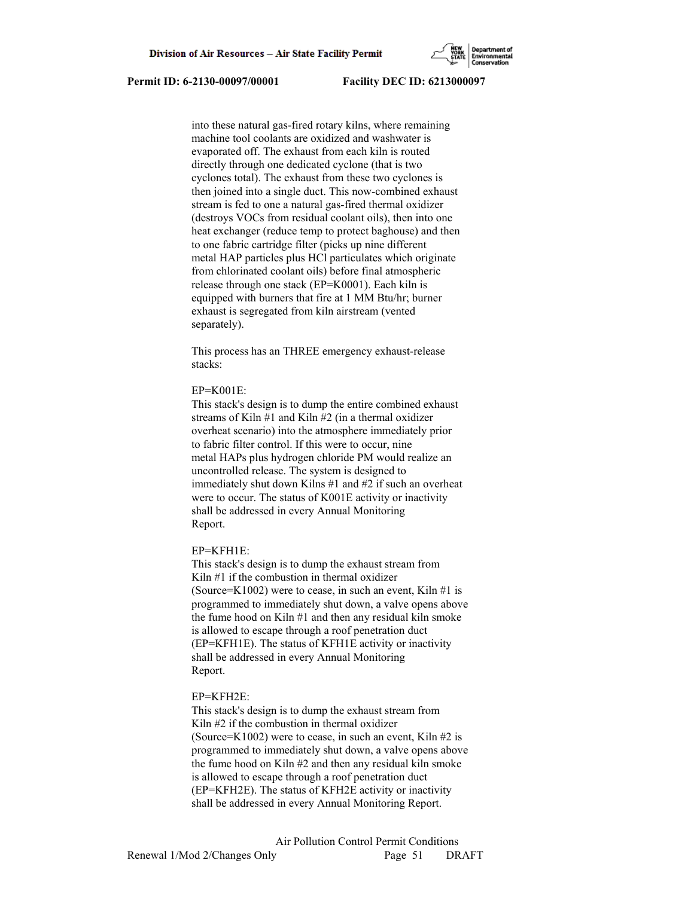into these natural gas-fired rotary kilns, where remaining machine tool coolants are oxidized and washwater is evaporated off. The exhaust from each kiln is routed directly through one dedicated cyclone (that is two cyclones total). The exhaust from these two cyclones is then joined into a single duct. This now-combined exhaust stream is fed to one a natural gas-fired thermal oxidizer (destroys VOCs from residual coolant oils), then into one heat exchanger (reduce temp to protect baghouse) and then to one fabric cartridge filter (picks up nine different metal HAP particles plus HCl particulates which originate from chlorinated coolant oils) before final atmospheric release through one stack (EP=K0001). Each kiln is equipped with burners that fire at 1 MM Btu/hr; burner exhaust is segregated from kiln airstream (vented separately).

This process has an THREE emergency exhaust-release stacks:

EP=K001E:
This stack's design is to dump the entire combined exhaust streams of Kiln #1 and Kiln #2 (in a thermal oxidizer overheat scenario) into the atmosphere immediately prior to fabric filter control. If this were to occur, nine metal HAPs plus hydrogen chloride PM would realize an uncontrolled release. The system is designed to immediately shut down Kilns #1 and #2 if such an overheat were to occur. The status of K001E activity or inactivity shall be addressed in every Annual Monitoring Report.

EP=KFH1E:
This stack's design is to dump the exhaust stream from Kiln #1 if the combustion in thermal oxidizer (Source=K1002) were to cease, in such an event, Kiln #1 is programmed to immediately shut down, a valve opens above the fume hood on Kiln #1 and then any residual kiln smoke is allowed to escape through a roof penetration duct (EP=KFH1E). The status of KFH1E activity or inactivity shall be addressed in every Annual Monitoring Report.

EP=KFH2E:
This stack's design is to dump the exhaust stream from Kiln #2 if the combustion in thermal oxidizer (Source=K1002) were to cease, in such an event, Kiln #2 is programmed to immediately shut down, a valve opens above the fume hood on Kiln #2 and then any residual kiln smoke is allowed to escape through a roof penetration duct (EP=KFH2E). The status of KFH2E activity or inactivity shall be addressed in every Annual Monitoring Report.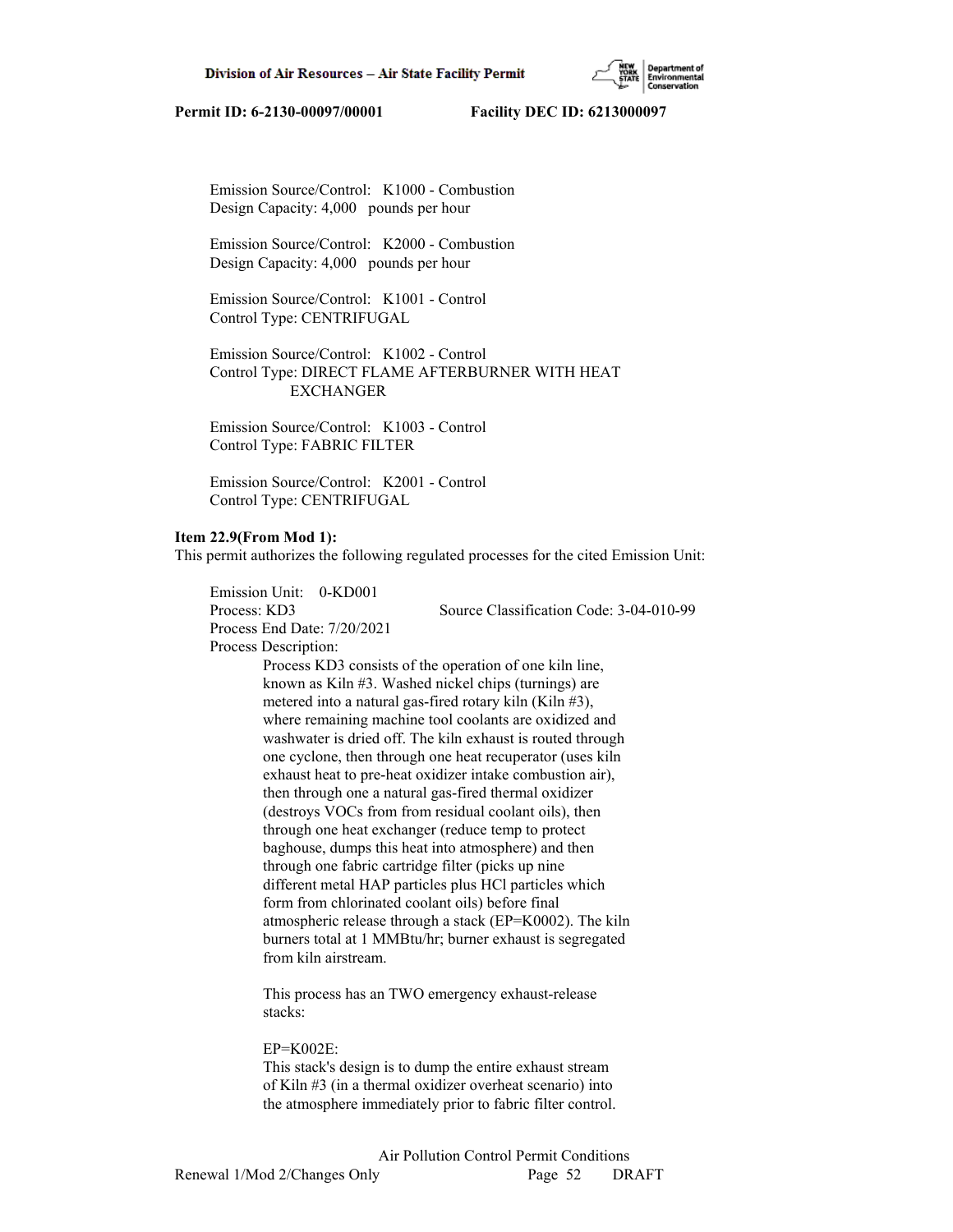Emission Source/Control: K1000 - Combustion
Design Capacity: 4,000 pounds per hour

Emission Source/Control: K2000 - Combustion
Design Capacity: 4,000 pounds per hour

Emission Source/Control: K1001 - Control
Control Type: CENTRIFUGAL

Emission Source/Control: K1002 - Control
Control Type: DIRECT FLAME AFTERBURNER WITH HEAT EXCHANGER

Emission Source/Control: K1003 - Control
Control Type: FABRIC FILTER

Emission Source/Control: K2001 - Control
Control Type: CENTRIFUGAL

**Item 22.9(From Mod 1):**
This permit authorizes the following regulated processes for the cited Emission Unit:

Emission Unit: 0-KD001
Process: KD3 Source Classification Code: 3-04-010-99
Process End Date: 7/20/2021
Process Description:
Process KD3 consists of the operation of one kiln line, known as Kiln #3. Washed nickel chips (turnings) are metered into a natural gas-fired rotary kiln (Kiln #3), where remaining machine tool coolants are oxidized and washwater is dried off. The kiln exhaust is routed through one cyclone, then through one heat recuperator (uses kiln exhaust heat to pre-heat oxidizer intake combustion air), then through one a natural gas-fired thermal oxidizer (destroys VOCs from from residual coolant oils), then through one heat exchanger (reduce temp to protect baghouse, dumps this heat into atmosphere) and then through one fabric cartridge filter (picks up nine different metal HAP particles plus HCl particles which form from chlorinated coolant oils) before final atmospheric release through a stack (EP=K0002). The kiln burners total at 1 MMBtu/hr; burner exhaust is segregated from kiln airstream.

This process has an TWO emergency exhaust-release stacks:

EP=K002E:
This stack's design is to dump the entire exhaust stream of Kiln #3 (in a thermal oxidizer overheat scenario) into the atmosphere immediately prior to fabric filter control.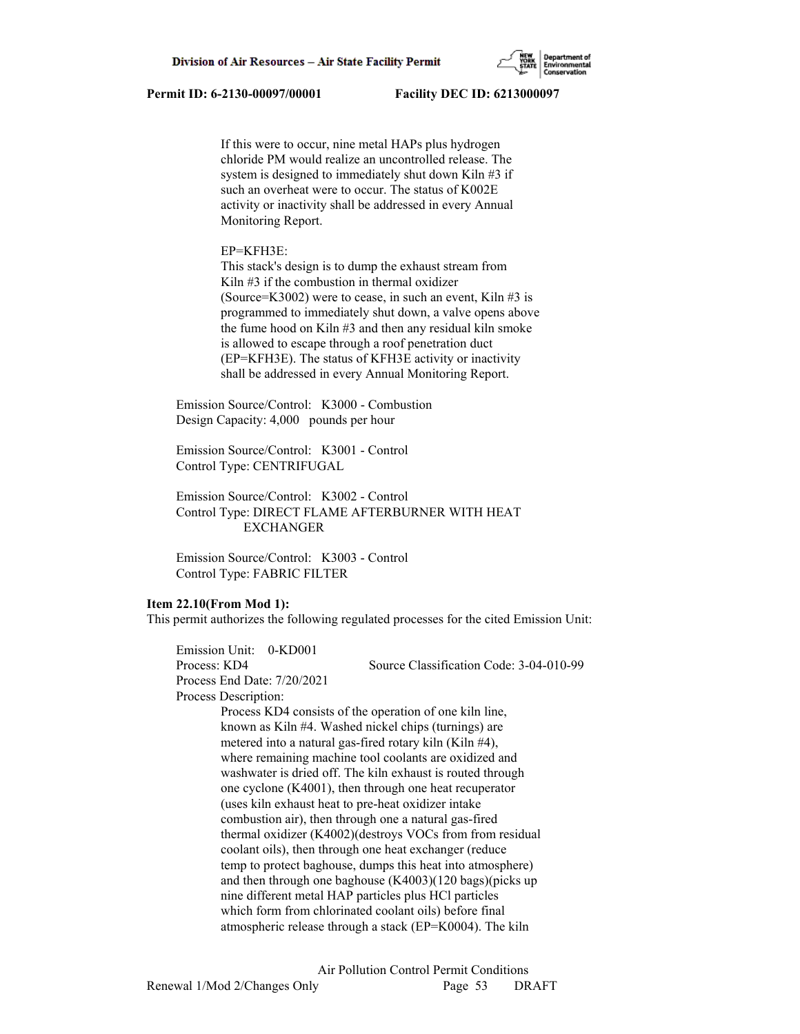If this were to occur, nine metal HAPs plus hydrogen chloride PM would realize an uncontrolled release. The system is designed to immediately shut down Kiln #3 if such an overheat were to occur. The status of K002E activity or inactivity shall be addressed in every Annual Monitoring Report.

EP=KFH3E:
This stack's design is to dump the exhaust stream from Kiln #3 if the combustion in thermal oxidizer (Source=K3002) were to cease, in such an event, Kiln #3 is programmed to immediately shut down, a valve opens above the fume hood on Kiln #3 and then any residual kiln smoke is allowed to escape through a roof penetration duct (EP=KFH3E). The status of KFH3E activity or inactivity shall be addressed in every Annual Monitoring Report.

Emission Source/Control: K3000 - Combustion
Design Capacity: 4,000 pounds per hour

Emission Source/Control: K3001 - Control
Control Type: CENTRIFUGAL

Emission Source/Control: K3002 - Control
Control Type: DIRECT FLAME AFTERBURNER WITH HEAT EXCHANGER

Emission Source/Control: K3003 - Control
Control Type: FABRIC FILTER

**Item 22.10(From Mod 1):**
This permit authorizes the following regulated processes for the cited Emission Unit:

Emission Unit: 0-KD001
Process: KD4 Source Classification Code: 3-04-010-99
Process End Date: 7/20/2021
Process Description:
Process KD4 consists of the operation of one kiln line, known as Kiln #4. Washed nickel chips (turnings) are metered into a natural gas-fired rotary kiln (Kiln #4), where remaining machine tool coolants are oxidized and washwater is dried off. The kiln exhaust is routed through one cyclone (K4001), then through one heat recuperator (uses kiln exhaust heat to pre-heat oxidizer intake combustion air), then through one a natural gas-fired thermal oxidizer (K4002)(destroys VOCs from from residual coolant oils), then through one heat exchanger (reduce temp to protect baghouse, dumps this heat into atmosphere) and then through one baghouse (K4003)(120 bags)(picks up nine different metal HAP particles plus HCl particles which form from chlorinated coolant oils) before final atmospheric release through a stack (EP=K0004). The kiln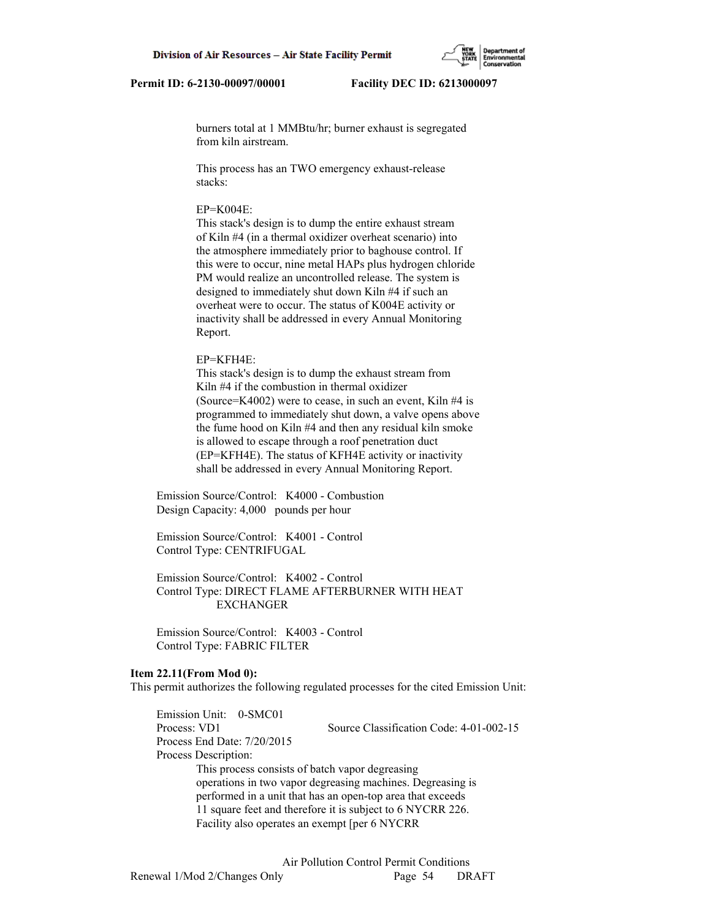burners total at 1 MMBtu/hr; burner exhaust is segregated from kiln airstream.

This process has an TWO emergency exhaust-release stacks:

EP=K004E:
This stack's design is to dump the entire exhaust stream of Kiln #4 (in a thermal oxidizer overheat scenario) into the atmosphere immediately prior to baghouse control. If this were to occur, nine metal HAPs plus hydrogen chloride PM would realize an uncontrolled release. The system is designed to immediately shut down Kiln #4 if such an overheat were to occur. The status of K004E activity or inactivity shall be addressed in every Annual Monitoring Report.

EP=KFH4E:
This stack's design is to dump the exhaust stream from Kiln #4 if the combustion in thermal oxidizer (Source=K4002) were to cease, in such an event, Kiln #4 is programmed to immediately shut down, a valve opens above the fume hood on Kiln #4 and then any residual kiln smoke is allowed to escape through a roof penetration duct (EP=KFH4E). The status of KFH4E activity or inactivity shall be addressed in every Annual Monitoring Report.

Emission Source/Control: K4000 - Combustion
Design Capacity: 4,000 pounds per hour

Emission Source/Control: K4001 - Control
Control Type: CENTRIFUGAL

Emission Source/Control: K4002 - Control
Control Type: DIRECT FLAME AFTERBURNER WITH HEAT EXCHANGER

Emission Source/Control: K4003 - Control
Control Type: FABRIC FILTER

**Item 22.11(From Mod 0):**
This permit authorizes the following regulated processes for the cited Emission Unit:

Emission Unit: 0-SMC01
Process: VD1 Source Classification Code: 4-01-002-15
Process End Date: 7/20/2015
Process Description:
This process consists of batch vapor degreasing operations in two vapor degreasing machines. Degreasing is performed in a unit that has an open-top area that exceeds 11 square feet and therefore it is subject to 6 NYCRR 226. Facility also operates an exempt [per 6 NYCRR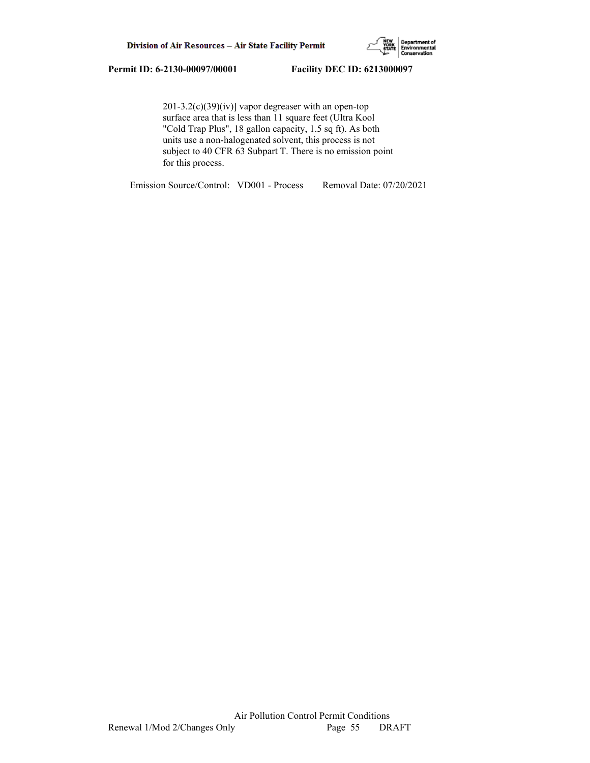201-3.2(c)(39)(iv)] vapor degreaser with an open-top surface area that is less than 11 square feet (Ultra Kool "Cold Trap Plus", 18 gallon capacity, 1.5 sq ft). As both units use a non-halogenated solvent, this process is not subject to 40 CFR 63 Subpart T. There is no emission point for this process.

Emission Source/Control: VD001 - Process Removal Date: 07/20/2021